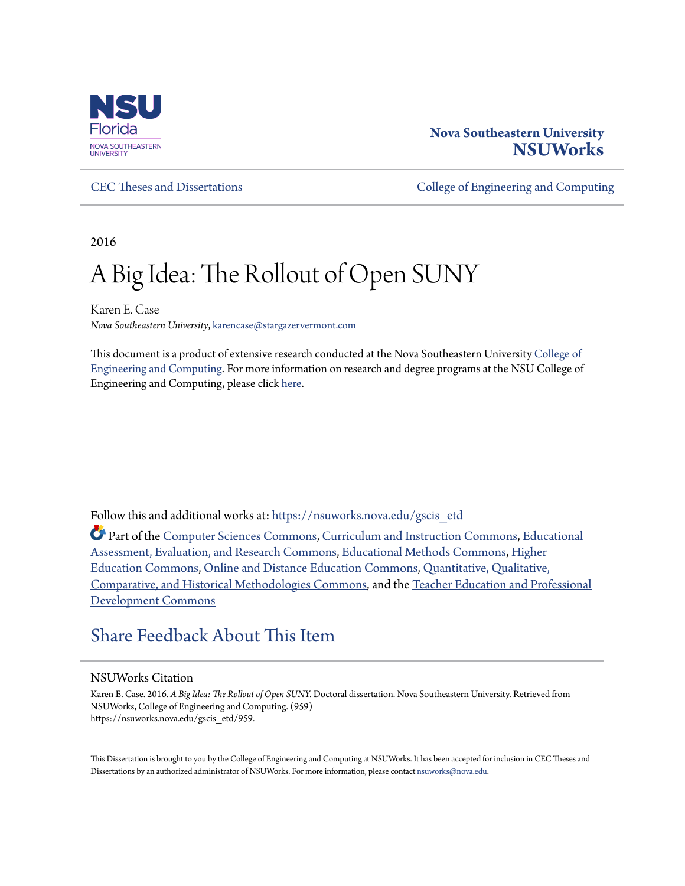NSU Florida
NOVA SOUTHEASTERN UNIVERSITY

**Nova Southeastern University**
**NSUWorks**

CEC Theses and Dissertations | College of Engineering and Computing

2016

# A Big Idea: The Rollout of Open SUNY

Karen E. Case
*Nova Southeastern University*, karencase@stargazervermont.com

This document is a product of extensive research conducted at the Nova Southeastern University College of Engineering and Computing. For more information on research and degree programs at the NSU College of Engineering and Computing, please click here.

Follow this and additional works at: https://nsuworks.nova.edu/gscis_etd

Part of the Computer Sciences Commons, Curriculum and Instruction Commons, Educational Assessment, Evaluation, and Research Commons, Educational Methods Commons, Higher Education Commons, Online and Distance Education Commons, Quantitative, Qualitative, Comparative, and Historical Methodologies Commons, and the Teacher Education and Professional Development Commons

## Share Feedback About This Item

### NSUWorks Citation

Karen E. Case. 2016. *A Big Idea: The Rollout of Open SUNY.* Doctoral dissertation. Nova Southeastern University. Retrieved from NSUWorks, College of Engineering and Computing. (959)
https://nsuworks.nova.edu/gscis_etd/959.

This Dissertation is brought to you by the College of Engineering and Computing at NSUWorks. It has been accepted for inclusion in CEC Theses and Dissertations by an authorized administrator of NSUWorks. For more information, please contact nsuworks@nova.edu.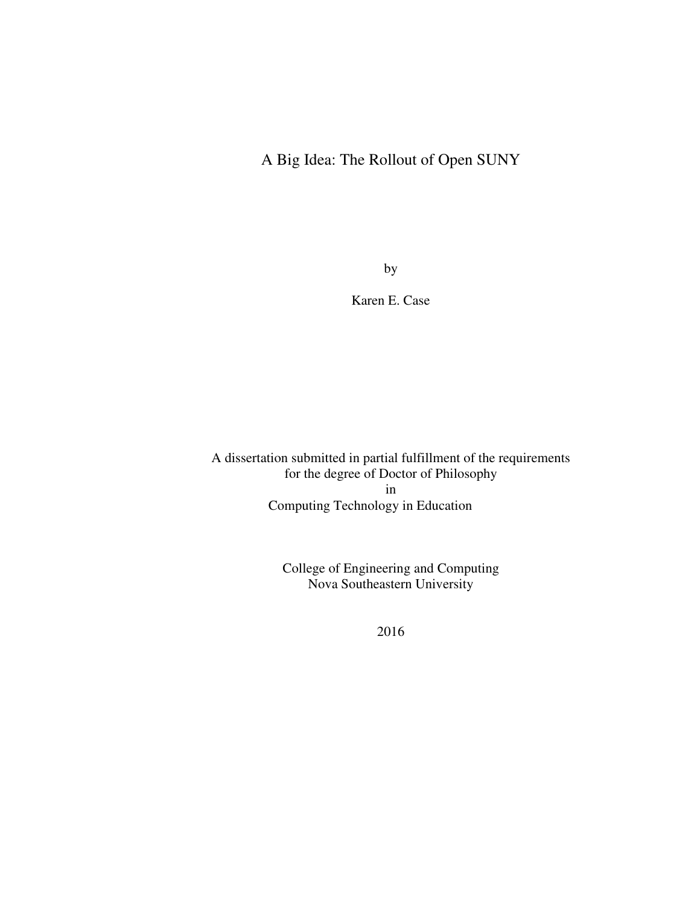# A Big Idea: The Rollout of Open SUNY

by

Karen E. Case

A dissertation submitted in partial fulfillment of the requirements
for the degree of Doctor of Philosophy
in
Computing Technology in Education

College of Engineering and Computing
Nova Southeastern University

2016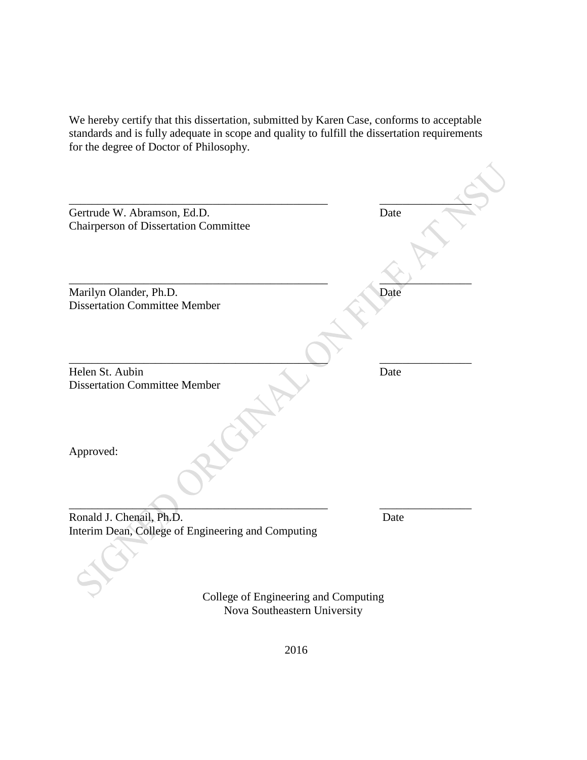We hereby certify that this dissertation, submitted by Karen Case, conforms to acceptable standards and is fully adequate in scope and quality to fulfill the dissertation requirements for the degree of Doctor of Philosophy.

SIGNED ORIGINAL ON FILE AT NSU

_____________________________________________ _______________
Gertrude W. Abramson, Ed.D. Date
Chairperson of Dissertation Committee

_____________________________________________ _______________
Marilyn Olander, Ph.D. Date
Dissertation Committee Member

_____________________________________________ _______________
Helen St. Aubin Date
Dissertation Committee Member

Approved:

_____________________________________________ _______________
Ronald J. Chenail, Ph.D. Date
Interim Dean, College of Engineering and Computing

College of Engineering and Computing
Nova Southeastern University

2016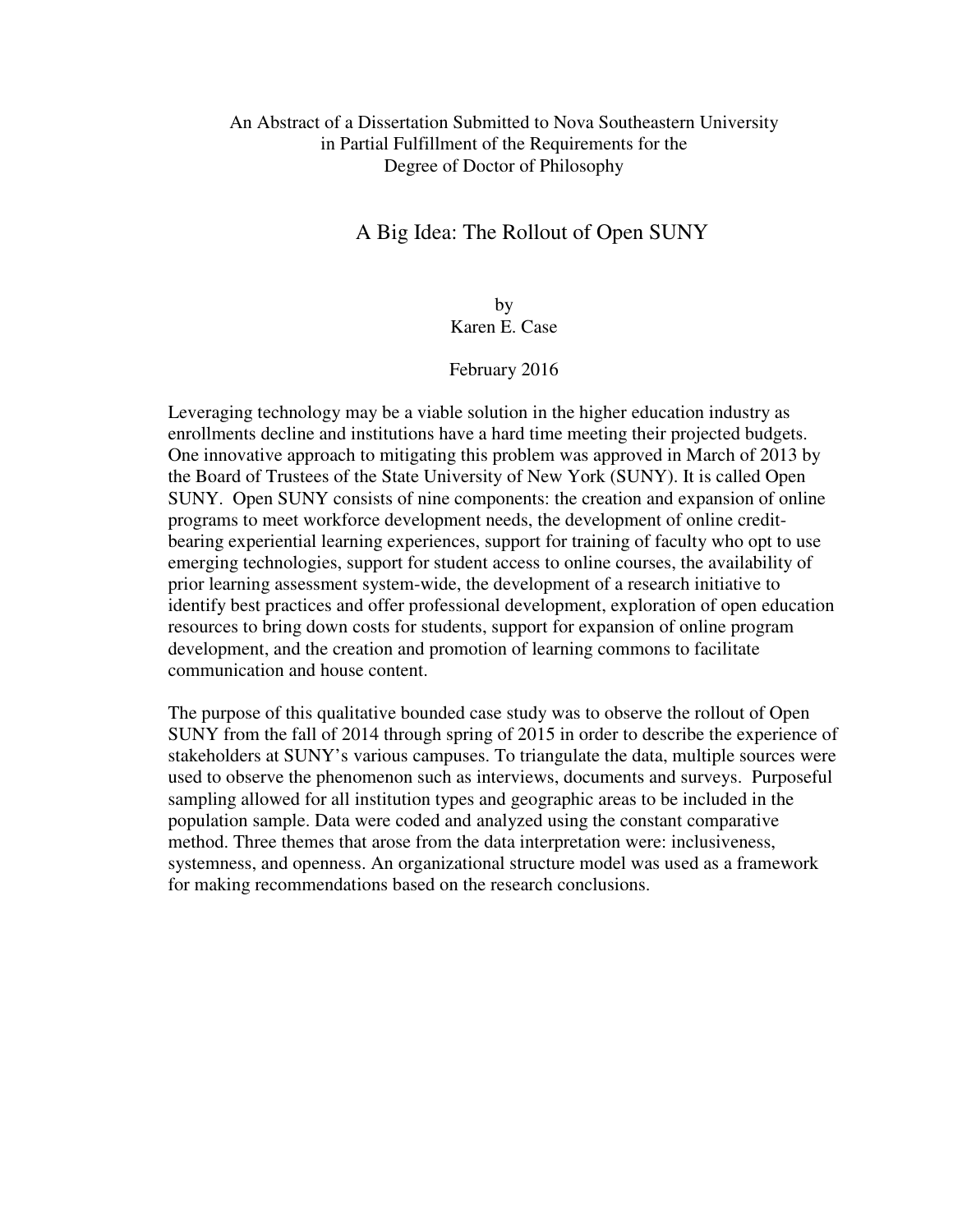An Abstract of a Dissertation Submitted to Nova Southeastern University
in Partial Fulfillment of the Requirements for the
Degree of Doctor of Philosophy

# A Big Idea: The Rollout of Open SUNY

by
Karen E. Case

February 2016

Leveraging technology may be a viable solution in the higher education industry as enrollments decline and institutions have a hard time meeting their projected budgets. One innovative approach to mitigating this problem was approved in March of 2013 by the Board of Trustees of the State University of New York (SUNY). It is called Open SUNY. Open SUNY consists of nine components: the creation and expansion of online programs to meet workforce development needs, the development of online credit-bearing experiential learning experiences, support for training of faculty who opt to use emerging technologies, support for student access to online courses, the availability of prior learning assessment system-wide, the development of a research initiative to identify best practices and offer professional development, exploration of open education resources to bring down costs for students, support for expansion of online program development, and the creation and promotion of learning commons to facilitate communication and house content.

The purpose of this qualitative bounded case study was to observe the rollout of Open SUNY from the fall of 2014 through spring of 2015 in order to describe the experience of stakeholders at SUNY's various campuses. To triangulate the data, multiple sources were used to observe the phenomenon such as interviews, documents and surveys. Purposeful sampling allowed for all institution types and geographic areas to be included in the population sample. Data were coded and analyzed using the constant comparative method. Three themes that arose from the data interpretation were: inclusiveness, systemness, and openness. An organizational structure model was used as a framework for making recommendations based on the research conclusions.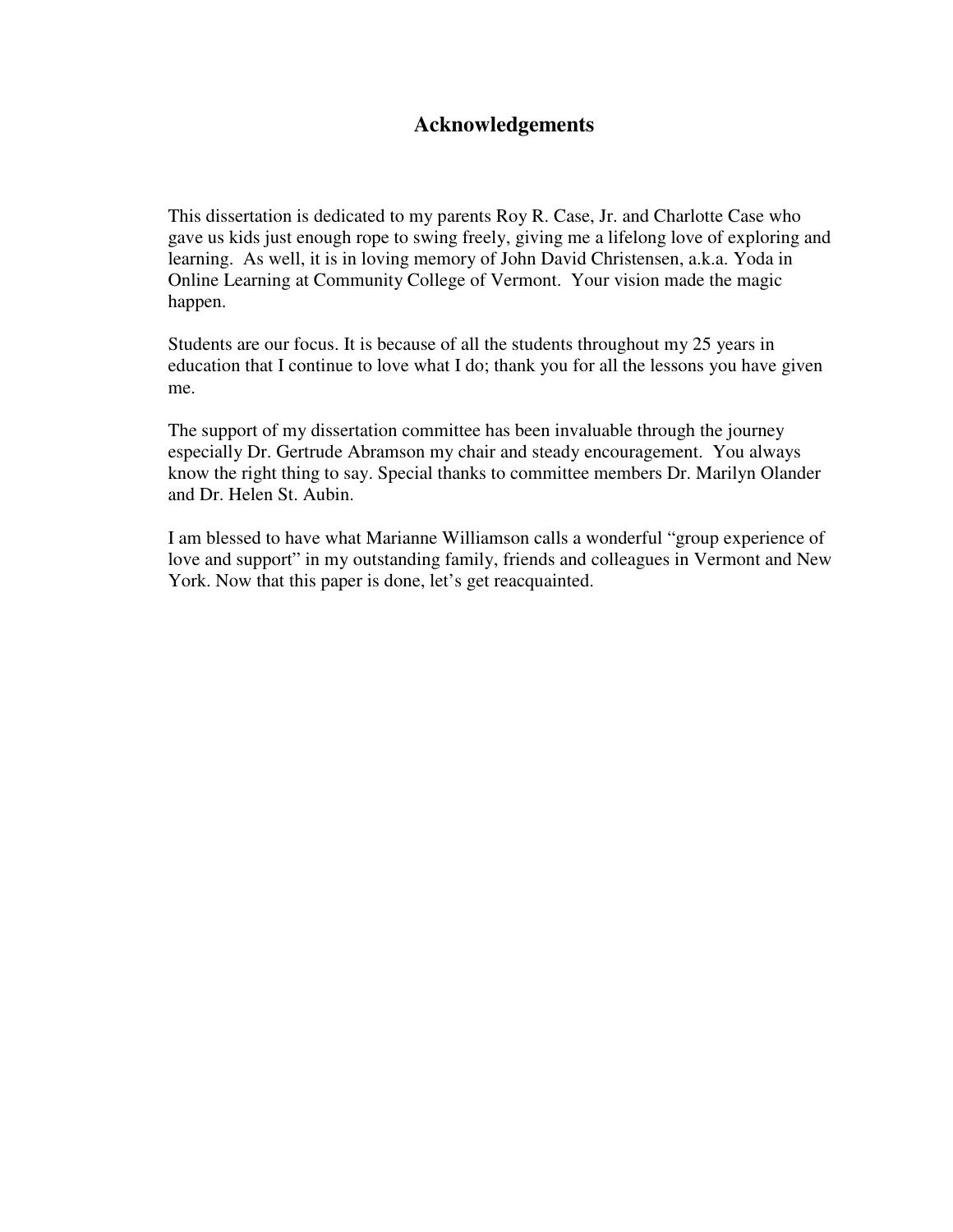## Acknowledgements

This dissertation is dedicated to my parents Roy R. Case, Jr. and Charlotte Case who gave us kids just enough rope to swing freely, giving me a lifelong love of exploring and learning. As well, it is in loving memory of John David Christensen, a.k.a. Yoda in Online Learning at Community College of Vermont. Your vision made the magic happen.

Students are our focus. It is because of all the students throughout my 25 years in education that I continue to love what I do; thank you for all the lessons you have given me.

The support of my dissertation committee has been invaluable through the journey especially Dr. Gertrude Abramson my chair and steady encouragement. You always know the right thing to say. Special thanks to committee members Dr. Marilyn Olander and Dr. Helen St. Aubin.

I am blessed to have what Marianne Williamson calls a wonderful "group experience of love and support" in my outstanding family, friends and colleagues in Vermont and New York. Now that this paper is done, let's get reacquainted.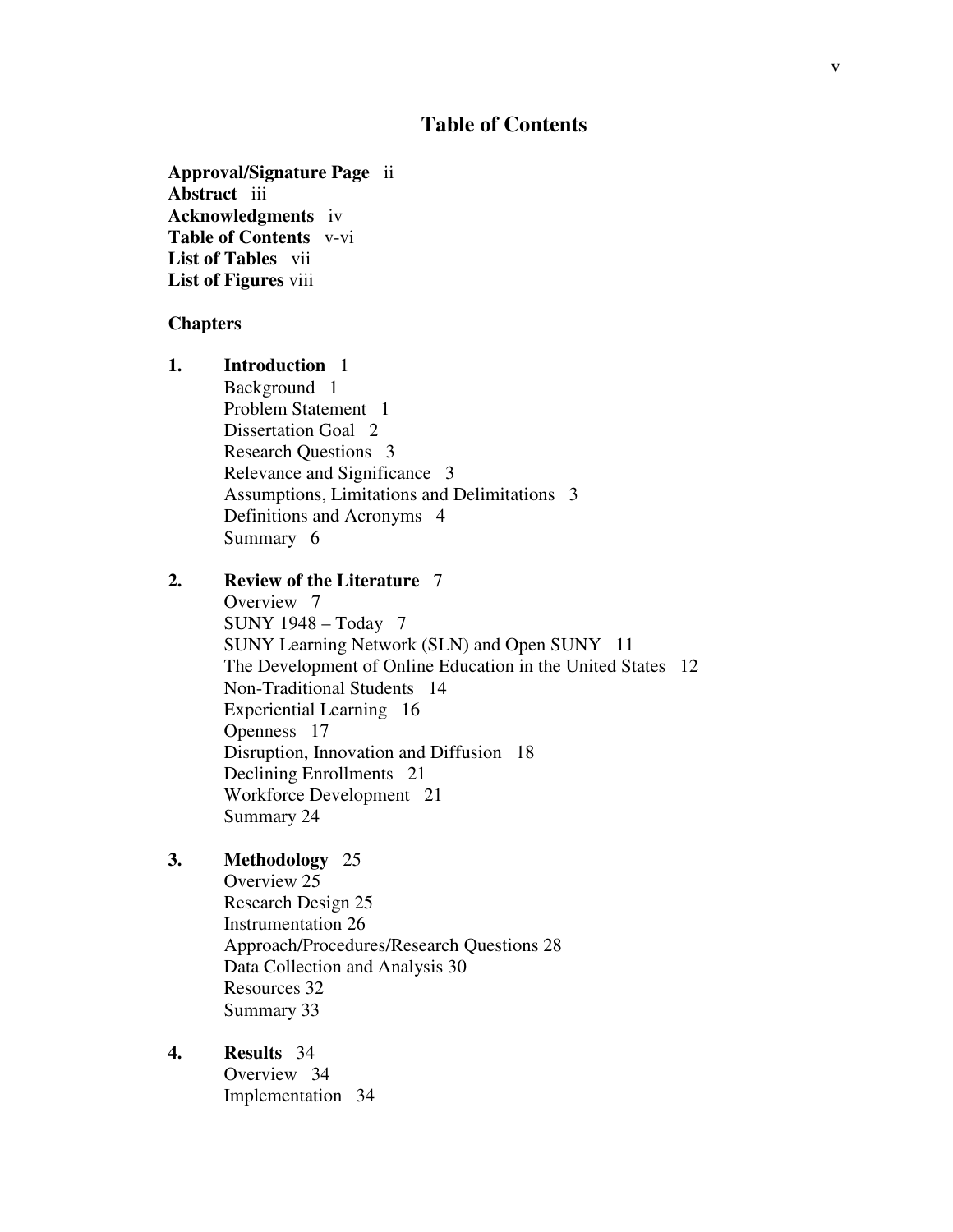# Table of Contents

**Approval/Signature Page** ii
**Abstract** iii
**Acknowledgments** iv
**Table of Contents** v-vi
**List of Tables** vii
**List of Figures** viii

**Chapters**

1. **Introduction** 1
   Background 1
   Problem Statement 1
   Dissertation Goal 2
   Research Questions 3
   Relevance and Significance 3
   Assumptions, Limitations and Delimitations 3
   Definitions and Acronyms 4
   Summary 6

2. **Review of the Literature** 7
   Overview 7
   SUNY 1948 – Today 7
   SUNY Learning Network (SLN) and Open SUNY 11
   The Development of Online Education in the United States 12
   Non-Traditional Students 14
   Experiential Learning 16
   Openness 17
   Disruption, Innovation and Diffusion 18
   Declining Enrollments 21
   Workforce Development 21
   Summary 24

3. **Methodology** 25
   Overview 25
   Research Design 25
   Instrumentation 26
   Approach/Procedures/Research Questions 28
   Data Collection and Analysis 30
   Resources 32
   Summary 33

4. **Results** 34
   Overview 34
   Implementation 34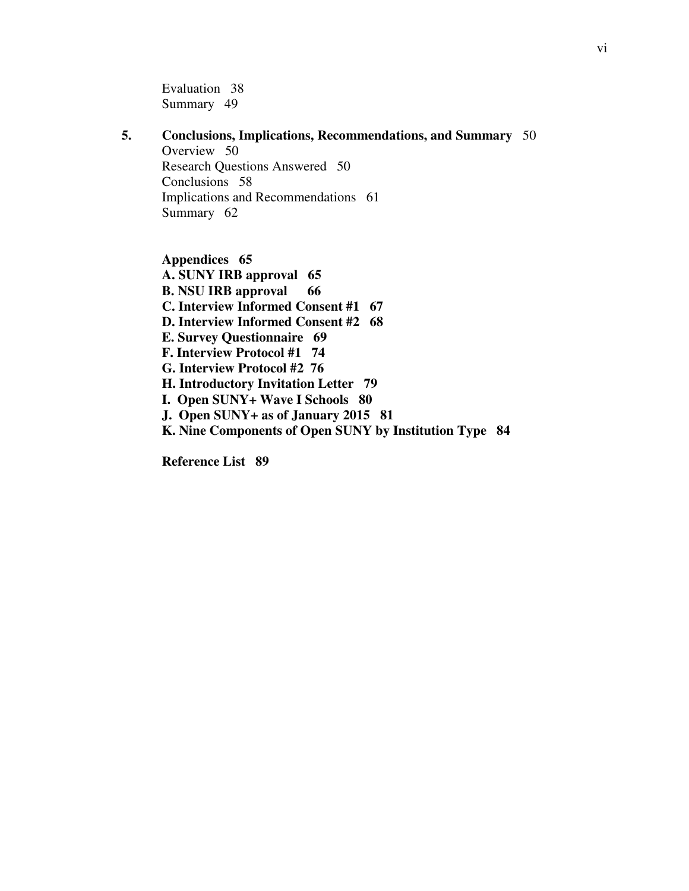Evaluation 38
Summary 49

**5. Conclusions, Implications, Recommendations, and Summary** 50
Overview 50
Research Questions Answered 50
Conclusions 58
Implications and Recommendations 61
Summary 62

**Appendices 65**
**A. SUNY IRB approval 65**
**B. NSU IRB approval 66**
**C. Interview Informed Consent #1 67**
**D. Interview Informed Consent #2 68**
**E. Survey Questionnaire 69**
**F. Interview Protocol #1 74**
**G. Interview Protocol #2 76**
**H. Introductory Invitation Letter 79**
**I. Open SUNY+ Wave I Schools 80**
**J. Open SUNY+ as of January 2015 81**
**K. Nine Components of Open SUNY by Institution Type 84**

**Reference List 89**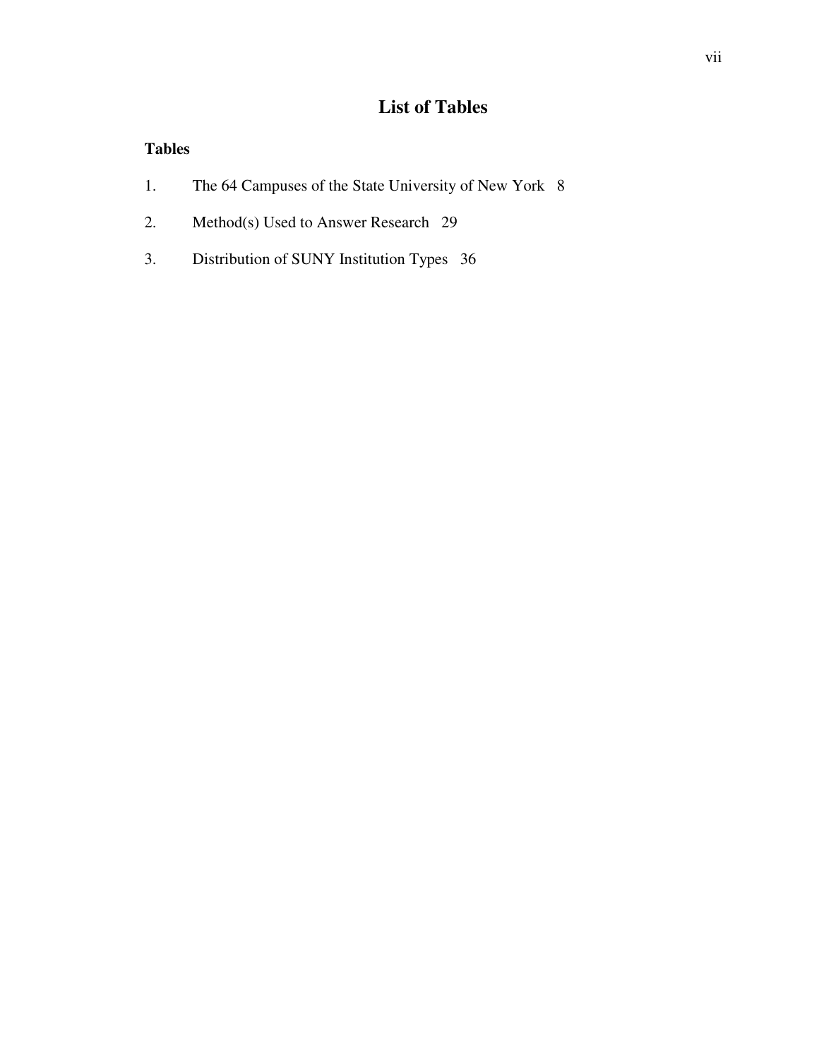# List of Tables

**Tables**

1. The 64 Campuses of the State University of New York 8

2. Method(s) Used to Answer Research 29

3. Distribution of SUNY Institution Types 36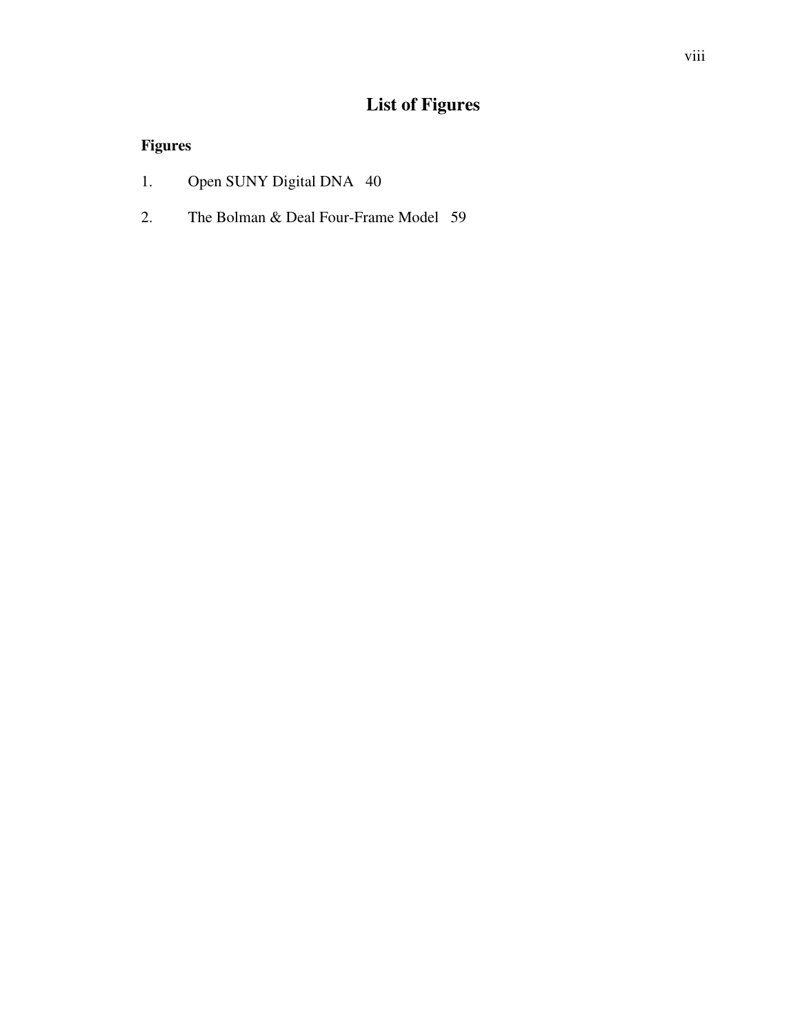# List of Figures

**Figures**

1. Open SUNY Digital DNA 40
2. The Bolman & Deal Four-Frame Model 59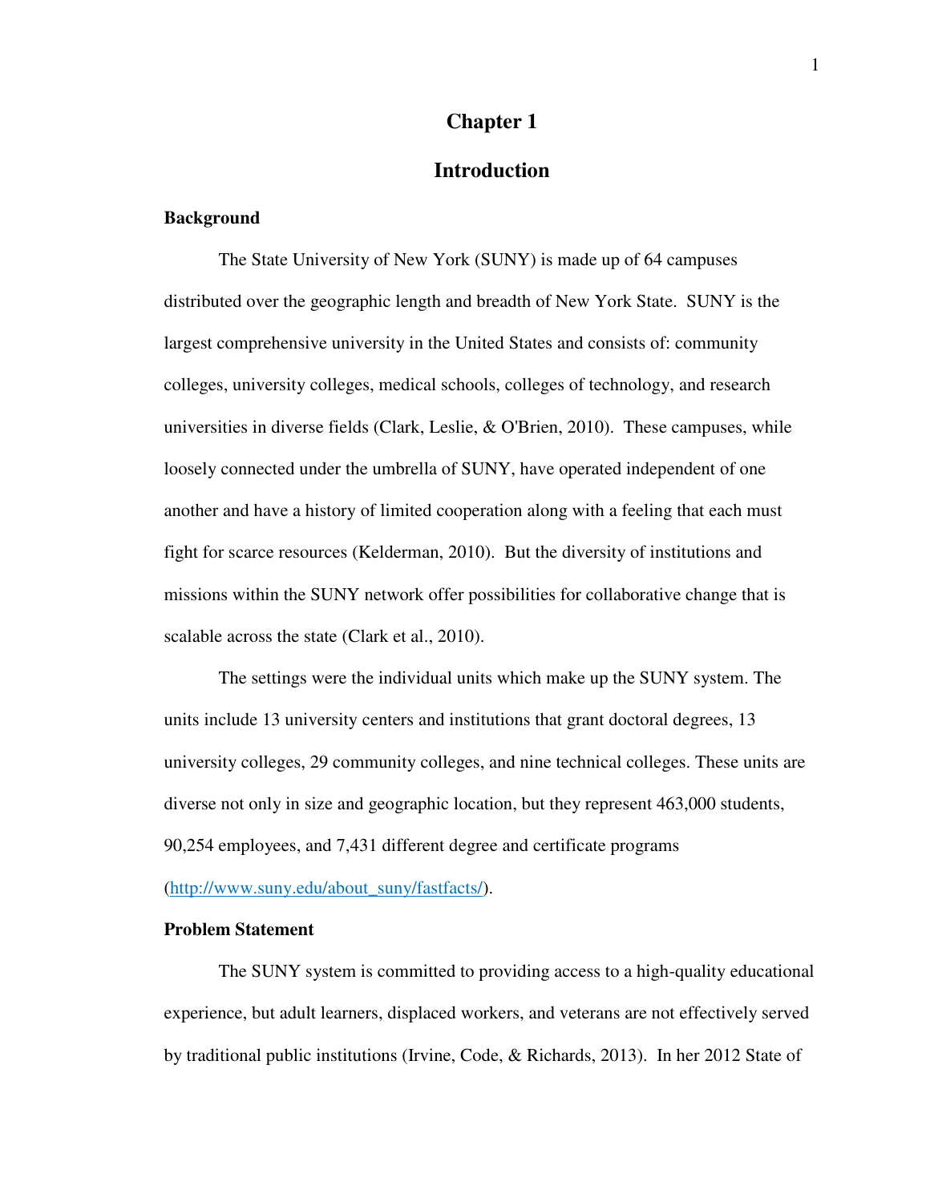# Chapter 1

# Introduction

### Background

The State University of New York (SUNY) is made up of 64 campuses distributed over the geographic length and breadth of New York State. SUNY is the largest comprehensive university in the United States and consists of: community colleges, university colleges, medical schools, colleges of technology, and research universities in diverse fields (Clark, Leslie, & O'Brien, 2010). These campuses, while loosely connected under the umbrella of SUNY, have operated independent of one another and have a history of limited cooperation along with a feeling that each must fight for scarce resources (Kelderman, 2010). But the diversity of institutions and missions within the SUNY network offer possibilities for collaborative change that is scalable across the state (Clark et al., 2010).

The settings were the individual units which make up the SUNY system. The units include 13 university centers and institutions that grant doctoral degrees, 13 university colleges, 29 community colleges, and nine technical colleges. These units are diverse not only in size and geographic location, but they represent 463,000 students, 90,254 employees, and 7,431 different degree and certificate programs (http://www.suny.edu/about_suny/fastfacts/).

### Problem Statement

The SUNY system is committed to providing access to a high-quality educational experience, but adult learners, displaced workers, and veterans are not effectively served by traditional public institutions (Irvine, Code, & Richards, 2013). In her 2012 State of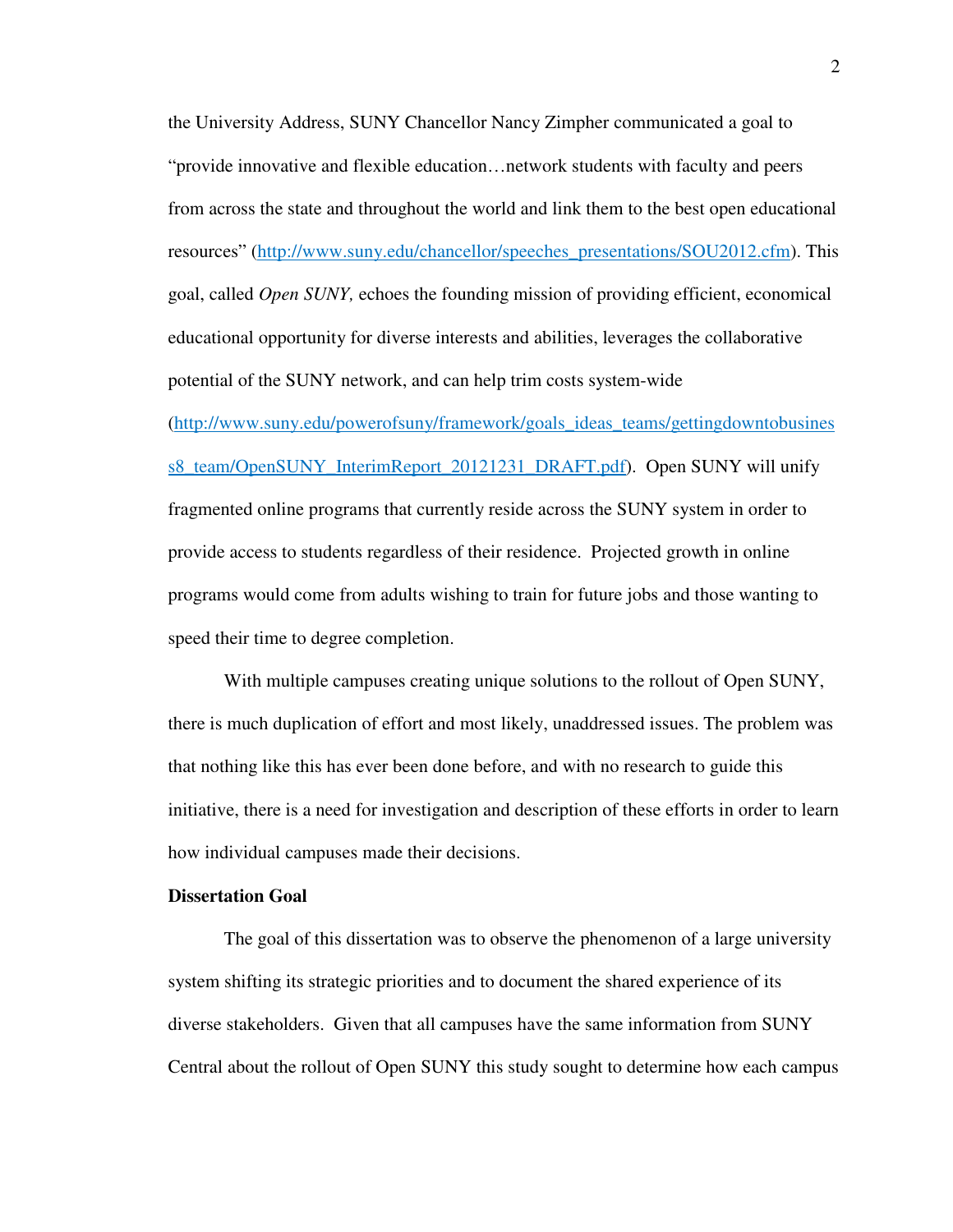the University Address, SUNY Chancellor Nancy Zimpher communicated a goal to "provide innovative and flexible education…network students with faculty and peers from across the state and throughout the world and link them to the best open educational resources" (http://www.suny.edu/chancellor/speeches_presentations/SOU2012.cfm). This goal, called *Open SUNY,* echoes the founding mission of providing efficient, economical educational opportunity for diverse interests and abilities, leverages the collaborative potential of the SUNY network, and can help trim costs system-wide (http://www.suny.edu/powerofsuny/framework/goals_ideas_teams/gettingdowntobusiness8_team/OpenSUNY_InterimReport_20121231_DRAFT.pdf). Open SUNY will unify fragmented online programs that currently reside across the SUNY system in order to provide access to students regardless of their residence. Projected growth in online programs would come from adults wishing to train for future jobs and those wanting to speed their time to degree completion.

With multiple campuses creating unique solutions to the rollout of Open SUNY, there is much duplication of effort and most likely, unaddressed issues. The problem was that nothing like this has ever been done before, and with no research to guide this initiative, there is a need for investigation and description of these efforts in order to learn how individual campuses made their decisions.

**Dissertation Goal**

The goal of this dissertation was to observe the phenomenon of a large university system shifting its strategic priorities and to document the shared experience of its diverse stakeholders. Given that all campuses have the same information from SUNY Central about the rollout of Open SUNY this study sought to determine how each campus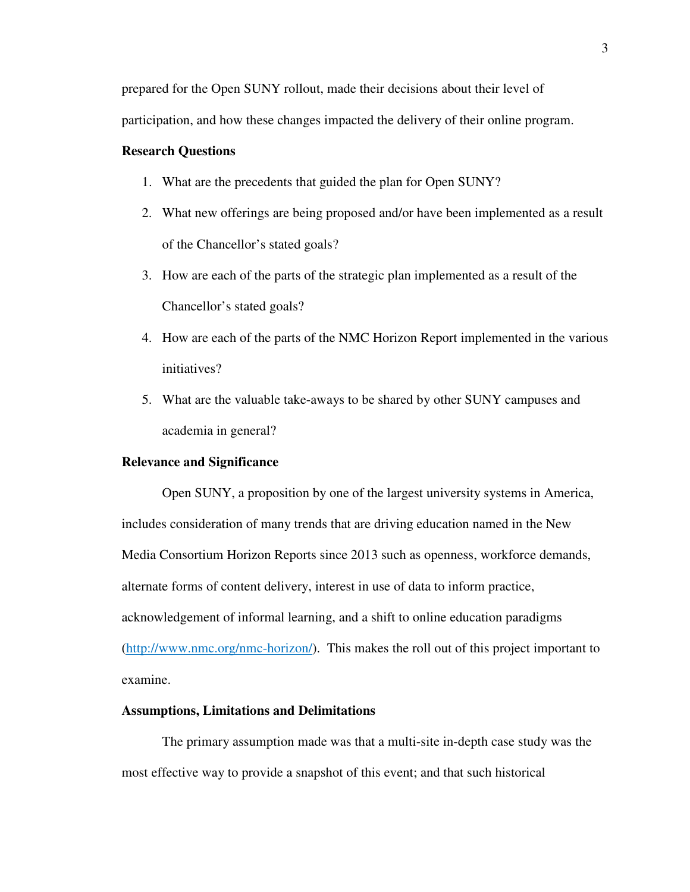prepared for the Open SUNY rollout, made their decisions about their level of participation, and how these changes impacted the delivery of their online program.

**Research Questions**

1. What are the precedents that guided the plan for Open SUNY?
2. What new offerings are being proposed and/or have been implemented as a result of the Chancellor's stated goals?
3. How are each of the parts of the strategic plan implemented as a result of the Chancellor's stated goals?
4. How are each of the parts of the NMC Horizon Report implemented in the various initiatives?
5. What are the valuable take-aways to be shared by other SUNY campuses and academia in general?

**Relevance and Significance**

Open SUNY, a proposition by one of the largest university systems in America, includes consideration of many trends that are driving education named in the New Media Consortium Horizon Reports since 2013 such as openness, workforce demands, alternate forms of content delivery, interest in use of data to inform practice, acknowledgement of informal learning, and a shift to online education paradigms (http://www.nmc.org/nmc-horizon/). This makes the roll out of this project important to examine.

**Assumptions, Limitations and Delimitations**

The primary assumption made was that a multi-site in-depth case study was the most effective way to provide a snapshot of this event; and that such historical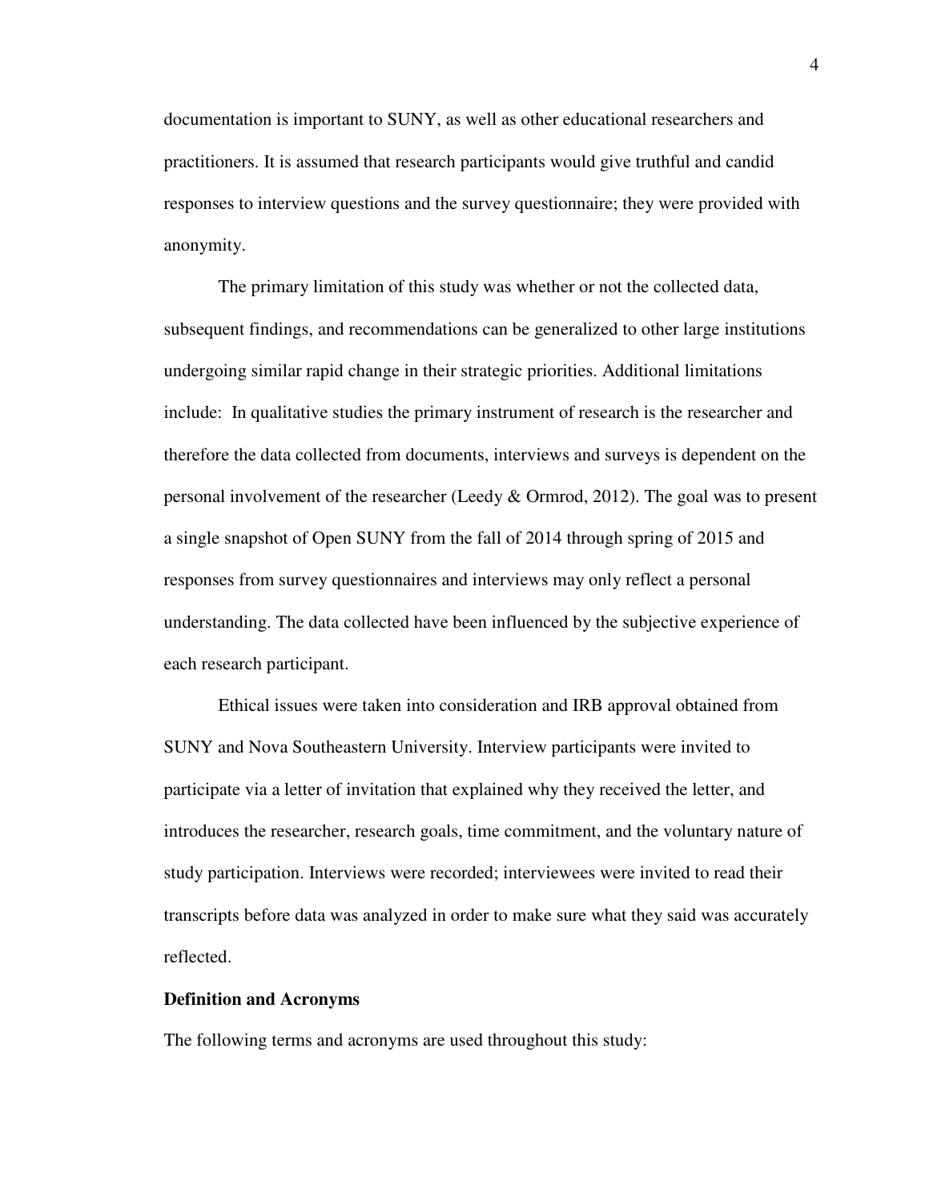documentation is important to SUNY, as well as other educational researchers and practitioners. It is assumed that research participants would give truthful and candid responses to interview questions and the survey questionnaire; they were provided with anonymity.

The primary limitation of this study was whether or not the collected data, subsequent findings, and recommendations can be generalized to other large institutions undergoing similar rapid change in their strategic priorities. Additional limitations include: In qualitative studies the primary instrument of research is the researcher and therefore the data collected from documents, interviews and surveys is dependent on the personal involvement of the researcher (Leedy & Ormrod, 2012). The goal was to present a single snapshot of Open SUNY from the fall of 2014 through spring of 2015 and responses from survey questionnaires and interviews may only reflect a personal understanding. The data collected have been influenced by the subjective experience of each research participant.

Ethical issues were taken into consideration and IRB approval obtained from SUNY and Nova Southeastern University. Interview participants were invited to participate via a letter of invitation that explained why they received the letter, and introduces the researcher, research goals, time commitment, and the voluntary nature of study participation. Interviews were recorded; interviewees were invited to read their transcripts before data was analyzed in order to make sure what they said was accurately reflected.

**Definition and Acronyms**

The following terms and acronyms are used throughout this study: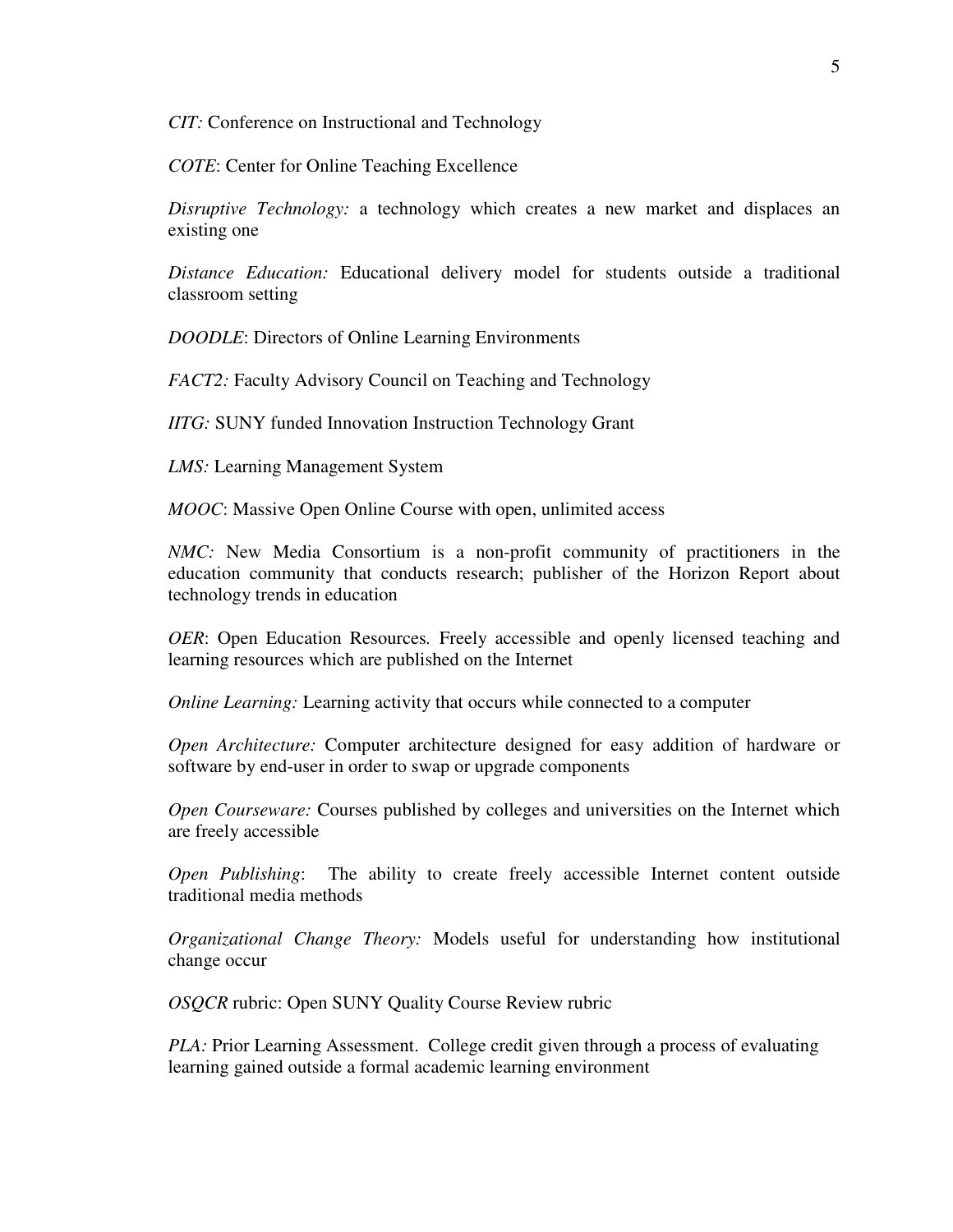*CIT:* Conference on Instructional and Technology

*COTE*: Center for Online Teaching Excellence

*Disruptive Technology:* a technology which creates a new market and displaces an existing one

*Distance Education:* Educational delivery model for students outside a traditional classroom setting

*DOODLE*: Directors of Online Learning Environments

*FACT2:* Faculty Advisory Council on Teaching and Technology

*IITG:* SUNY funded Innovation Instruction Technology Grant

*LMS:* Learning Management System

*MOOC*: Massive Open Online Course with open, unlimited access

*NMC:* New Media Consortium is a non-profit community of practitioners in the education community that conducts research; publisher of the Horizon Report about technology trends in education

*OER*: Open Education Resources. Freely accessible and openly licensed teaching and learning resources which are published on the Internet

*Online Learning:* Learning activity that occurs while connected to a computer

*Open Architecture:* Computer architecture designed for easy addition of hardware or software by end-user in order to swap or upgrade components

*Open Courseware:* Courses published by colleges and universities on the Internet which are freely accessible

*Open Publishing*: The ability to create freely accessible Internet content outside traditional media methods

*Organizational Change Theory:* Models useful for understanding how institutional change occur

*OSQCR* rubric: Open SUNY Quality Course Review rubric

*PLA:* Prior Learning Assessment. College credit given through a process of evaluating learning gained outside a formal academic learning environment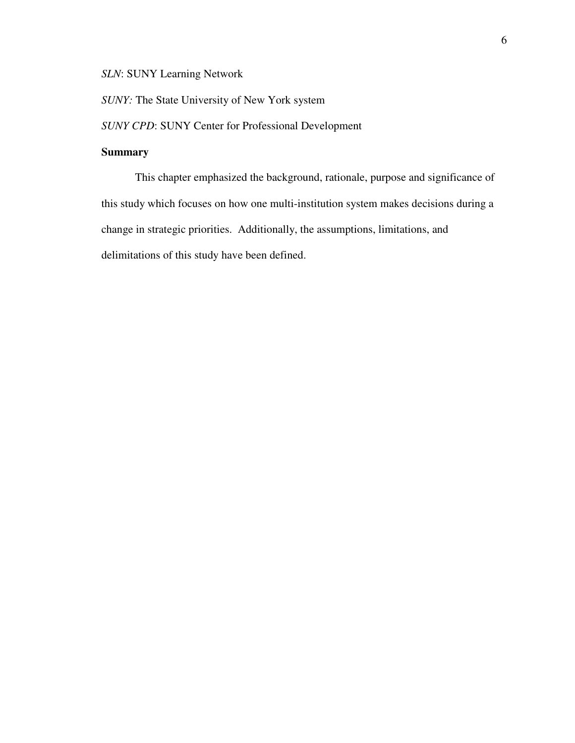*SLN*: SUNY Learning Network

*SUNY:* The State University of New York system

*SUNY CPD*: SUNY Center for Professional Development

**Summary**

This chapter emphasized the background, rationale, purpose and significance of this study which focuses on how one multi-institution system makes decisions during a change in strategic priorities. Additionally, the assumptions, limitations, and delimitations of this study have been defined.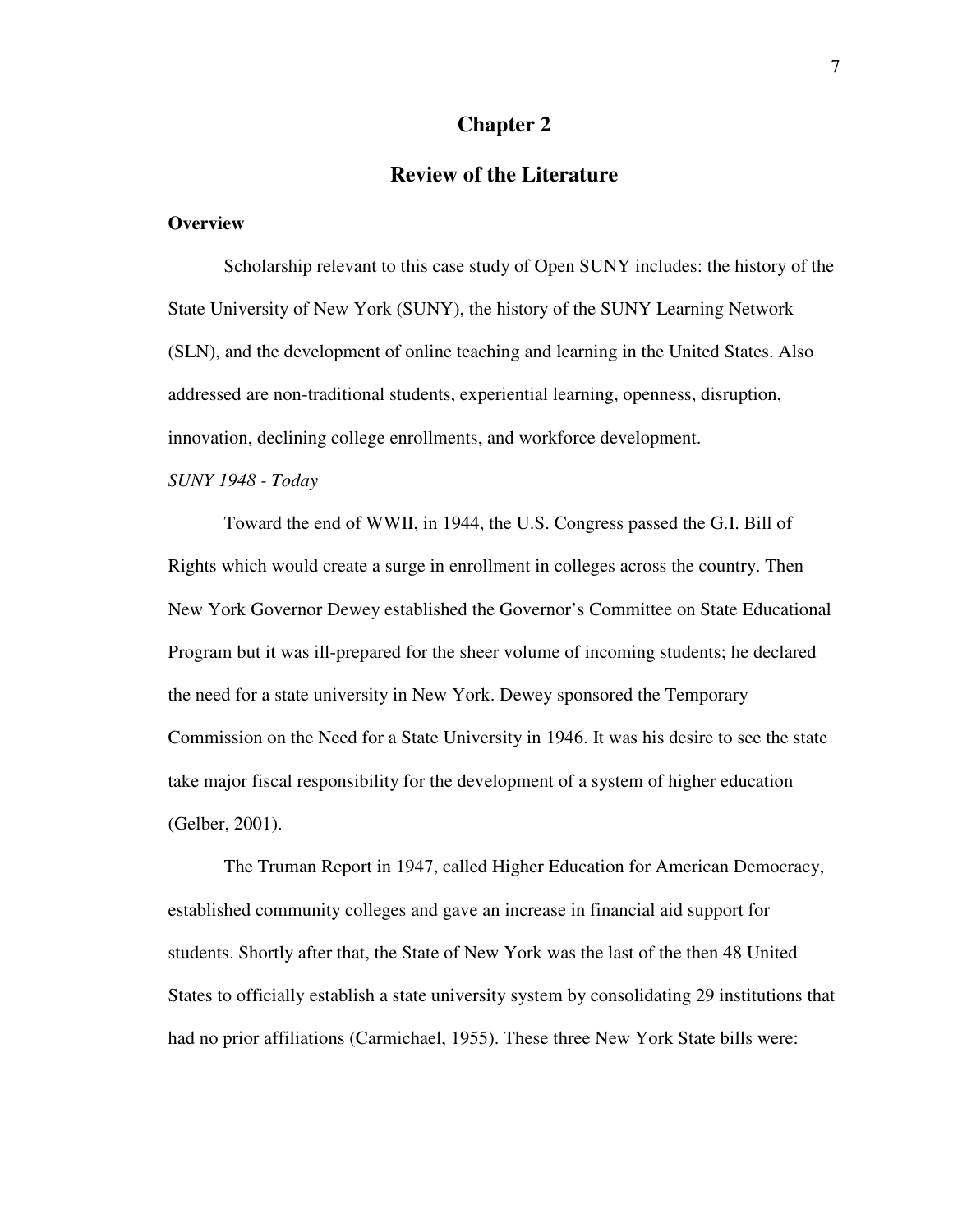# Chapter 2

## Review of the Literature

### Overview

Scholarship relevant to this case study of Open SUNY includes: the history of the State University of New York (SUNY), the history of the SUNY Learning Network (SLN), and the development of online teaching and learning in the United States. Also addressed are non-traditional students, experiential learning, openness, disruption, innovation, declining college enrollments, and workforce development.

*SUNY 1948 - Today*

Toward the end of WWII, in 1944, the U.S. Congress passed the G.I. Bill of Rights which would create a surge in enrollment in colleges across the country. Then New York Governor Dewey established the Governor's Committee on State Educational Program but it was ill-prepared for the sheer volume of incoming students; he declared the need for a state university in New York. Dewey sponsored the Temporary Commission on the Need for a State University in 1946. It was his desire to see the state take major fiscal responsibility for the development of a system of higher education (Gelber, 2001).

The Truman Report in 1947, called Higher Education for American Democracy, established community colleges and gave an increase in financial aid support for students. Shortly after that, the State of New York was the last of the then 48 United States to officially establish a state university system by consolidating 29 institutions that had no prior affiliations (Carmichael, 1955). These three New York State bills were: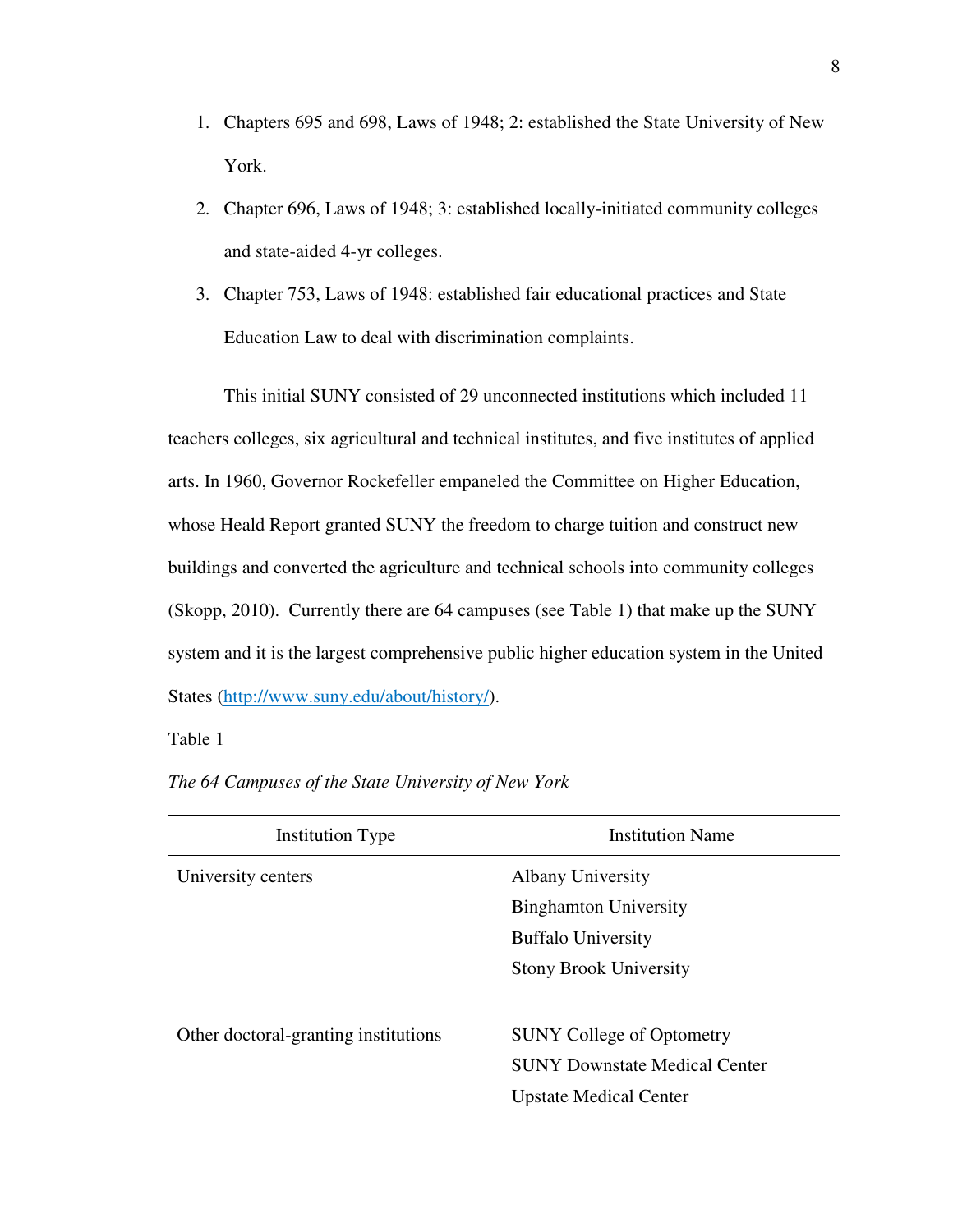1. Chapters 695 and 698, Laws of 1948; 2: established the State University of New York.
2. Chapter 696, Laws of 1948; 3: established locally-initiated community colleges and state-aided 4-yr colleges.
3. Chapter 753, Laws of 1948: established fair educational practices and State Education Law to deal with discrimination complaints.

This initial SUNY consisted of 29 unconnected institutions which included 11 teachers colleges, six agricultural and technical institutes, and five institutes of applied arts. In 1960, Governor Rockefeller empaneled the Committee on Higher Education, whose Heald Report granted SUNY the freedom to charge tuition and construct new buildings and converted the agriculture and technical schools into community colleges (Skopp, 2010). Currently there are 64 campuses (see Table 1) that make up the SUNY system and it is the largest comprehensive public higher education system in the United States (http://www.suny.edu/about/history/).

Table 1

*The 64 Campuses of the State University of New York*

| Institution Type | Institution Name |
|---|---|
| University centers | Albany University |
| | Binghamton University |
| | Buffalo University |
| | Stony Brook University |
| Other doctoral-granting institutions | SUNY College of Optometry |
| | SUNY Downstate Medical Center |
| | Upstate Medical Center |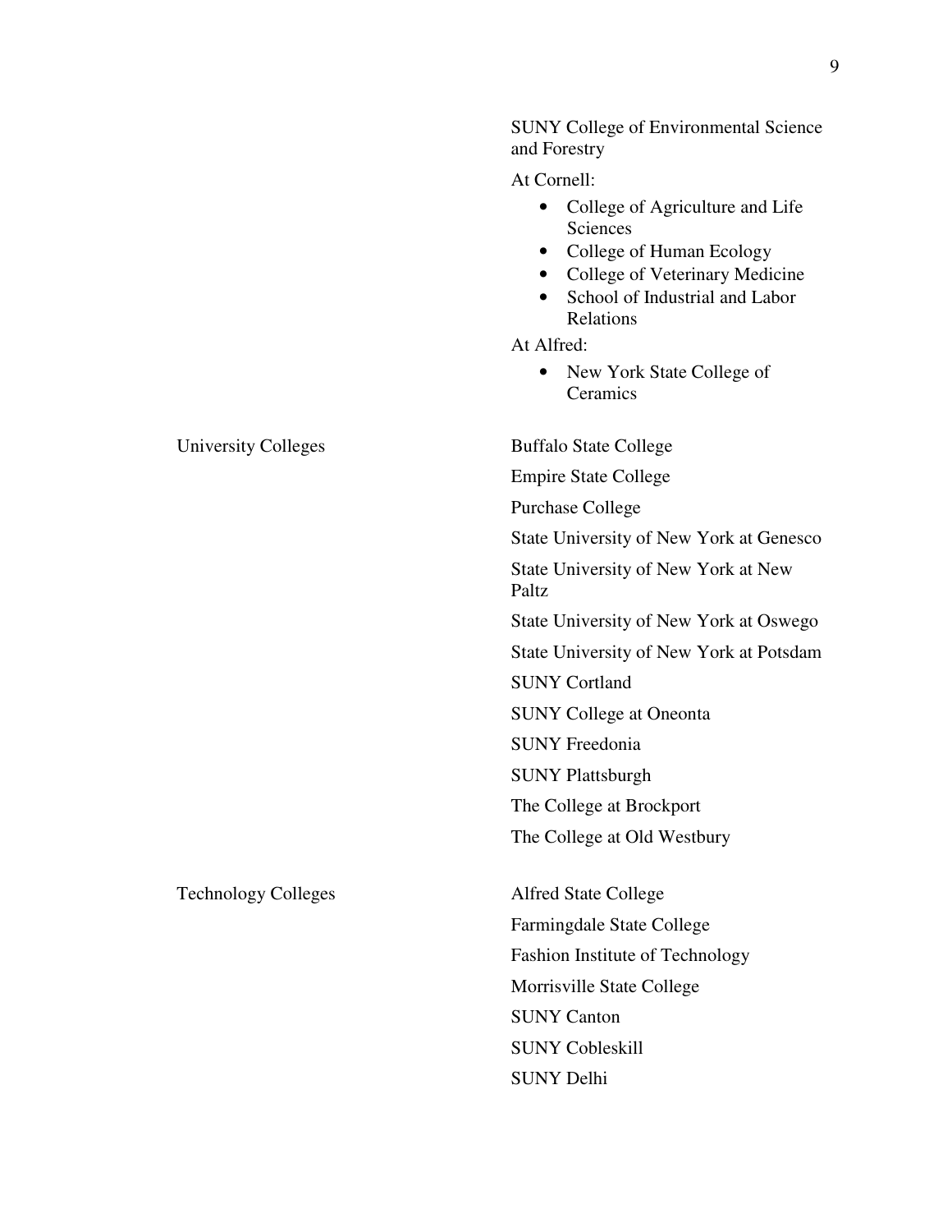| | |
|---|---|
| | SUNY College of Environmental Science and Forestry<br><br>At Cornell:<br>• College of Agriculture and Life Sciences<br>• College of Human Ecology<br>• College of Veterinary Medicine<br>• School of Industrial and Labor Relations<br><br>At Alfred:<br>• New York State College of Ceramics |
| University Colleges | Buffalo State College<br>Empire State College<br>Purchase College<br>State University of New York at Genesco<br>State University of New York at New Paltz<br>State University of New York at Oswego<br>State University of New York at Potsdam<br>SUNY Cortland<br>SUNY College at Oneonta<br>SUNY Freedonia<br>SUNY Plattsburgh<br>The College at Brockport<br>The College at Old Westbury |
| Technology Colleges | Alfred State College<br>Farmingdale State College<br>Fashion Institute of Technology<br>Morrisville State College<br>SUNY Canton<br>SUNY Cobleskill<br>SUNY Delhi |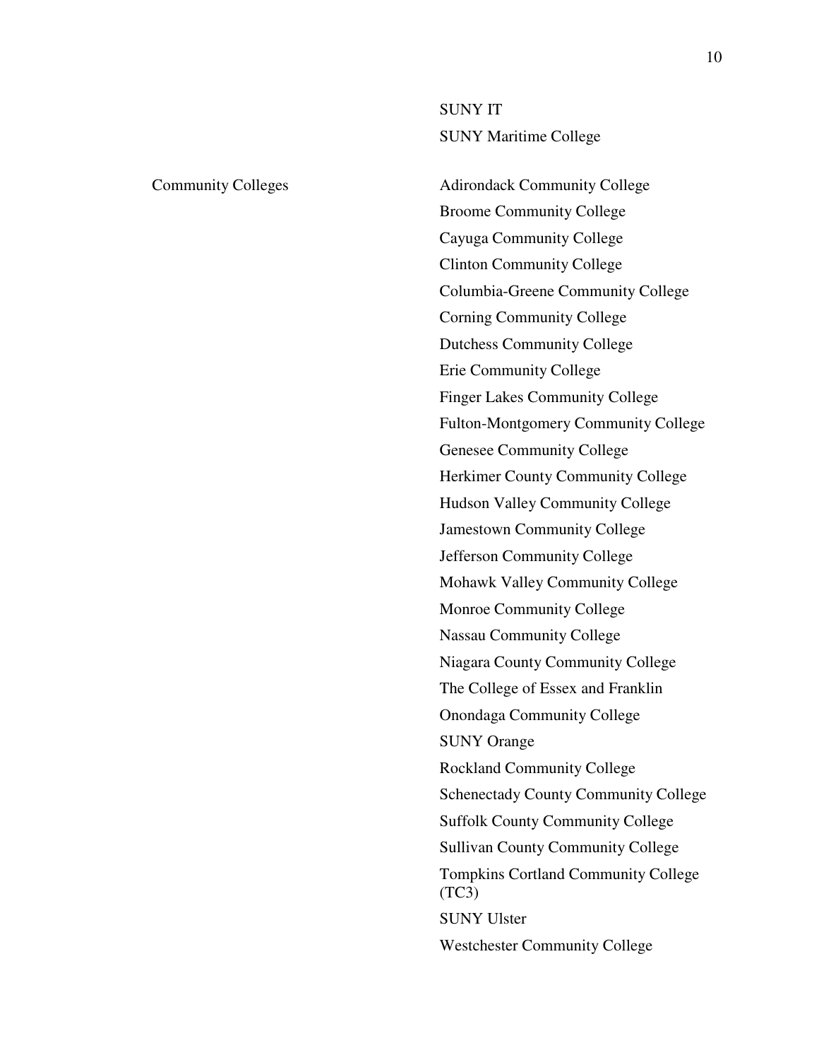| | |
|---|---|
| | SUNY IT |
| | SUNY Maritime College |
| Community Colleges | Adirondack Community College |
| | Broome Community College |
| | Cayuga Community College |
| | Clinton Community College |
| | Columbia-Greene Community College |
| | Corning Community College |
| | Dutchess Community College |
| | Erie Community College |
| | Finger Lakes Community College |
| | Fulton-Montgomery Community College |
| | Genesee Community College |
| | Herkimer County Community College |
| | Hudson Valley Community College |
| | Jamestown Community College |
| | Jefferson Community College |
| | Mohawk Valley Community College |
| | Monroe Community College |
| | Nassau Community College |
| | Niagara County Community College |
| | The College of Essex and Franklin |
| | Onondaga Community College |
| | SUNY Orange |
| | Rockland Community College |
| | Schenectady County Community College |
| | Suffolk County Community College |
| | Sullivan County Community College |
| | Tompkins Cortland Community College (TC3) |
| | SUNY Ulster |
| | Westchester Community College |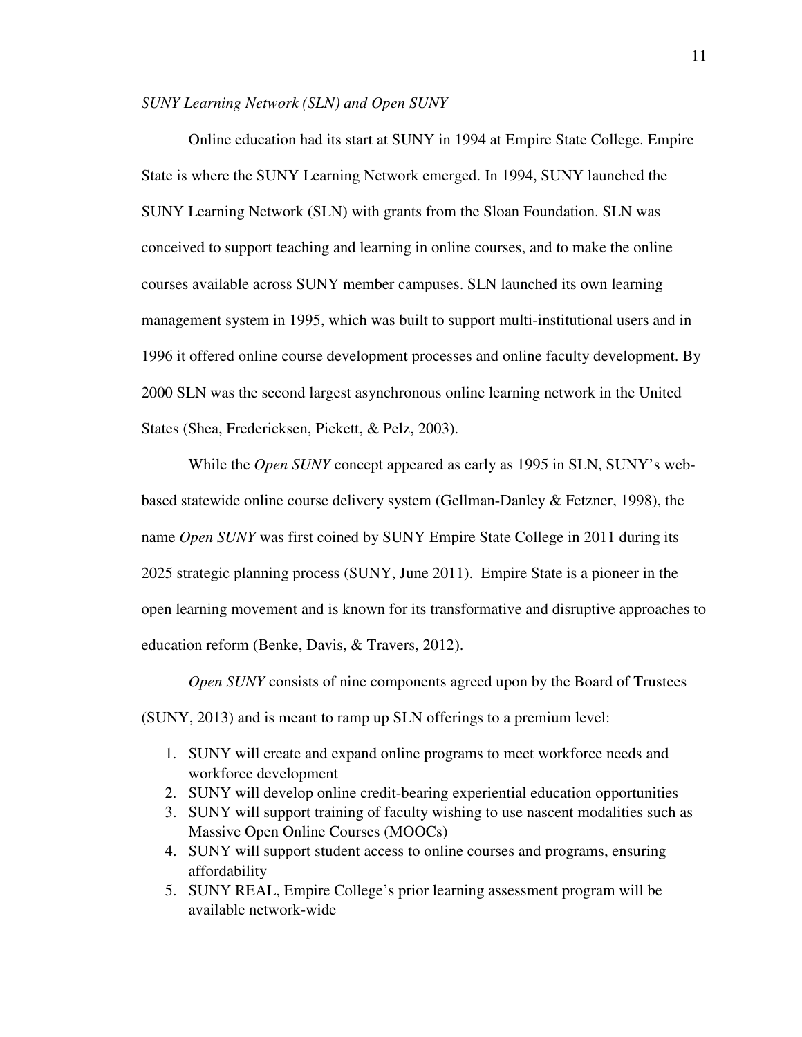*SUNY Learning Network (SLN) and Open SUNY*

Online education had its start at SUNY in 1994 at Empire State College. Empire State is where the SUNY Learning Network emerged. In 1994, SUNY launched the SUNY Learning Network (SLN) with grants from the Sloan Foundation. SLN was conceived to support teaching and learning in online courses, and to make the online courses available across SUNY member campuses. SLN launched its own learning management system in 1995, which was built to support multi-institutional users and in 1996 it offered online course development processes and online faculty development. By 2000 SLN was the second largest asynchronous online learning network in the United States (Shea, Fredericksen, Pickett, & Pelz, 2003).

While the *Open SUNY* concept appeared as early as 1995 in SLN, SUNY's web-based statewide online course delivery system (Gellman-Danley & Fetzner, 1998), the name *Open SUNY* was first coined by SUNY Empire State College in 2011 during its 2025 strategic planning process (SUNY, June 2011). Empire State is a pioneer in the open learning movement and is known for its transformative and disruptive approaches to education reform (Benke, Davis, & Travers, 2012).

*Open SUNY* consists of nine components agreed upon by the Board of Trustees (SUNY, 2013) and is meant to ramp up SLN offerings to a premium level:

1. SUNY will create and expand online programs to meet workforce needs and workforce development
2. SUNY will develop online credit-bearing experiential education opportunities
3. SUNY will support training of faculty wishing to use nascent modalities such as Massive Open Online Courses (MOOCs)
4. SUNY will support student access to online courses and programs, ensuring affordability
5. SUNY REAL, Empire College's prior learning assessment program will be available network-wide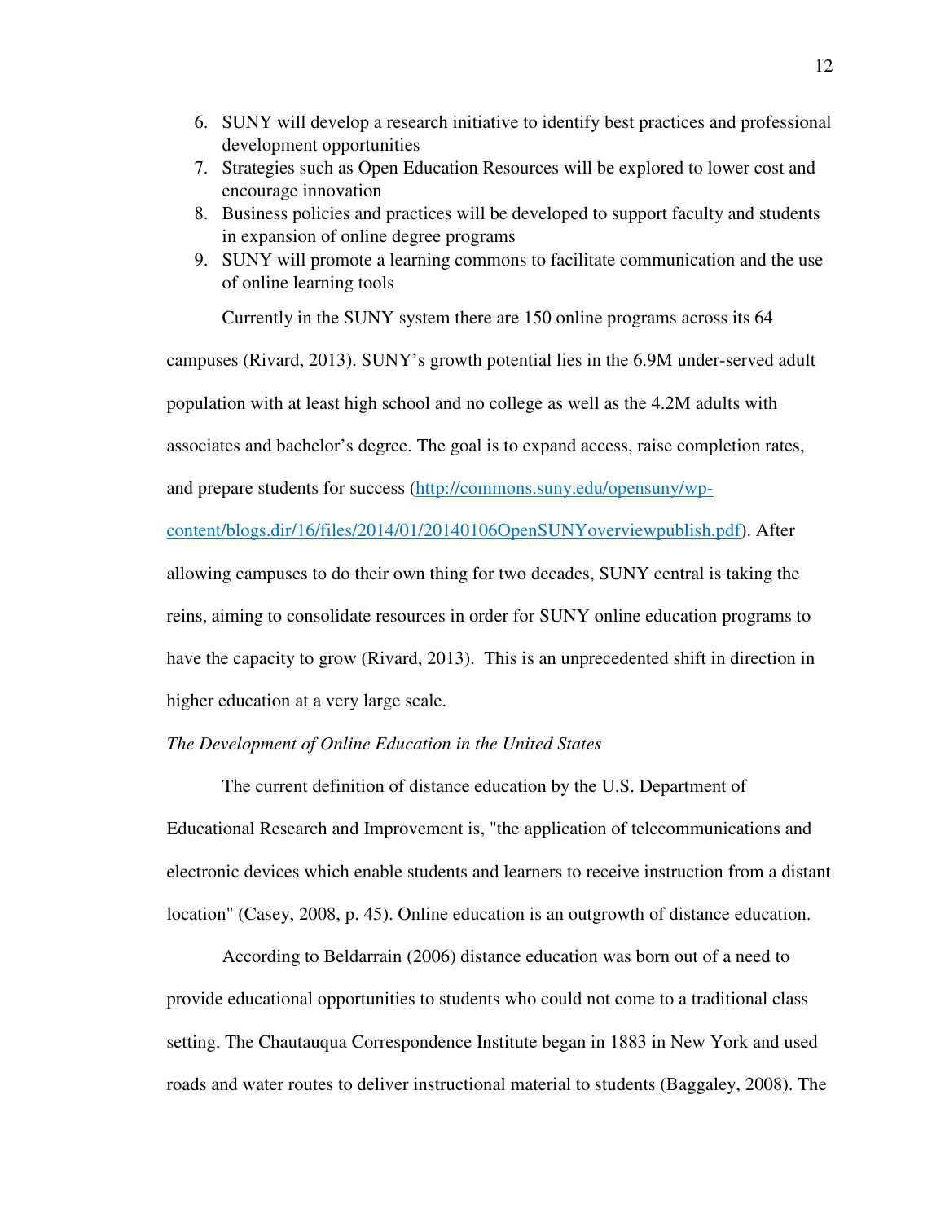6. SUNY will develop a research initiative to identify best practices and professional development opportunities
7. Strategies such as Open Education Resources will be explored to lower cost and encourage innovation
8. Business policies and practices will be developed to support faculty and students in expansion of online degree programs
9. SUNY will promote a learning commons to facilitate communication and the use of online learning tools

Currently in the SUNY system there are 150 online programs across its 64 campuses (Rivard, 2013). SUNY's growth potential lies in the 6.9M under-served adult population with at least high school and no college as well as the 4.2M adults with associates and bachelor's degree. The goal is to expand access, raise completion rates, and prepare students for success (http://commons.suny.edu/opensuny/wp-content/blogs.dir/16/files/2014/01/20140106OpenSUNYoverviewpublish.pdf). After allowing campuses to do their own thing for two decades, SUNY central is taking the reins, aiming to consolidate resources in order for SUNY online education programs to have the capacity to grow (Rivard, 2013). This is an unprecedented shift in direction in higher education at a very large scale.

*The Development of Online Education in the United States*

The current definition of distance education by the U.S. Department of Educational Research and Improvement is, "the application of telecommunications and electronic devices which enable students and learners to receive instruction from a distant location" (Casey, 2008, p. 45). Online education is an outgrowth of distance education.

According to Beldarrain (2006) distance education was born out of a need to provide educational opportunities to students who could not come to a traditional class setting. The Chautauqua Correspondence Institute began in 1883 in New York and used roads and water routes to deliver instructional material to students (Baggaley, 2008). The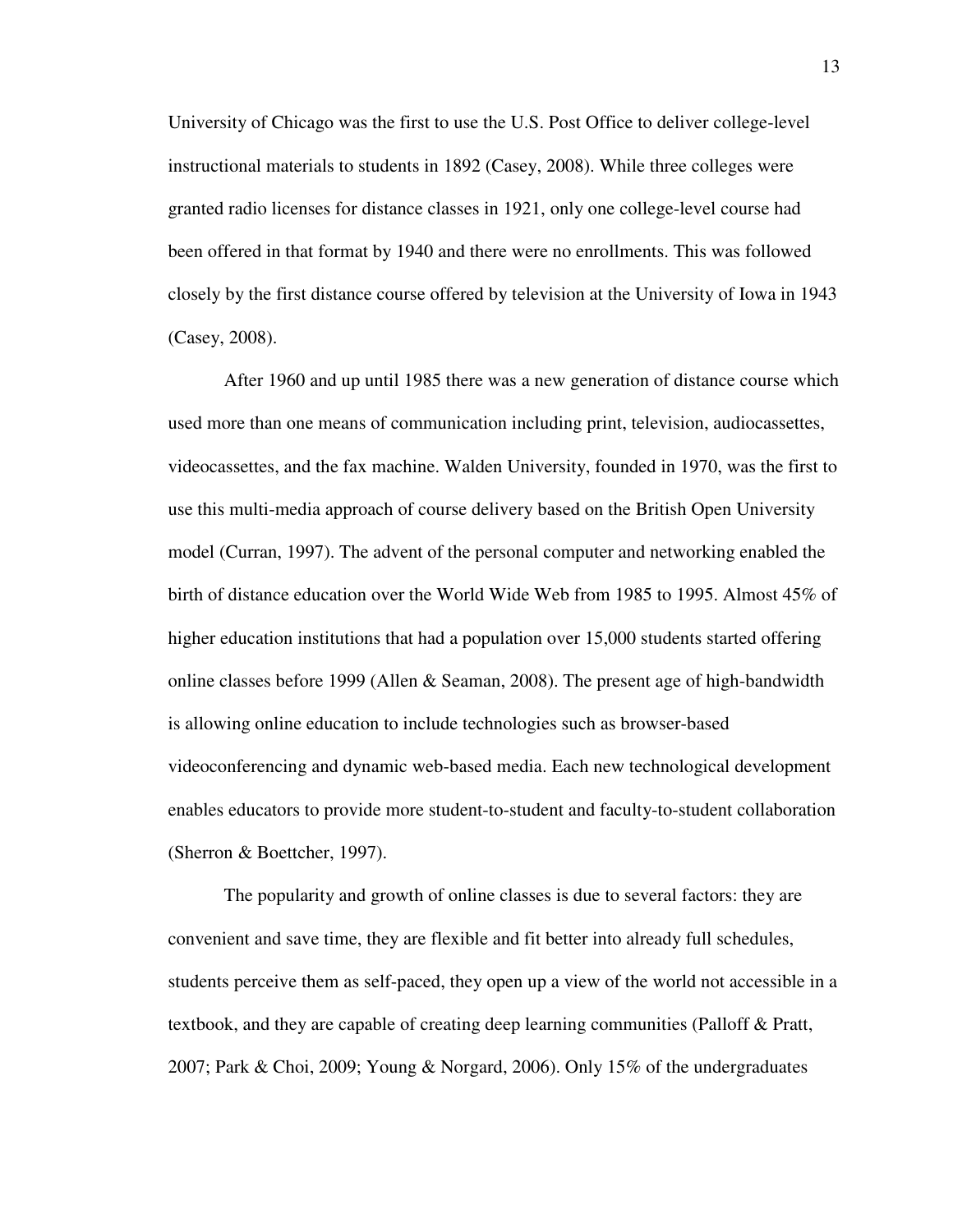University of Chicago was the first to use the U.S. Post Office to deliver college-level instructional materials to students in 1892 (Casey, 2008). While three colleges were granted radio licenses for distance classes in 1921, only one college-level course had been offered in that format by 1940 and there were no enrollments. This was followed closely by the first distance course offered by television at the University of Iowa in 1943 (Casey, 2008).

After 1960 and up until 1985 there was a new generation of distance course which used more than one means of communication including print, television, audiocassettes, videocassettes, and the fax machine. Walden University, founded in 1970, was the first to use this multi-media approach of course delivery based on the British Open University model (Curran, 1997). The advent of the personal computer and networking enabled the birth of distance education over the World Wide Web from 1985 to 1995. Almost 45% of higher education institutions that had a population over 15,000 students started offering online classes before 1999 (Allen & Seaman, 2008). The present age of high-bandwidth is allowing online education to include technologies such as browser-based videoconferencing and dynamic web-based media. Each new technological development enables educators to provide more student-to-student and faculty-to-student collaboration (Sherron & Boettcher, 1997).

The popularity and growth of online classes is due to several factors: they are convenient and save time, they are flexible and fit better into already full schedules, students perceive them as self-paced, they open up a view of the world not accessible in a textbook, and they are capable of creating deep learning communities (Palloff & Pratt, 2007; Park & Choi, 2009; Young & Norgard, 2006). Only 15% of the undergraduates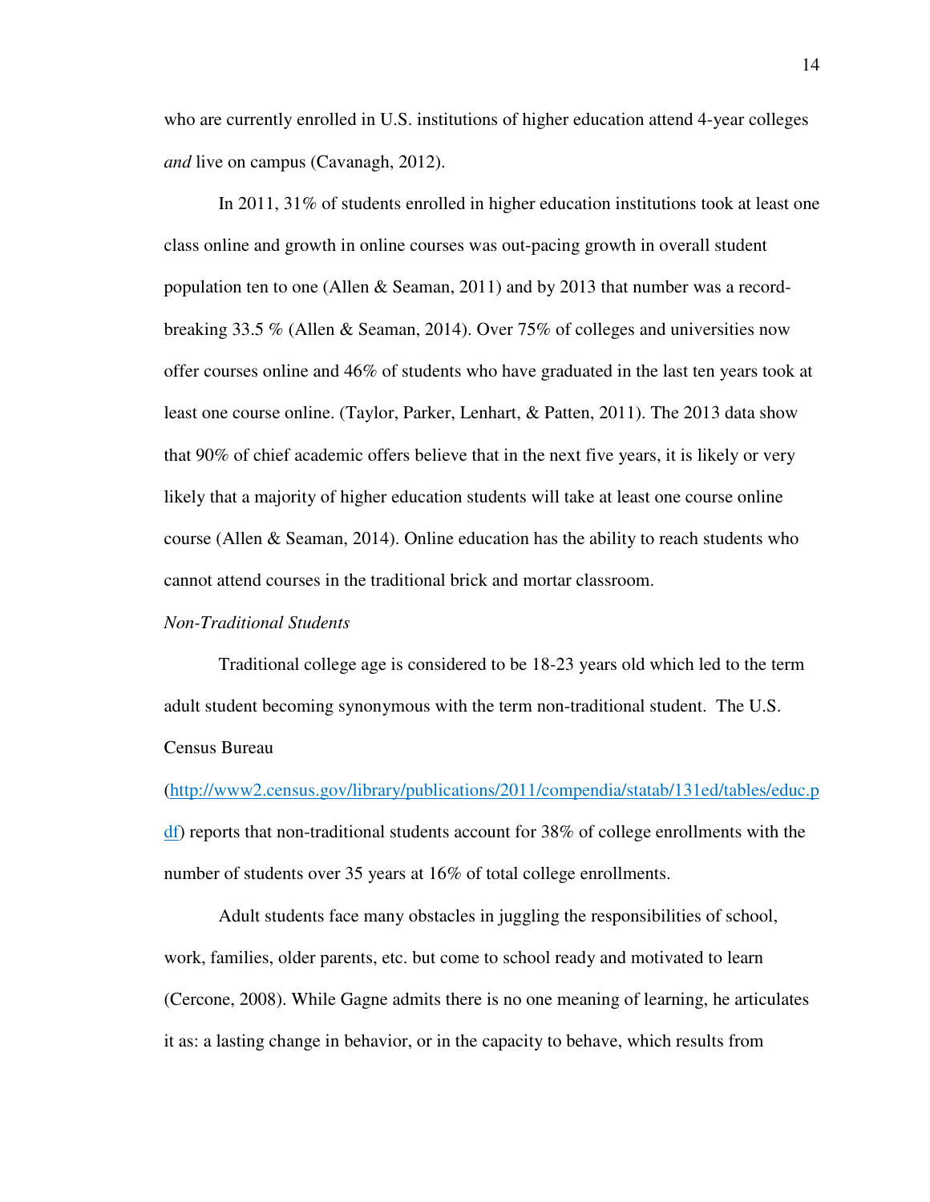who are currently enrolled in U.S. institutions of higher education attend 4-year colleges *and* live on campus (Cavanagh, 2012).

In 2011, 31% of students enrolled in higher education institutions took at least one class online and growth in online courses was out-pacing growth in overall student population ten to one (Allen & Seaman, 2011) and by 2013 that number was a record-breaking 33.5 % (Allen & Seaman, 2014). Over 75% of colleges and universities now offer courses online and 46% of students who have graduated in the last ten years took at least one course online. (Taylor, Parker, Lenhart, & Patten, 2011). The 2013 data show that 90% of chief academic offers believe that in the next five years, it is likely or very likely that a majority of higher education students will take at least one course online course (Allen & Seaman, 2014). Online education has the ability to reach students who cannot attend courses in the traditional brick and mortar classroom.

*Non-Traditional Students*

Traditional college age is considered to be 18-23 years old which led to the term adult student becoming synonymous with the term non-traditional student. The U.S. Census Bureau (http://www2.census.gov/library/publications/2011/compendia/statab/131ed/tables/educ.pdf) reports that non-traditional students account for 38% of college enrollments with the number of students over 35 years at 16% of total college enrollments.

Adult students face many obstacles in juggling the responsibilities of school, work, families, older parents, etc. but come to school ready and motivated to learn (Cercone, 2008). While Gagne admits there is no one meaning of learning, he articulates it as: a lasting change in behavior, or in the capacity to behave, which results from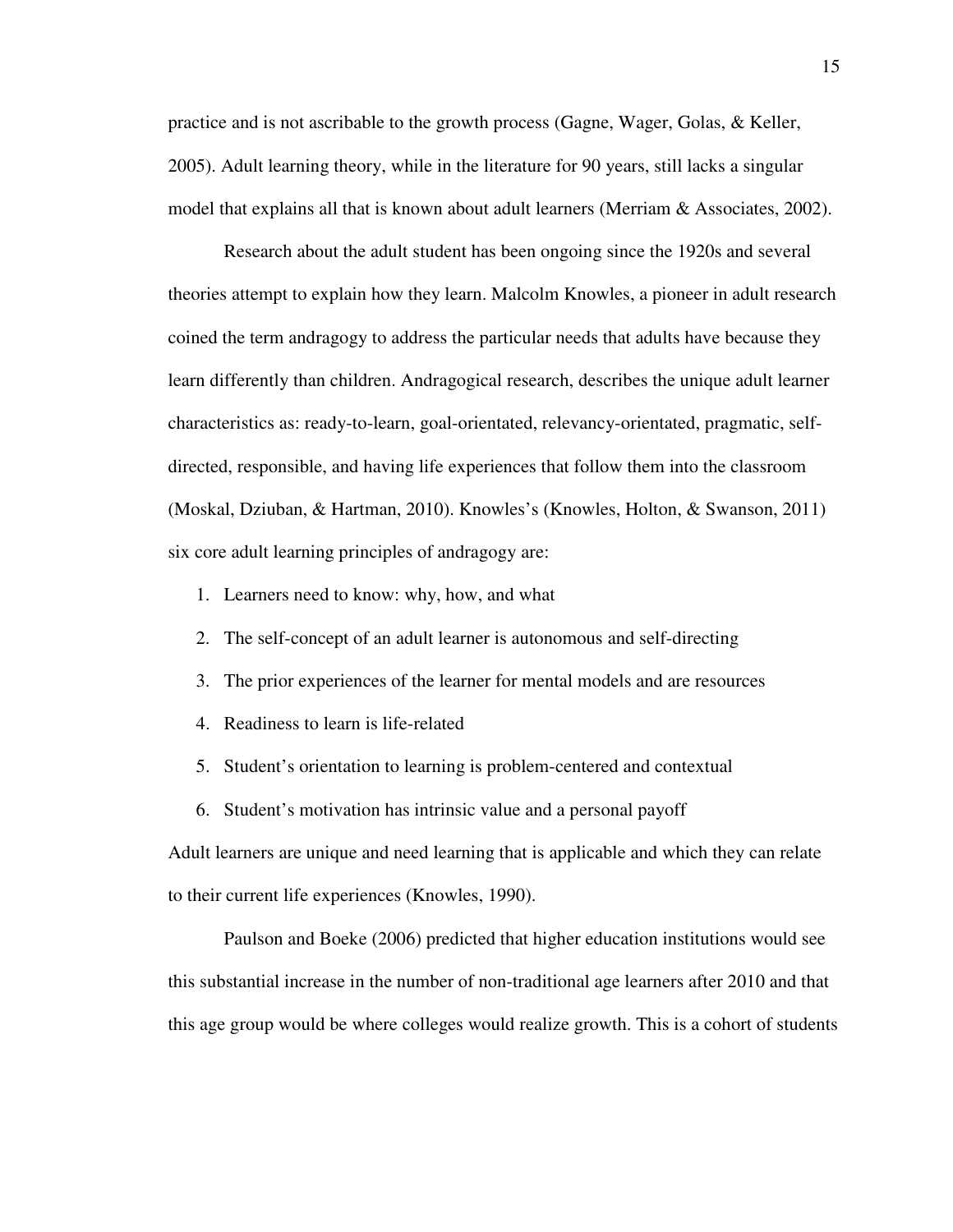practice and is not ascribable to the growth process (Gagne, Wager, Golas, & Keller, 2005). Adult learning theory, while in the literature for 90 years, still lacks a singular model that explains all that is known about adult learners (Merriam & Associates, 2002).

Research about the adult student has been ongoing since the 1920s and several theories attempt to explain how they learn. Malcolm Knowles, a pioneer in adult research coined the term andragogy to address the particular needs that adults have because they learn differently than children. Andragogical research, describes the unique adult learner characteristics as: ready-to-learn, goal-orientated, relevancy-orientated, pragmatic, self-directed, responsible, and having life experiences that follow them into the classroom (Moskal, Dziuban, & Hartman, 2010). Knowles's (Knowles, Holton, & Swanson, 2011) six core adult learning principles of andragogy are:

1. Learners need to know: why, how, and what
2. The self-concept of an adult learner is autonomous and self-directing
3. The prior experiences of the learner for mental models and are resources
4. Readiness to learn is life-related
5. Student's orientation to learning is problem-centered and contextual
6. Student's motivation has intrinsic value and a personal payoff

Adult learners are unique and need learning that is applicable and which they can relate to their current life experiences (Knowles, 1990).

Paulson and Boeke (2006) predicted that higher education institutions would see this substantial increase in the number of non-traditional age learners after 2010 and that this age group would be where colleges would realize growth. This is a cohort of students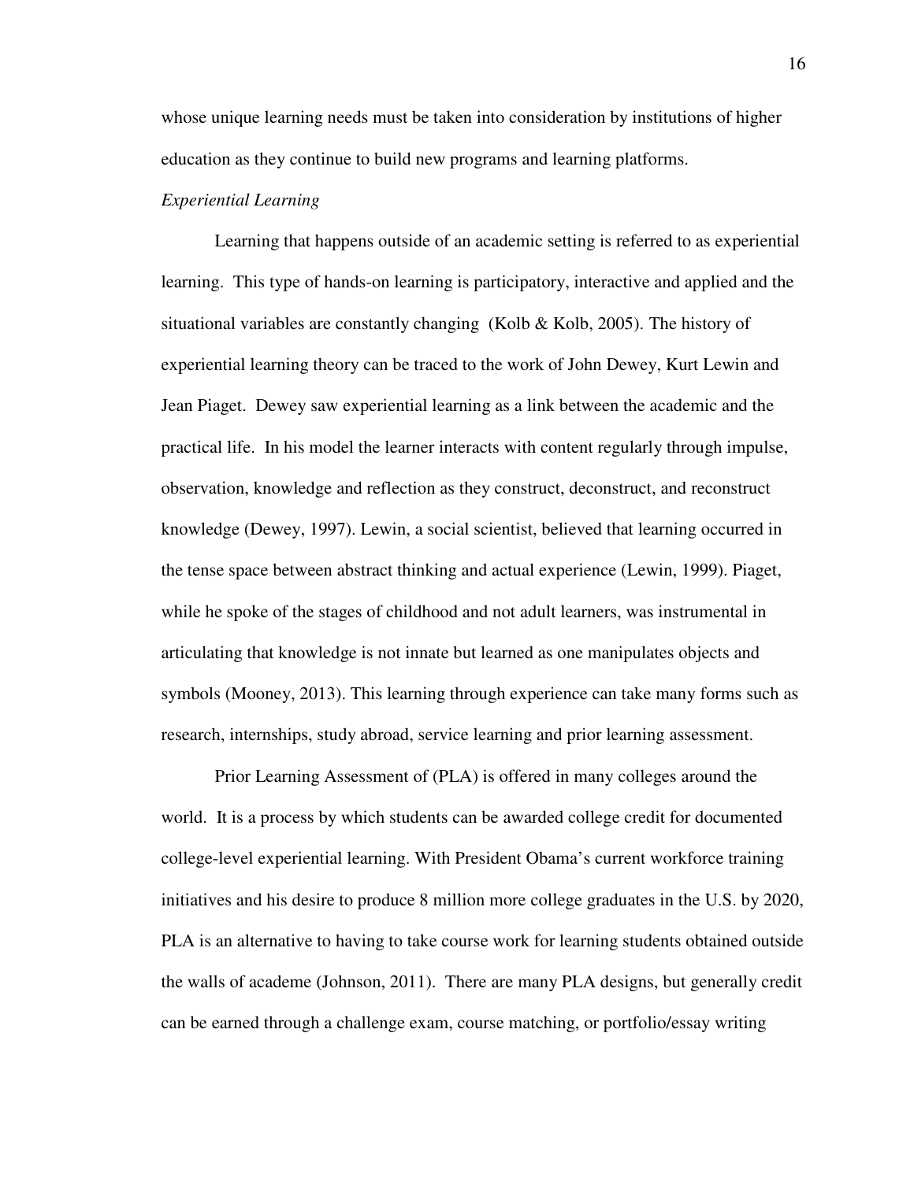whose unique learning needs must be taken into consideration by institutions of higher education as they continue to build new programs and learning platforms.

### *Experiential Learning*

Learning that happens outside of an academic setting is referred to as experiential learning. This type of hands-on learning is participatory, interactive and applied and the situational variables are constantly changing (Kolb & Kolb, 2005). The history of experiential learning theory can be traced to the work of John Dewey, Kurt Lewin and Jean Piaget. Dewey saw experiential learning as a link between the academic and the practical life. In his model the learner interacts with content regularly through impulse, observation, knowledge and reflection as they construct, deconstruct, and reconstruct knowledge (Dewey, 1997). Lewin, a social scientist, believed that learning occurred in the tense space between abstract thinking and actual experience (Lewin, 1999). Piaget, while he spoke of the stages of childhood and not adult learners, was instrumental in articulating that knowledge is not innate but learned as one manipulates objects and symbols (Mooney, 2013). This learning through experience can take many forms such as research, internships, study abroad, service learning and prior learning assessment.

Prior Learning Assessment of (PLA) is offered in many colleges around the world. It is a process by which students can be awarded college credit for documented college-level experiential learning. With President Obama's current workforce training initiatives and his desire to produce 8 million more college graduates in the U.S. by 2020, PLA is an alternative to having to take course work for learning students obtained outside the walls of academe (Johnson, 2011). There are many PLA designs, but generally credit can be earned through a challenge exam, course matching, or portfolio/essay writing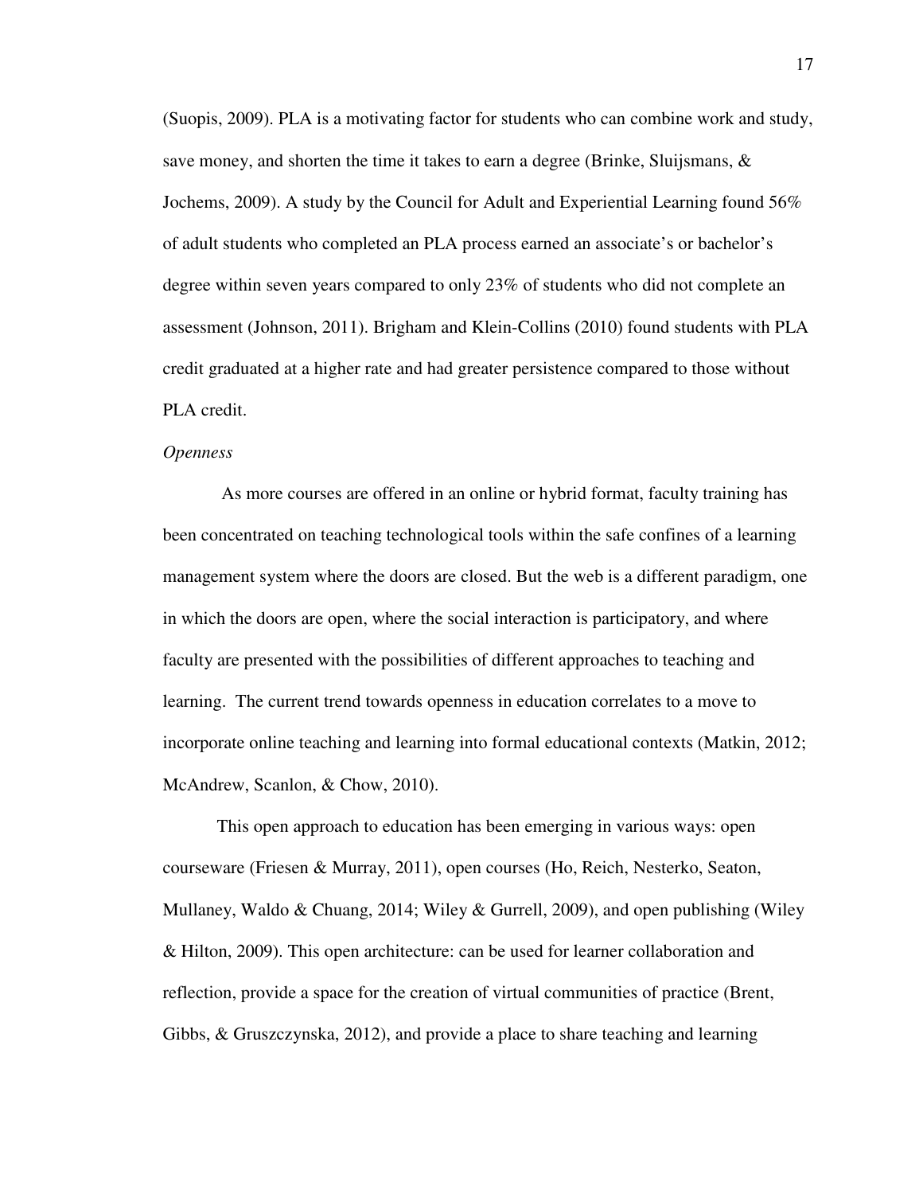(Suopis, 2009). PLA is a motivating factor for students who can combine work and study, save money, and shorten the time it takes to earn a degree (Brinke, Sluijsmans, & Jochems, 2009). A study by the Council for Adult and Experiential Learning found 56% of adult students who completed an PLA process earned an associate's or bachelor's degree within seven years compared to only 23% of students who did not complete an assessment (Johnson, 2011). Brigham and Klein-Collins (2010) found students with PLA credit graduated at a higher rate and had greater persistence compared to those without PLA credit.

*Openness*

As more courses are offered in an online or hybrid format, faculty training has been concentrated on teaching technological tools within the safe confines of a learning management system where the doors are closed. But the web is a different paradigm, one in which the doors are open, where the social interaction is participatory, and where faculty are presented with the possibilities of different approaches to teaching and learning. The current trend towards openness in education correlates to a move to incorporate online teaching and learning into formal educational contexts (Matkin, 2012; McAndrew, Scanlon, & Chow, 2010).

This open approach to education has been emerging in various ways: open courseware (Friesen & Murray, 2011), open courses (Ho, Reich, Nesterko, Seaton, Mullaney, Waldo & Chuang, 2014; Wiley & Gurrell, 2009), and open publishing (Wiley & Hilton, 2009). This open architecture: can be used for learner collaboration and reflection, provide a space for the creation of virtual communities of practice (Brent, Gibbs, & Gruszczynska, 2012), and provide a place to share teaching and learning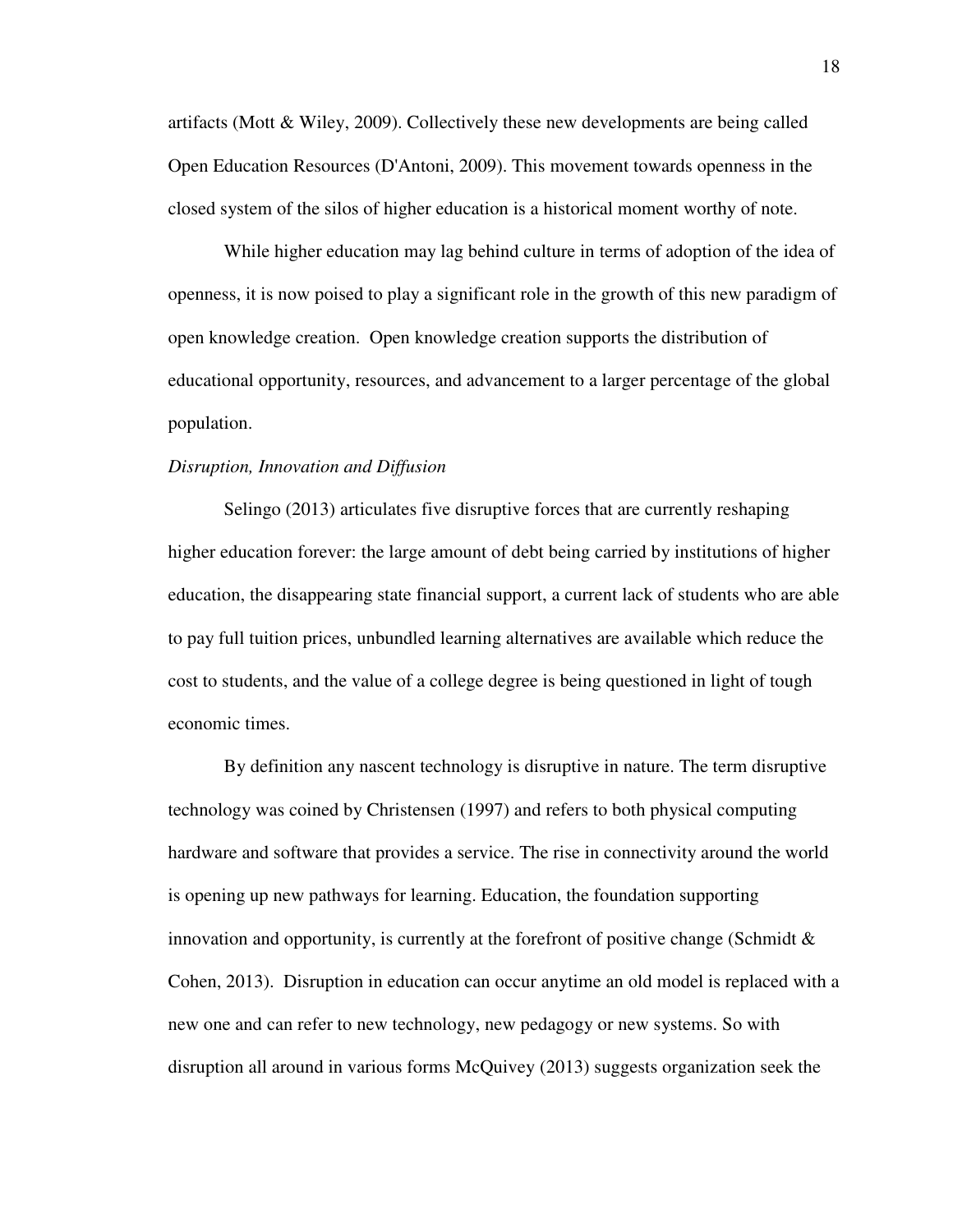artifacts (Mott & Wiley, 2009). Collectively these new developments are being called Open Education Resources (D'Antoni, 2009). This movement towards openness in the closed system of the silos of higher education is a historical moment worthy of note.

While higher education may lag behind culture in terms of adoption of the idea of openness, it is now poised to play a significant role in the growth of this new paradigm of open knowledge creation. Open knowledge creation supports the distribution of educational opportunity, resources, and advancement to a larger percentage of the global population.

*Disruption, Innovation and Diffusion*

Selingo (2013) articulates five disruptive forces that are currently reshaping higher education forever: the large amount of debt being carried by institutions of higher education, the disappearing state financial support, a current lack of students who are able to pay full tuition prices, unbundled learning alternatives are available which reduce the cost to students, and the value of a college degree is being questioned in light of tough economic times.

By definition any nascent technology is disruptive in nature. The term disruptive technology was coined by Christensen (1997) and refers to both physical computing hardware and software that provides a service. The rise in connectivity around the world is opening up new pathways for learning. Education, the foundation supporting innovation and opportunity, is currently at the forefront of positive change (Schmidt & Cohen, 2013). Disruption in education can occur anytime an old model is replaced with a new one and can refer to new technology, new pedagogy or new systems. So with disruption all around in various forms McQuivey (2013) suggests organization seek the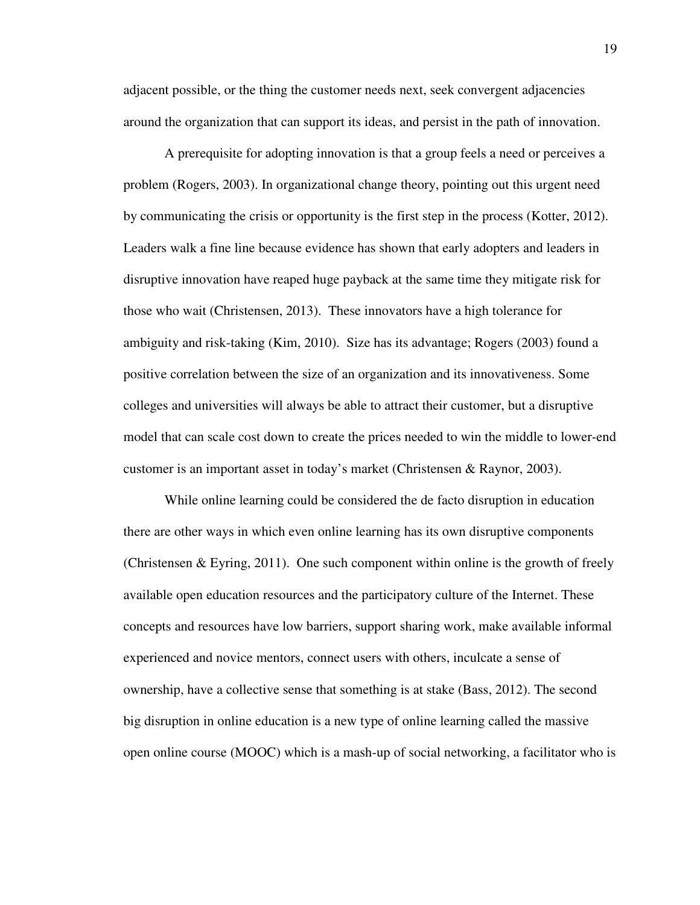adjacent possible, or the thing the customer needs next, seek convergent adjacencies around the organization that can support its ideas, and persist in the path of innovation.

A prerequisite for adopting innovation is that a group feels a need or perceives a problem (Rogers, 2003). In organizational change theory, pointing out this urgent need by communicating the crisis or opportunity is the first step in the process (Kotter, 2012). Leaders walk a fine line because evidence has shown that early adopters and leaders in disruptive innovation have reaped huge payback at the same time they mitigate risk for those who wait (Christensen, 2013). These innovators have a high tolerance for ambiguity and risk-taking (Kim, 2010). Size has its advantage; Rogers (2003) found a positive correlation between the size of an organization and its innovativeness. Some colleges and universities will always be able to attract their customer, but a disruptive model that can scale cost down to create the prices needed to win the middle to lower-end customer is an important asset in today's market (Christensen & Raynor, 2003).

While online learning could be considered the de facto disruption in education there are other ways in which even online learning has its own disruptive components (Christensen & Eyring, 2011). One such component within online is the growth of freely available open education resources and the participatory culture of the Internet. These concepts and resources have low barriers, support sharing work, make available informal experienced and novice mentors, connect users with others, inculcate a sense of ownership, have a collective sense that something is at stake (Bass, 2012). The second big disruption in online education is a new type of online learning called the massive open online course (MOOC) which is a mash-up of social networking, a facilitator who is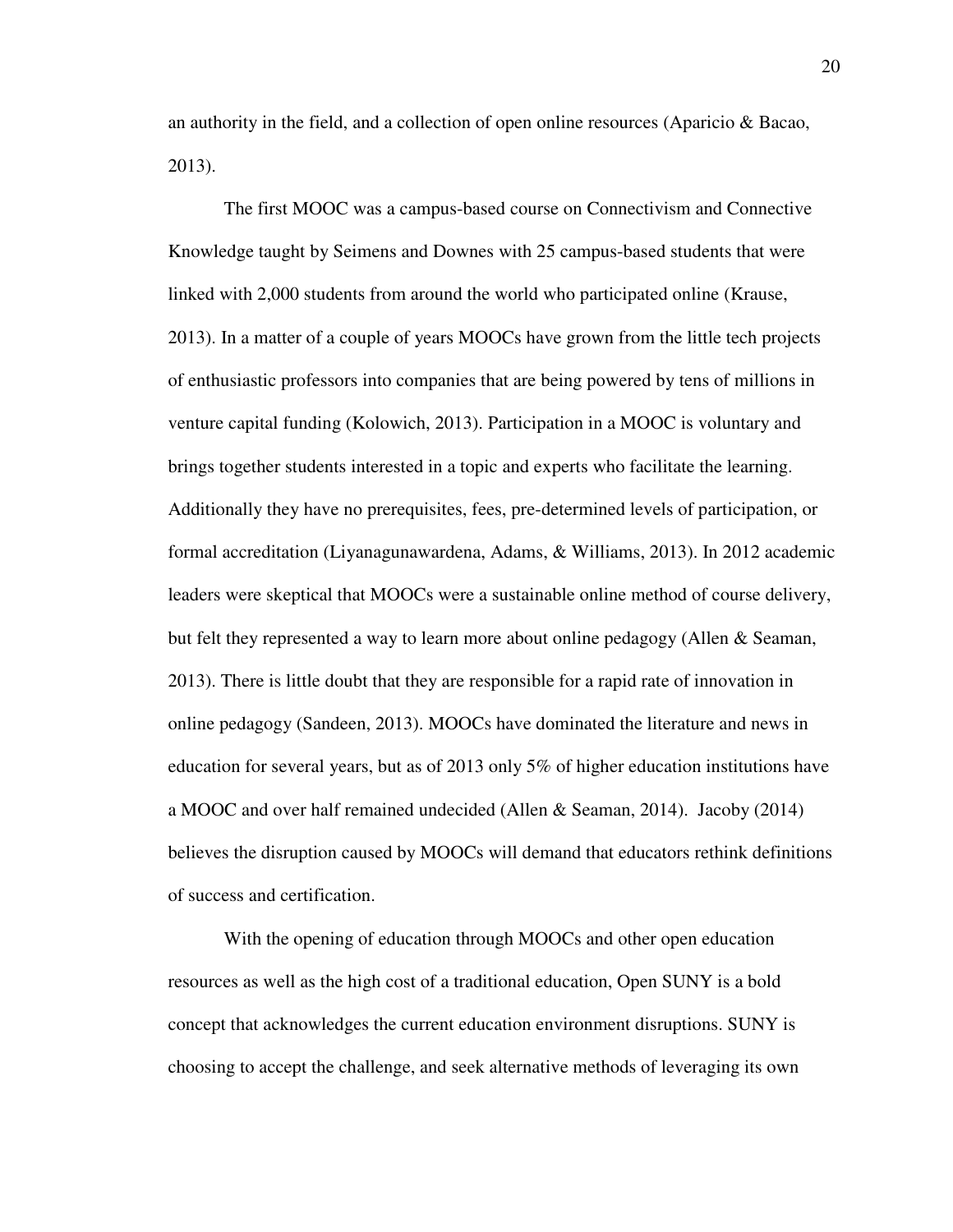an authority in the field, and a collection of open online resources (Aparicio & Bacao, 2013).

The first MOOC was a campus-based course on Connectivism and Connective Knowledge taught by Seimens and Downes with 25 campus-based students that were linked with 2,000 students from around the world who participated online (Krause, 2013). In a matter of a couple of years MOOCs have grown from the little tech projects of enthusiastic professors into companies that are being powered by tens of millions in venture capital funding (Kolowich, 2013). Participation in a MOOC is voluntary and brings together students interested in a topic and experts who facilitate the learning. Additionally they have no prerequisites, fees, pre-determined levels of participation, or formal accreditation (Liyanagunawardena, Adams, & Williams, 2013). In 2012 academic leaders were skeptical that MOOCs were a sustainable online method of course delivery, but felt they represented a way to learn more about online pedagogy (Allen & Seaman, 2013). There is little doubt that they are responsible for a rapid rate of innovation in online pedagogy (Sandeen, 2013). MOOCs have dominated the literature and news in education for several years, but as of 2013 only 5% of higher education institutions have a MOOC and over half remained undecided (Allen & Seaman, 2014). Jacoby (2014) believes the disruption caused by MOOCs will demand that educators rethink definitions of success and certification.

With the opening of education through MOOCs and other open education resources as well as the high cost of a traditional education, Open SUNY is a bold concept that acknowledges the current education environment disruptions. SUNY is choosing to accept the challenge, and seek alternative methods of leveraging its own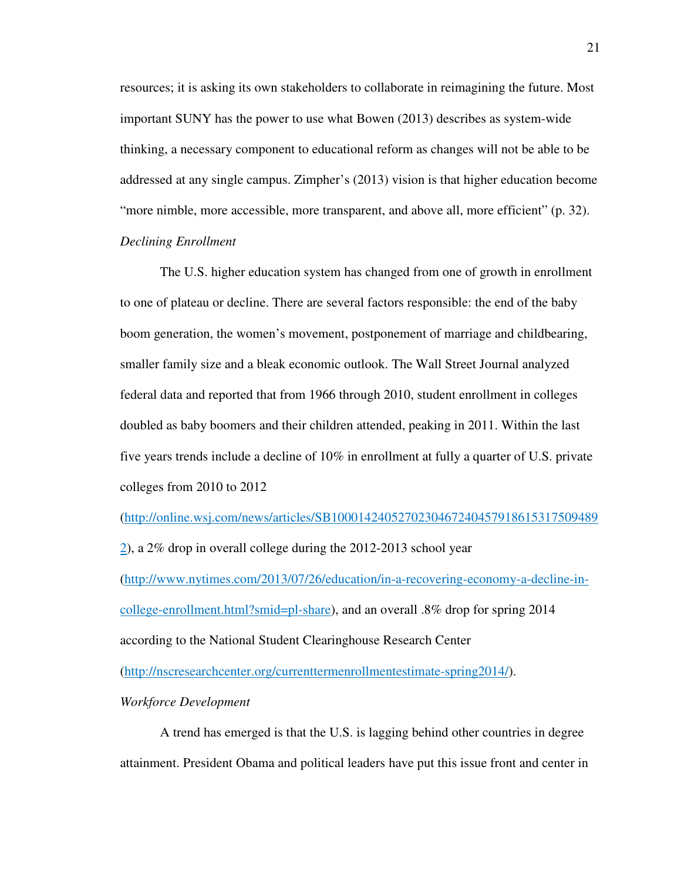resources; it is asking its own stakeholders to collaborate in reimagining the future. Most important SUNY has the power to use what Bowen (2013) describes as system-wide thinking, a necessary component to educational reform as changes will not be able to be addressed at any single campus. Zimpher's (2013) vision is that higher education become "more nimble, more accessible, more transparent, and above all, more efficient" (p. 32).

*Declining Enrollment*

The U.S. higher education system has changed from one of growth in enrollment to one of plateau or decline. There are several factors responsible: the end of the baby boom generation, the women's movement, postponement of marriage and childbearing, smaller family size and a bleak economic outlook. The Wall Street Journal analyzed federal data and reported that from 1966 through 2010, student enrollment in colleges doubled as baby boomers and their children attended, peaking in 2011. Within the last five years trends include a decline of 10% in enrollment at fully a quarter of U.S. private colleges from 2010 to 2012 (http://online.wsj.com/news/articles/SB100014240527023046724045791861531750948 92), a 2% drop in overall college during the 2012-2013 school year (http://www.nytimes.com/2013/07/26/education/in-a-recovering-economy-a-decline-in-college-enrollment.html?smid=pl-share), and an overall .8% drop for spring 2014 according to the National Student Clearinghouse Research Center (http://nscresearchcenter.org/currenttermenrollmentestimate-spring2014/).

*Workforce Development*

A trend has emerged is that the U.S. is lagging behind other countries in degree attainment. President Obama and political leaders have put this issue front and center in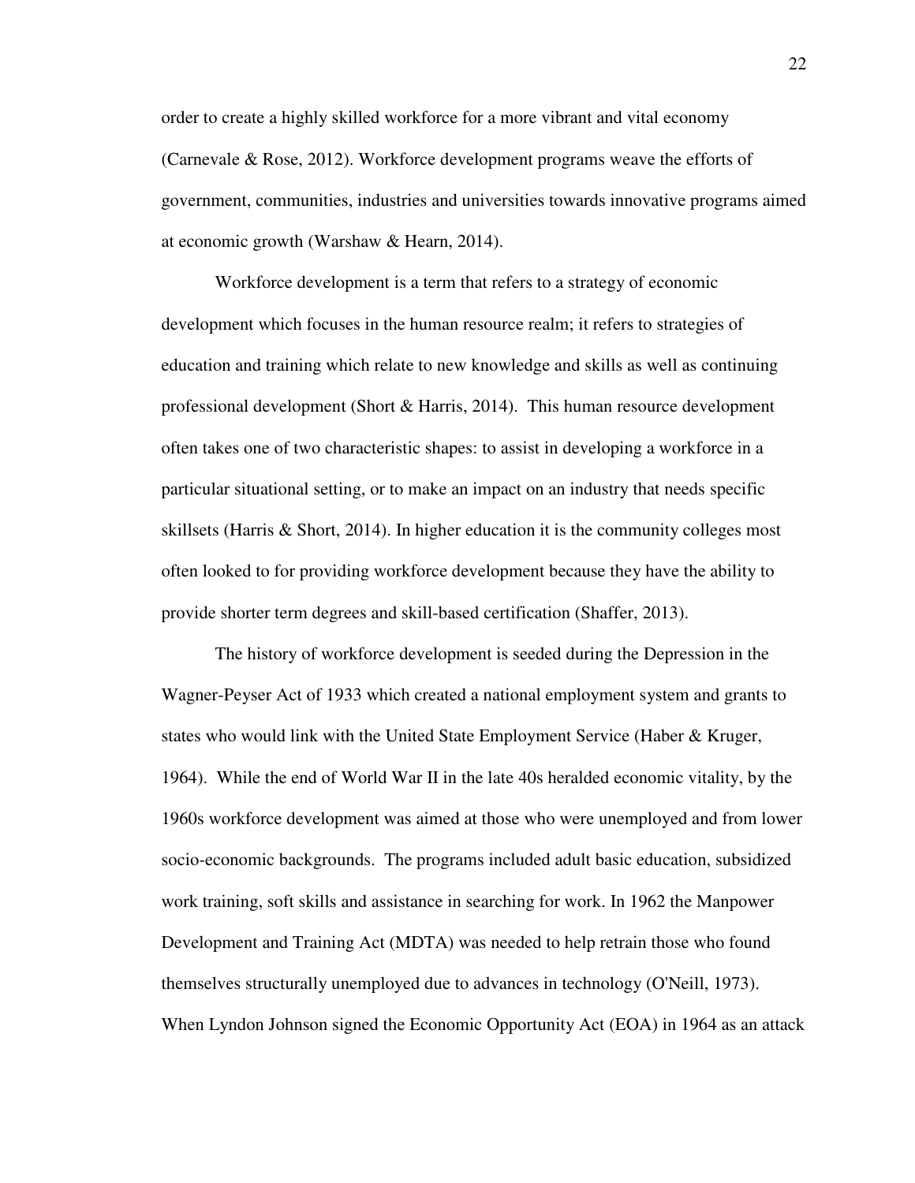order to create a highly skilled workforce for a more vibrant and vital economy (Carnevale & Rose, 2012). Workforce development programs weave the efforts of government, communities, industries and universities towards innovative programs aimed at economic growth (Warshaw & Hearn, 2014).

Workforce development is a term that refers to a strategy of economic development which focuses in the human resource realm; it refers to strategies of education and training which relate to new knowledge and skills as well as continuing professional development (Short & Harris, 2014). This human resource development often takes one of two characteristic shapes: to assist in developing a workforce in a particular situational setting, or to make an impact on an industry that needs specific skillsets (Harris & Short, 2014). In higher education it is the community colleges most often looked to for providing workforce development because they have the ability to provide shorter term degrees and skill-based certification (Shaffer, 2013).

The history of workforce development is seeded during the Depression in the Wagner-Peyser Act of 1933 which created a national employment system and grants to states who would link with the United State Employment Service (Haber & Kruger, 1964). While the end of World War II in the late 40s heralded economic vitality, by the 1960s workforce development was aimed at those who were unemployed and from lower socio-economic backgrounds. The programs included adult basic education, subsidized work training, soft skills and assistance in searching for work. In 1962 the Manpower Development and Training Act (MDTA) was needed to help retrain those who found themselves structurally unemployed due to advances in technology (O'Neill, 1973). When Lyndon Johnson signed the Economic Opportunity Act (EOA) in 1964 as an attack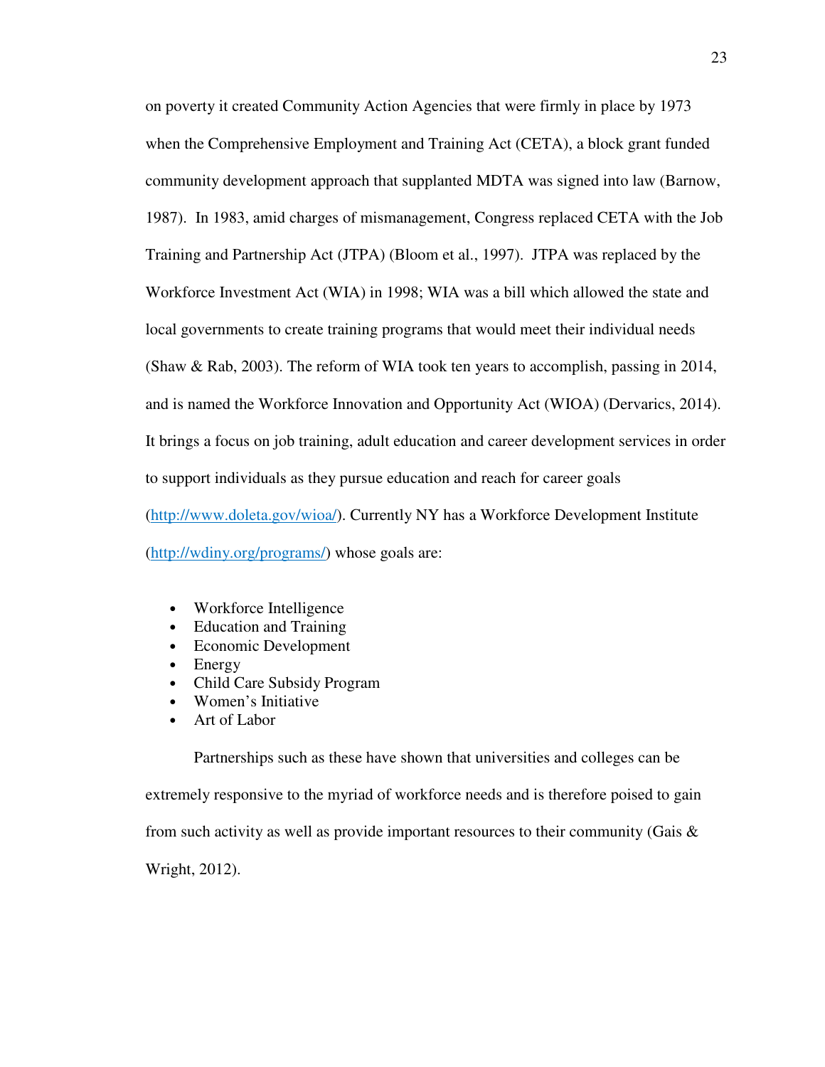on poverty it created Community Action Agencies that were firmly in place by 1973 when the Comprehensive Employment and Training Act (CETA), a block grant funded community development approach that supplanted MDTA was signed into law (Barnow, 1987). In 1983, amid charges of mismanagement, Congress replaced CETA with the Job Training and Partnership Act (JTPA) (Bloom et al., 1997). JTPA was replaced by the Workforce Investment Act (WIA) in 1998; WIA was a bill which allowed the state and local governments to create training programs that would meet their individual needs (Shaw & Rab, 2003). The reform of WIA took ten years to accomplish, passing in 2014, and is named the Workforce Innovation and Opportunity Act (WIOA) (Dervarics, 2014). It brings a focus on job training, adult education and career development services in order to support individuals as they pursue education and reach for career goals (http://www.doleta.gov/wioa/). Currently NY has a Workforce Development Institute (http://wdiny.org/programs/) whose goals are:

- Workforce Intelligence
- Education and Training
- Economic Development
- Energy
- Child Care Subsidy Program
- Women's Initiative
- Art of Labor

Partnerships such as these have shown that universities and colleges can be extremely responsive to the myriad of workforce needs and is therefore poised to gain from such activity as well as provide important resources to their community (Gais & Wright, 2012).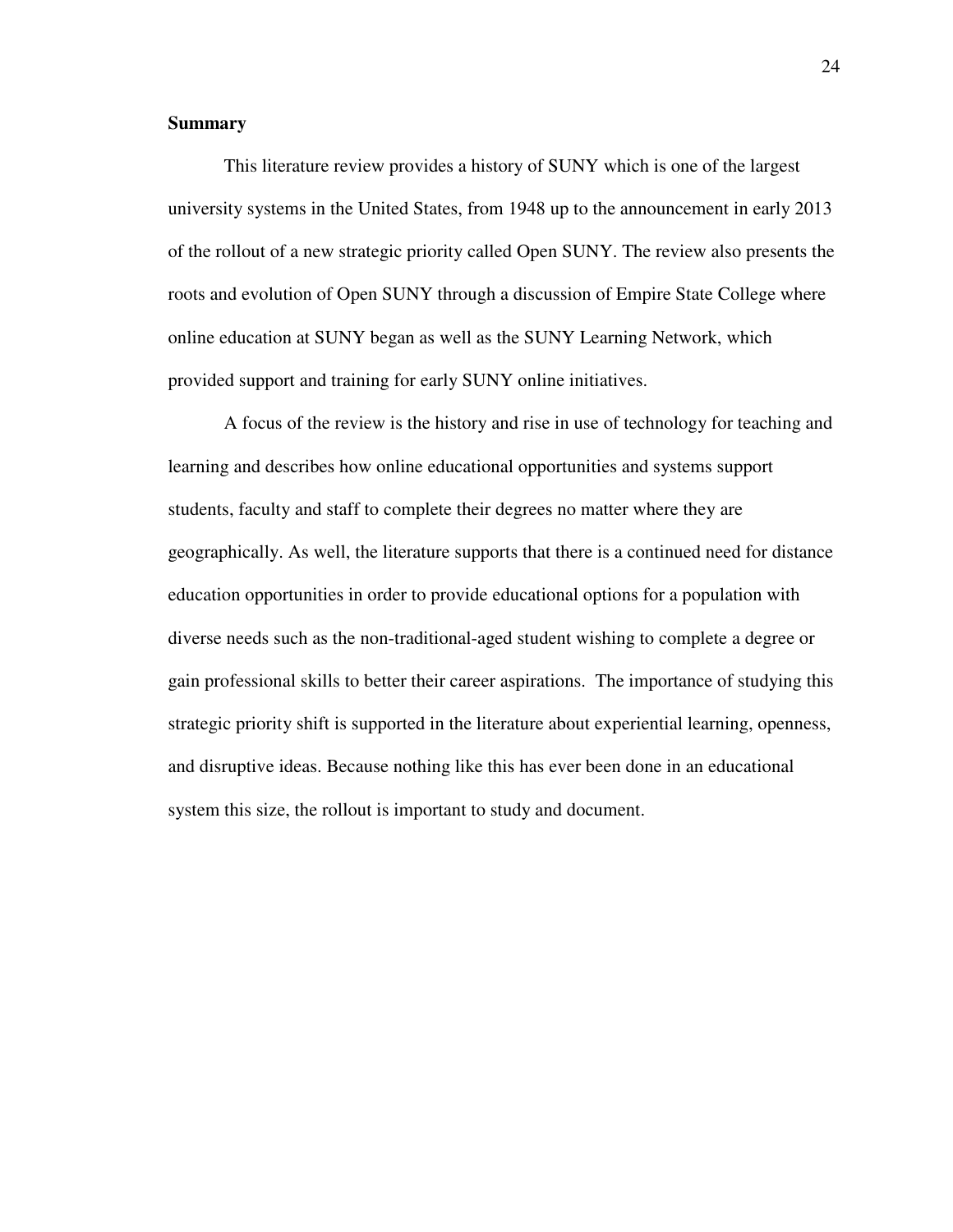**Summary**

This literature review provides a history of SUNY which is one of the largest university systems in the United States, from 1948 up to the announcement in early 2013 of the rollout of a new strategic priority called Open SUNY. The review also presents the roots and evolution of Open SUNY through a discussion of Empire State College where online education at SUNY began as well as the SUNY Learning Network, which provided support and training for early SUNY online initiatives.

A focus of the review is the history and rise in use of technology for teaching and learning and describes how online educational opportunities and systems support students, faculty and staff to complete their degrees no matter where they are geographically. As well, the literature supports that there is a continued need for distance education opportunities in order to provide educational options for a population with diverse needs such as the non-traditional-aged student wishing to complete a degree or gain professional skills to better their career aspirations. The importance of studying this strategic priority shift is supported in the literature about experiential learning, openness, and disruptive ideas. Because nothing like this has ever been done in an educational system this size, the rollout is important to study and document.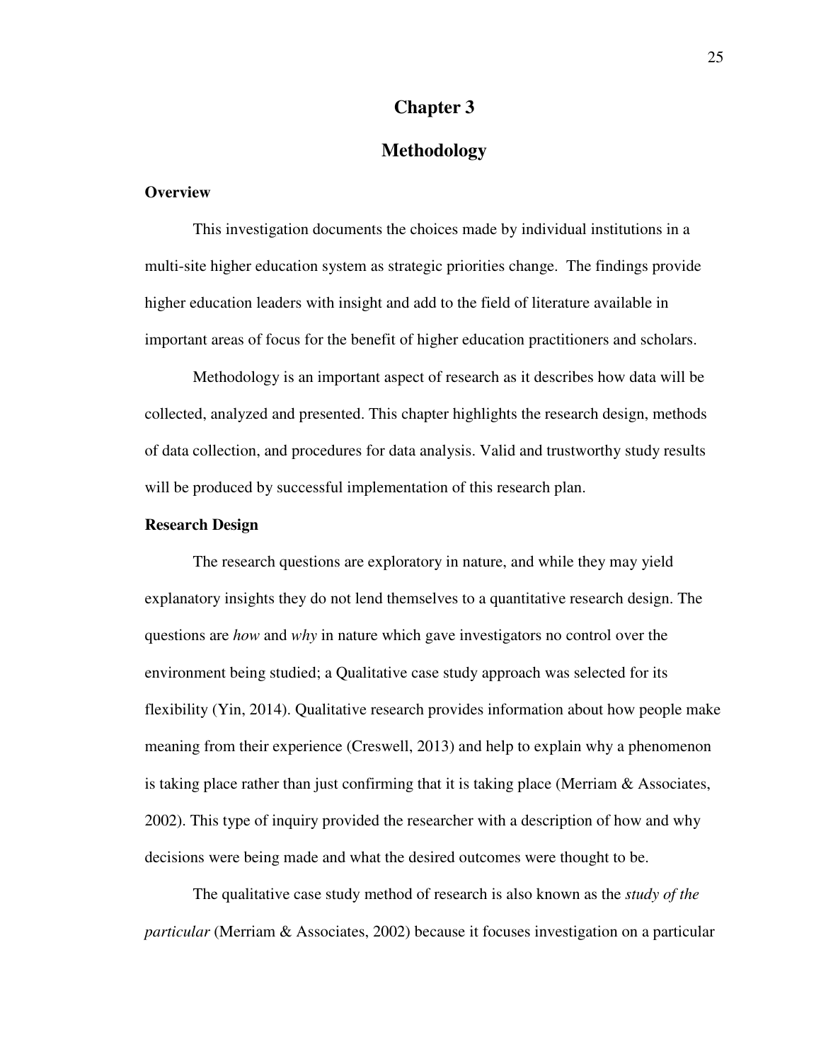# Chapter 3

# Methodology

## Overview

This investigation documents the choices made by individual institutions in a multi-site higher education system as strategic priorities change. The findings provide higher education leaders with insight and add to the field of literature available in important areas of focus for the benefit of higher education practitioners and scholars.

Methodology is an important aspect of research as it describes how data will be collected, analyzed and presented. This chapter highlights the research design, methods of data collection, and procedures for data analysis. Valid and trustworthy study results will be produced by successful implementation of this research plan.

## Research Design

The research questions are exploratory in nature, and while they may yield explanatory insights they do not lend themselves to a quantitative research design. The questions are *how* and *why* in nature which gave investigators no control over the environment being studied; a Qualitative case study approach was selected for its flexibility (Yin, 2014). Qualitative research provides information about how people make meaning from their experience (Creswell, 2013) and help to explain why a phenomenon is taking place rather than just confirming that it is taking place (Merriam & Associates, 2002). This type of inquiry provided the researcher with a description of how and why decisions were being made and what the desired outcomes were thought to be.

The qualitative case study method of research is also known as the *study of the particular* (Merriam & Associates, 2002) because it focuses investigation on a particular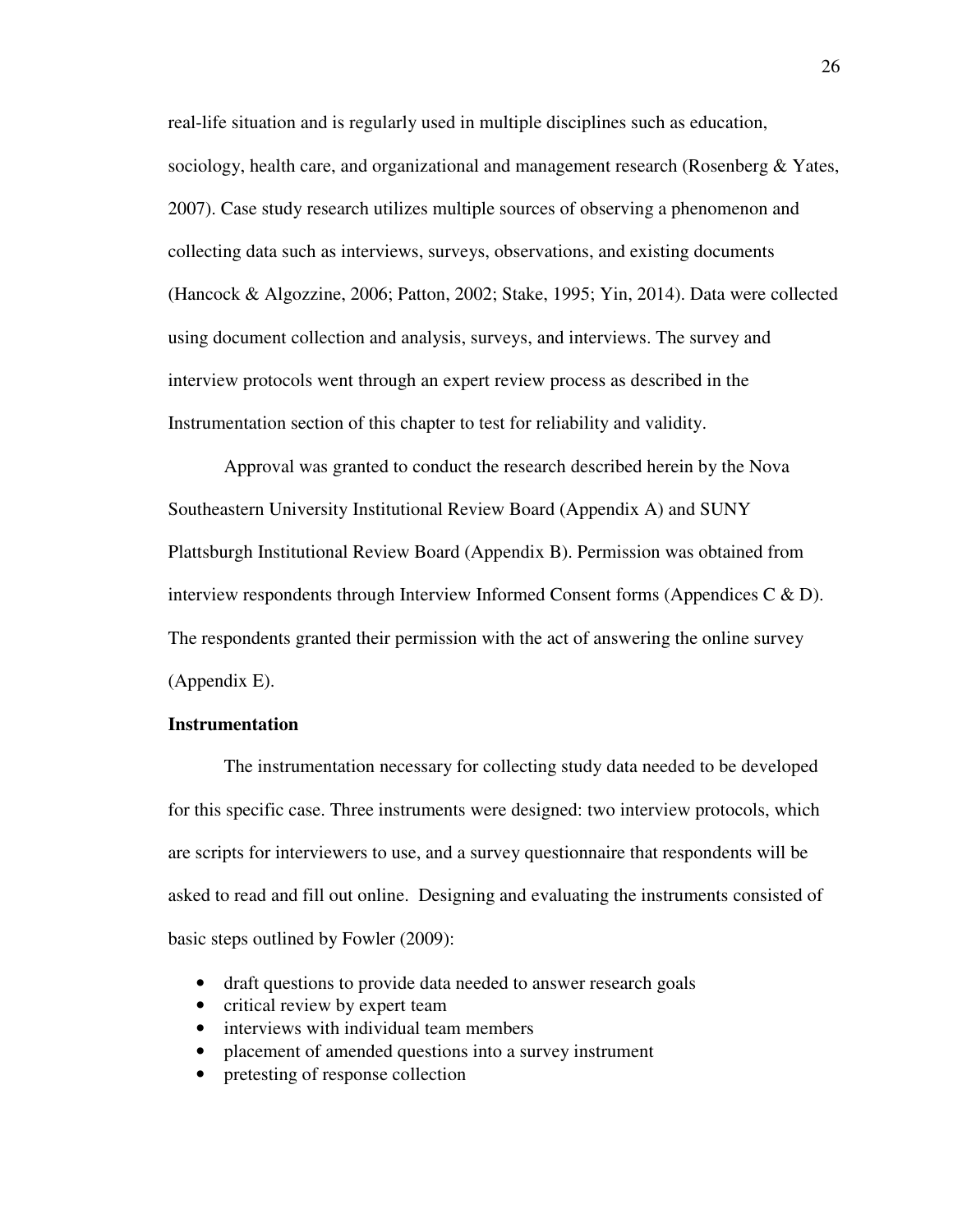real-life situation and is regularly used in multiple disciplines such as education, sociology, health care, and organizational and management research (Rosenberg & Yates, 2007). Case study research utilizes multiple sources of observing a phenomenon and collecting data such as interviews, surveys, observations, and existing documents (Hancock & Algozzine, 2006; Patton, 2002; Stake, 1995; Yin, 2014). Data were collected using document collection and analysis, surveys, and interviews. The survey and interview protocols went through an expert review process as described in the Instrumentation section of this chapter to test for reliability and validity.

Approval was granted to conduct the research described herein by the Nova Southeastern University Institutional Review Board (Appendix A) and SUNY Plattsburgh Institutional Review Board (Appendix B). Permission was obtained from interview respondents through Interview Informed Consent forms (Appendices C & D). The respondents granted their permission with the act of answering the online survey (Appendix E).

**Instrumentation**

The instrumentation necessary for collecting study data needed to be developed for this specific case. Three instruments were designed: two interview protocols, which are scripts for interviewers to use, and a survey questionnaire that respondents will be asked to read and fill out online. Designing and evaluating the instruments consisted of basic steps outlined by Fowler (2009):

- draft questions to provide data needed to answer research goals
- critical review by expert team
- interviews with individual team members
- placement of amended questions into a survey instrument
- pretesting of response collection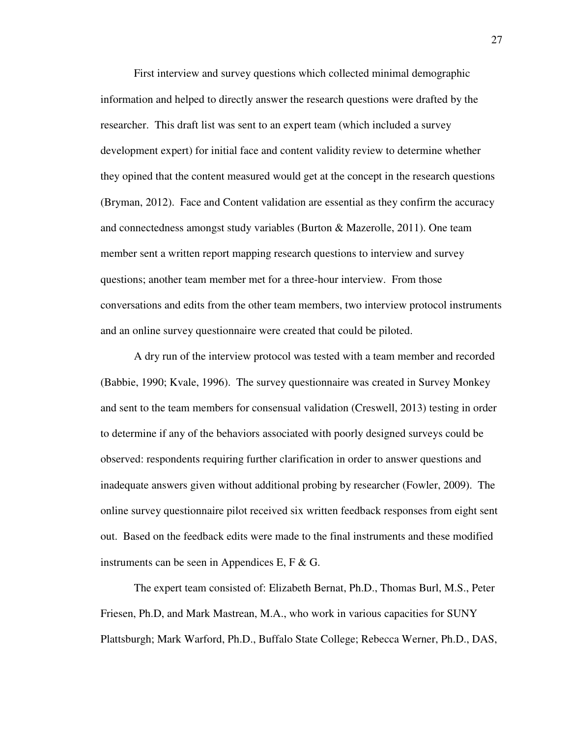First interview and survey questions which collected minimal demographic information and helped to directly answer the research questions were drafted by the researcher. This draft list was sent to an expert team (which included a survey development expert) for initial face and content validity review to determine whether they opined that the content measured would get at the concept in the research questions (Bryman, 2012). Face and Content validation are essential as they confirm the accuracy and connectedness amongst study variables (Burton & Mazerolle, 2011). One team member sent a written report mapping research questions to interview and survey questions; another team member met for a three-hour interview. From those conversations and edits from the other team members, two interview protocol instruments and an online survey questionnaire were created that could be piloted.

A dry run of the interview protocol was tested with a team member and recorded (Babbie, 1990; Kvale, 1996). The survey questionnaire was created in Survey Monkey and sent to the team members for consensual validation (Creswell, 2013) testing in order to determine if any of the behaviors associated with poorly designed surveys could be observed: respondents requiring further clarification in order to answer questions and inadequate answers given without additional probing by researcher (Fowler, 2009). The online survey questionnaire pilot received six written feedback responses from eight sent out. Based on the feedback edits were made to the final instruments and these modified instruments can be seen in Appendices E, F & G.

The expert team consisted of: Elizabeth Bernat, Ph.D., Thomas Burl, M.S., Peter Friesen, Ph.D, and Mark Mastrean, M.A., who work in various capacities for SUNY Plattsburgh; Mark Warford, Ph.D., Buffalo State College; Rebecca Werner, Ph.D., DAS,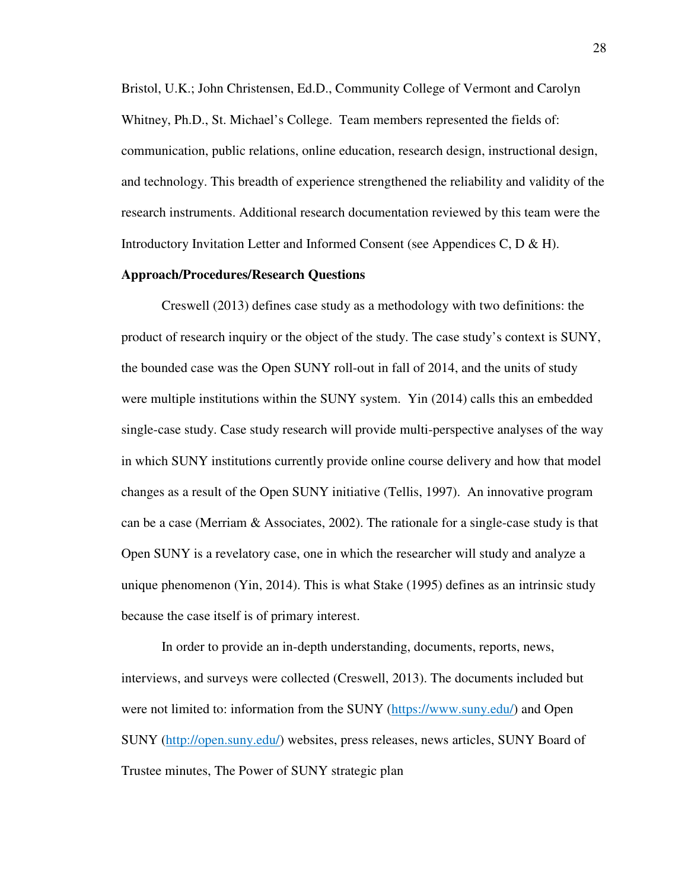Bristol, U.K.; John Christensen, Ed.D., Community College of Vermont and Carolyn Whitney, Ph.D., St. Michael's College. Team members represented the fields of: communication, public relations, online education, research design, instructional design, and technology. This breadth of experience strengthened the reliability and validity of the research instruments. Additional research documentation reviewed by this team were the Introductory Invitation Letter and Informed Consent (see Appendices C, D & H).

**Approach/Procedures/Research Questions**

Creswell (2013) defines case study as a methodology with two definitions: the product of research inquiry or the object of the study. The case study's context is SUNY, the bounded case was the Open SUNY roll-out in fall of 2014, and the units of study were multiple institutions within the SUNY system. Yin (2014) calls this an embedded single-case study. Case study research will provide multi-perspective analyses of the way in which SUNY institutions currently provide online course delivery and how that model changes as a result of the Open SUNY initiative (Tellis, 1997). An innovative program can be a case (Merriam & Associates, 2002). The rationale for a single-case study is that Open SUNY is a revelatory case, one in which the researcher will study and analyze a unique phenomenon (Yin, 2014). This is what Stake (1995) defines as an intrinsic study because the case itself is of primary interest.

In order to provide an in-depth understanding, documents, reports, news, interviews, and surveys were collected (Creswell, 2013). The documents included but were not limited to: information from the SUNY (https://www.suny.edu/) and Open SUNY (http://open.suny.edu/) websites, press releases, news articles, SUNY Board of Trustee minutes, The Power of SUNY strategic plan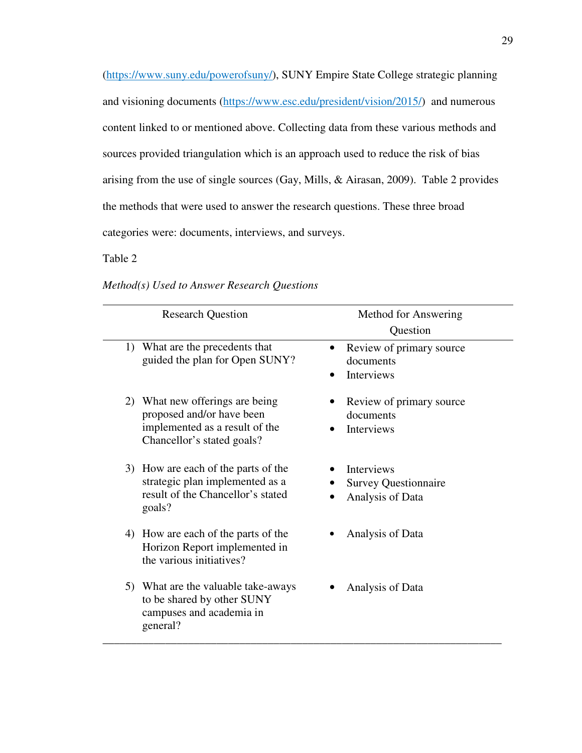(https://www.suny.edu/powerofsuny/), SUNY Empire State College strategic planning and visioning documents (https://www.esc.edu/president/vision/2015/) and numerous content linked to or mentioned above. Collecting data from these various methods and sources provided triangulation which is an approach used to reduce the risk of bias arising from the use of single sources (Gay, Mills, & Airasan, 2009). Table 2 provides the methods that were used to answer the research questions. These three broad categories were: documents, interviews, and surveys.

Table 2

*Method(s) Used to Answer Research Questions*

| Research Question | Method for Answering Question |
|---|---|
| 1) What are the precedents that guided the plan for Open SUNY? | • Review of primary source documents<br>• Interviews |
| 2) What new offerings are being proposed and/or have been implemented as a result of the Chancellor's stated goals? | • Review of primary source documents<br>• Interviews |
| 3) How are each of the parts of the strategic plan implemented as a result of the Chancellor's stated goals? | • Interviews<br>• Survey Questionnaire<br>• Analysis of Data |
| 4) How are each of the parts of the Horizon Report implemented in the various initiatives? | • Analysis of Data |
| 5) What are the valuable take-aways to be shared by other SUNY campuses and academia in general? | • Analysis of Data |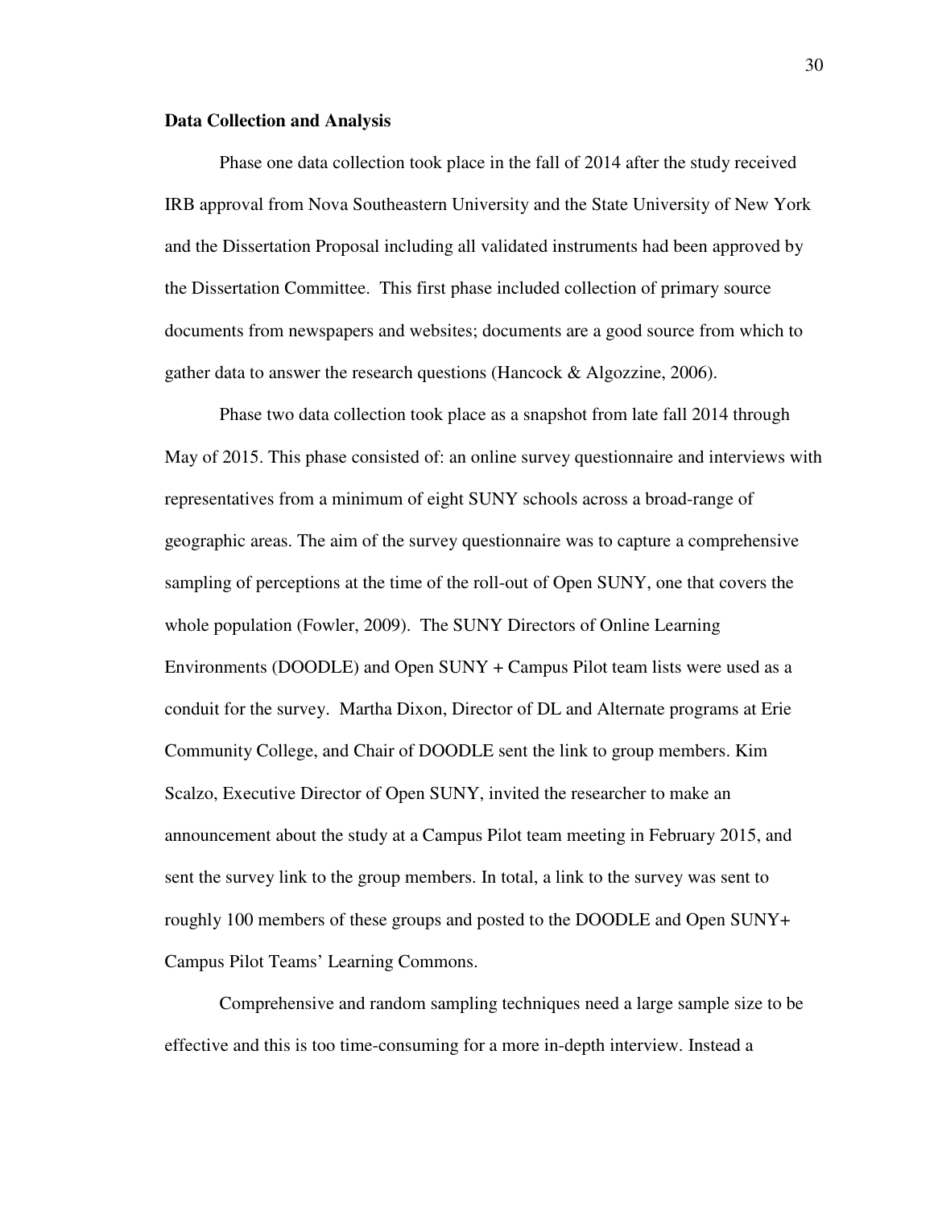**Data Collection and Analysis**

Phase one data collection took place in the fall of 2014 after the study received IRB approval from Nova Southeastern University and the State University of New York and the Dissertation Proposal including all validated instruments had been approved by the Dissertation Committee. This first phase included collection of primary source documents from newspapers and websites; documents are a good source from which to gather data to answer the research questions (Hancock & Algozzine, 2006).

Phase two data collection took place as a snapshot from late fall 2014 through May of 2015. This phase consisted of: an online survey questionnaire and interviews with representatives from a minimum of eight SUNY schools across a broad-range of geographic areas. The aim of the survey questionnaire was to capture a comprehensive sampling of perceptions at the time of the roll-out of Open SUNY, one that covers the whole population (Fowler, 2009). The SUNY Directors of Online Learning Environments (DOODLE) and Open SUNY + Campus Pilot team lists were used as a conduit for the survey. Martha Dixon, Director of DL and Alternate programs at Erie Community College, and Chair of DOODLE sent the link to group members. Kim Scalzo, Executive Director of Open SUNY, invited the researcher to make an announcement about the study at a Campus Pilot team meeting in February 2015, and sent the survey link to the group members. In total, a link to the survey was sent to roughly 100 members of these groups and posted to the DOODLE and Open SUNY+ Campus Pilot Teams' Learning Commons.

Comprehensive and random sampling techniques need a large sample size to be effective and this is too time-consuming for a more in-depth interview. Instead a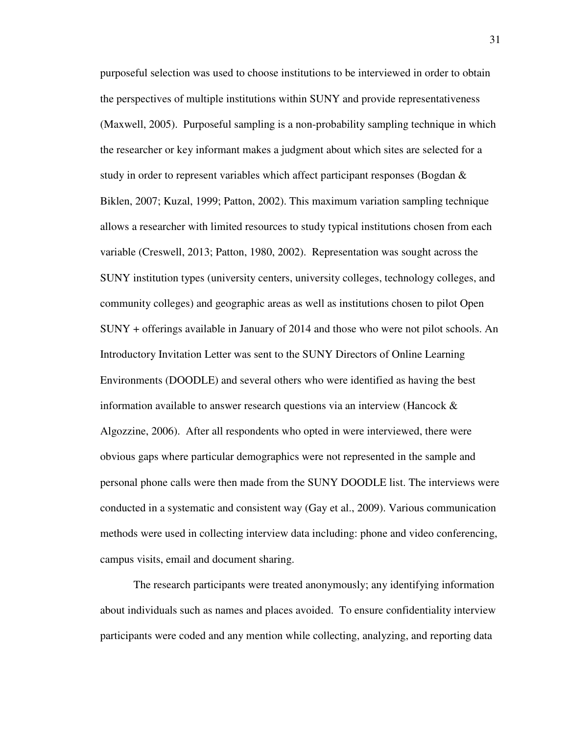purposeful selection was used to choose institutions to be interviewed in order to obtain the perspectives of multiple institutions within SUNY and provide representativeness (Maxwell, 2005). Purposeful sampling is a non-probability sampling technique in which the researcher or key informant makes a judgment about which sites are selected for a study in order to represent variables which affect participant responses (Bogdan & Biklen, 2007; Kuzal, 1999; Patton, 2002). This maximum variation sampling technique allows a researcher with limited resources to study typical institutions chosen from each variable (Creswell, 2013; Patton, 1980, 2002). Representation was sought across the SUNY institution types (university centers, university colleges, technology colleges, and community colleges) and geographic areas as well as institutions chosen to pilot Open SUNY + offerings available in January of 2014 and those who were not pilot schools. An Introductory Invitation Letter was sent to the SUNY Directors of Online Learning Environments (DOODLE) and several others who were identified as having the best information available to answer research questions via an interview (Hancock & Algozzine, 2006). After all respondents who opted in were interviewed, there were obvious gaps where particular demographics were not represented in the sample and personal phone calls were then made from the SUNY DOODLE list. The interviews were conducted in a systematic and consistent way (Gay et al., 2009). Various communication methods were used in collecting interview data including: phone and video conferencing, campus visits, email and document sharing.

The research participants were treated anonymously; any identifying information about individuals such as names and places avoided. To ensure confidentiality interview participants were coded and any mention while collecting, analyzing, and reporting data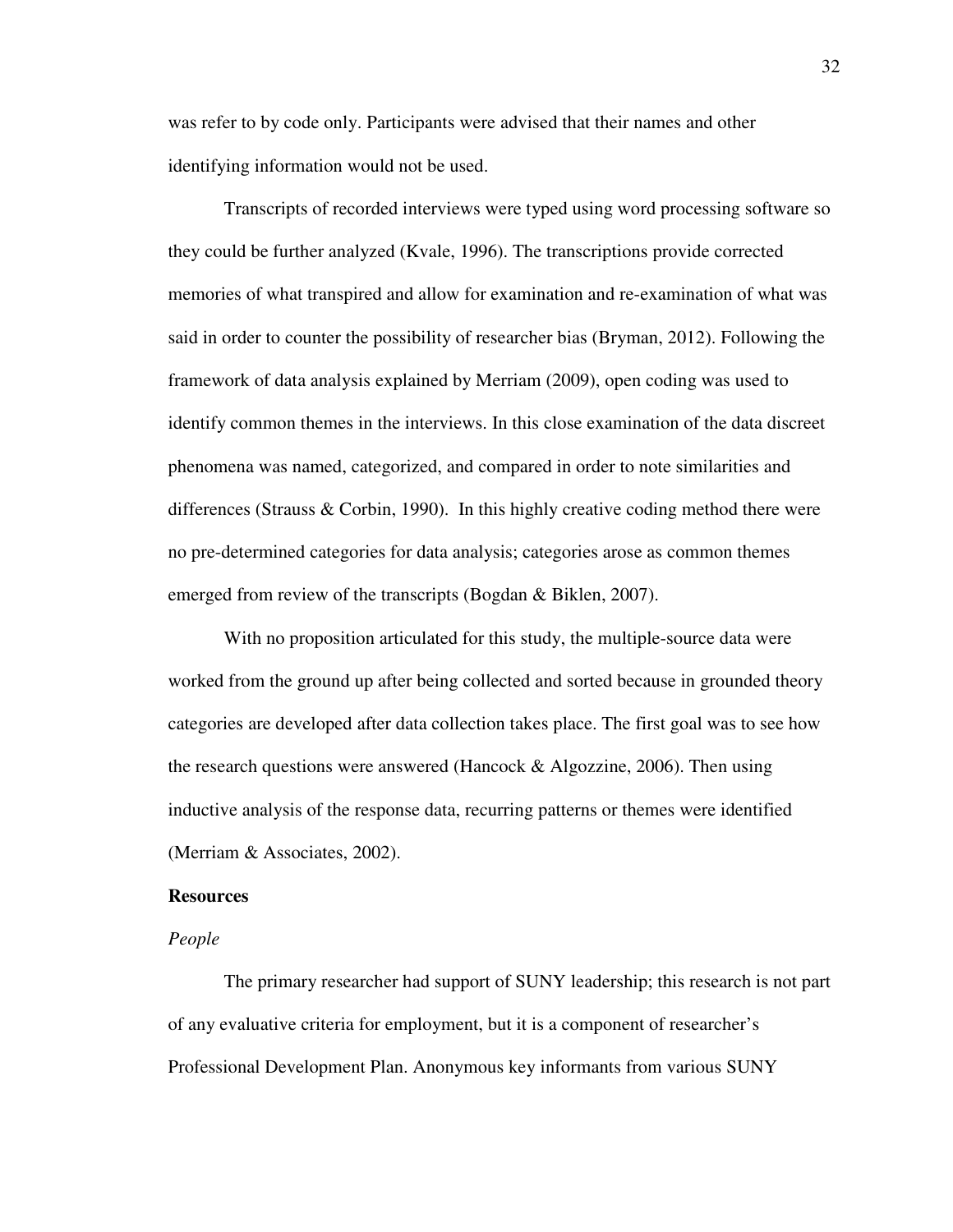was refer to by code only. Participants were advised that their names and other identifying information would not be used.

Transcripts of recorded interviews were typed using word processing software so they could be further analyzed (Kvale, 1996). The transcriptions provide corrected memories of what transpired and allow for examination and re-examination of what was said in order to counter the possibility of researcher bias (Bryman, 2012). Following the framework of data analysis explained by Merriam (2009), open coding was used to identify common themes in the interviews. In this close examination of the data discreet phenomena was named, categorized, and compared in order to note similarities and differences (Strauss & Corbin, 1990). In this highly creative coding method there were no pre-determined categories for data analysis; categories arose as common themes emerged from review of the transcripts (Bogdan & Biklen, 2007).

With no proposition articulated for this study, the multiple-source data were worked from the ground up after being collected and sorted because in grounded theory categories are developed after data collection takes place. The first goal was to see how the research questions were answered (Hancock & Algozzine, 2006). Then using inductive analysis of the response data, recurring patterns or themes were identified (Merriam & Associates, 2002).

**Resources**

*People*

The primary researcher had support of SUNY leadership; this research is not part of any evaluative criteria for employment, but it is a component of researcher's Professional Development Plan. Anonymous key informants from various SUNY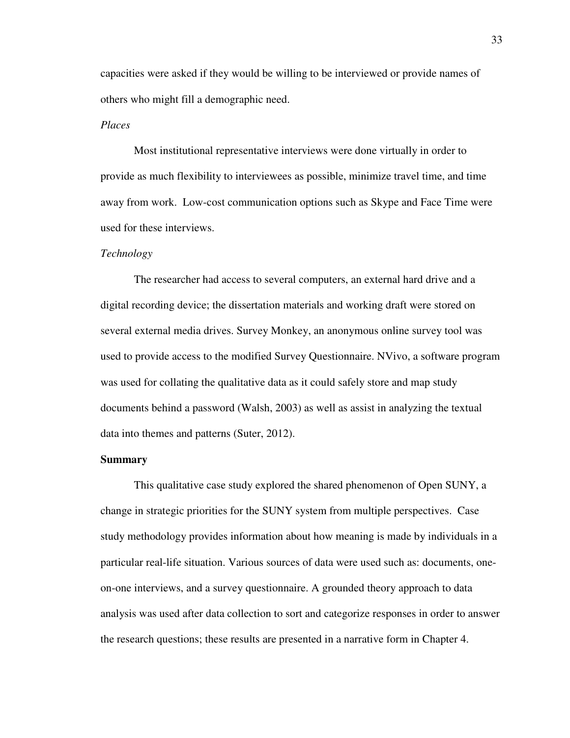capacities were asked if they would be willing to be interviewed or provide names of others who might fill a demographic need.

*Places*

Most institutional representative interviews were done virtually in order to provide as much flexibility to interviewees as possible, minimize travel time, and time away from work. Low-cost communication options such as Skype and Face Time were used for these interviews.

*Technology*

The researcher had access to several computers, an external hard drive and a digital recording device; the dissertation materials and working draft were stored on several external media drives. Survey Monkey, an anonymous online survey tool was used to provide access to the modified Survey Questionnaire. NVivo, a software program was used for collating the qualitative data as it could safely store and map study documents behind a password (Walsh, 2003) as well as assist in analyzing the textual data into themes and patterns (Suter, 2012).

**Summary**

This qualitative case study explored the shared phenomenon of Open SUNY, a change in strategic priorities for the SUNY system from multiple perspectives. Case study methodology provides information about how meaning is made by individuals in a particular real-life situation. Various sources of data were used such as: documents, one-on-one interviews, and a survey questionnaire. A grounded theory approach to data analysis was used after data collection to sort and categorize responses in order to answer the research questions; these results are presented in a narrative form in Chapter 4.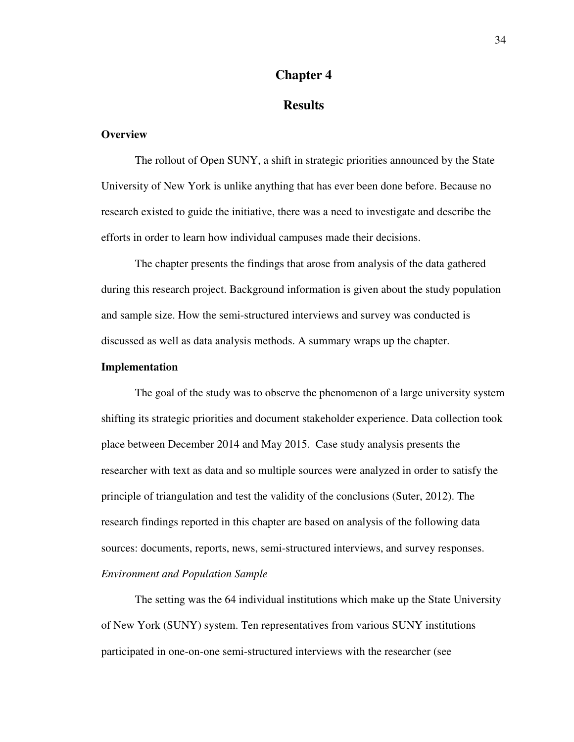# Chapter 4

# Results

### Overview

The rollout of Open SUNY, a shift in strategic priorities announced by the State University of New York is unlike anything that has ever been done before. Because no research existed to guide the initiative, there was a need to investigate and describe the efforts in order to learn how individual campuses made their decisions.

The chapter presents the findings that arose from analysis of the data gathered during this research project. Background information is given about the study population and sample size. How the semi-structured interviews and survey was conducted is discussed as well as data analysis methods. A summary wraps up the chapter.

### Implementation

The goal of the study was to observe the phenomenon of a large university system shifting its strategic priorities and document stakeholder experience. Data collection took place between December 2014 and May 2015. Case study analysis presents the researcher with text as data and so multiple sources were analyzed in order to satisfy the principle of triangulation and test the validity of the conclusions (Suter, 2012). The research findings reported in this chapter are based on analysis of the following data sources: documents, reports, news, semi-structured interviews, and survey responses.

#### *Environment and Population Sample*

The setting was the 64 individual institutions which make up the State University of New York (SUNY) system. Ten representatives from various SUNY institutions participated in one-on-one semi-structured interviews with the researcher (see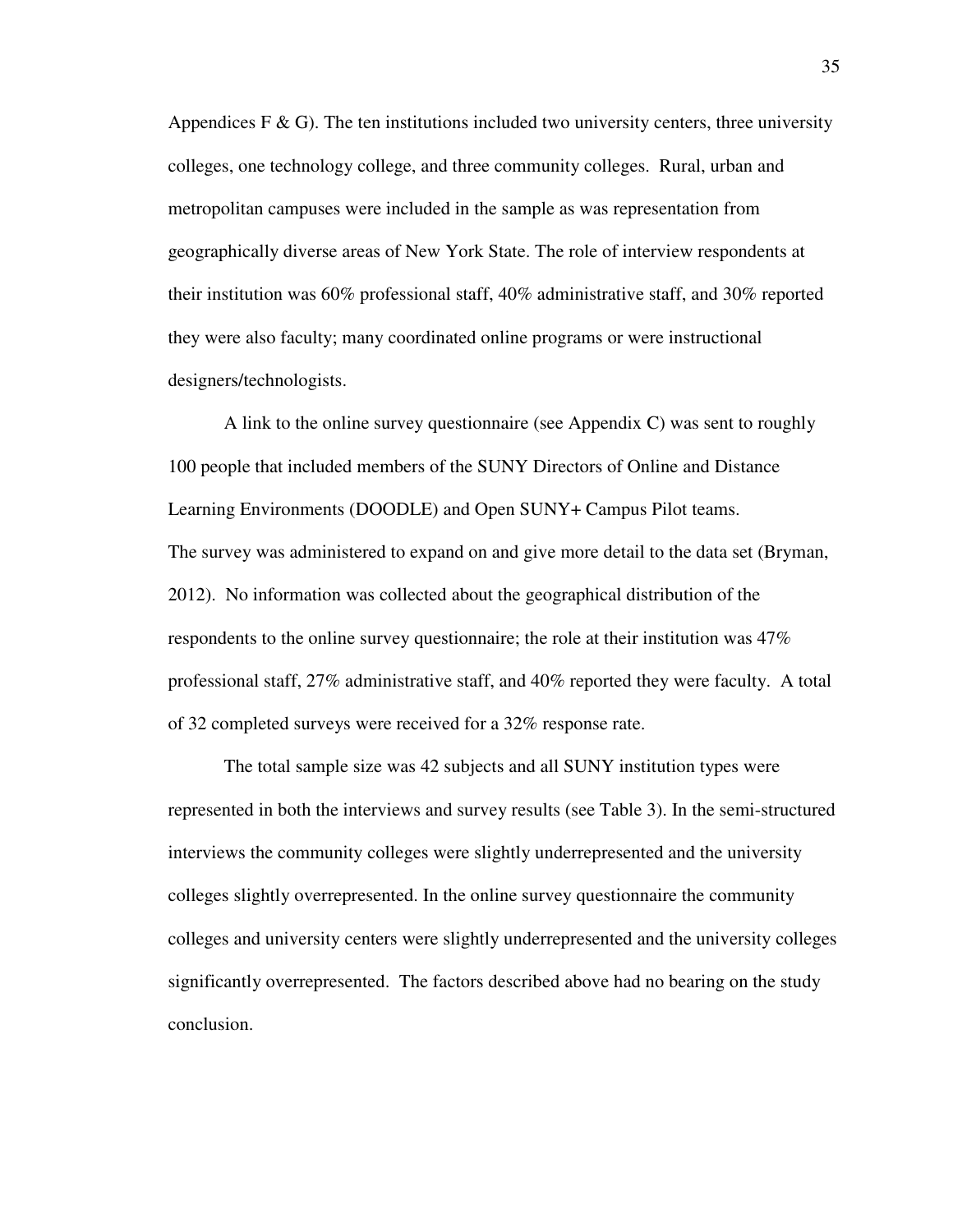Appendices F & G). The ten institutions included two university centers, three university colleges, one technology college, and three community colleges. Rural, urban and metropolitan campuses were included in the sample as was representation from geographically diverse areas of New York State. The role of interview respondents at their institution was 60% professional staff, 40% administrative staff, and 30% reported they were also faculty; many coordinated online programs or were instructional designers/technologists.

A link to the online survey questionnaire (see Appendix C) was sent to roughly 100 people that included members of the SUNY Directors of Online and Distance Learning Environments (DOODLE) and Open SUNY+ Campus Pilot teams. The survey was administered to expand on and give more detail to the data set (Bryman, 2012). No information was collected about the geographical distribution of the respondents to the online survey questionnaire; the role at their institution was 47% professional staff, 27% administrative staff, and 40% reported they were faculty. A total of 32 completed surveys were received for a 32% response rate.

The total sample size was 42 subjects and all SUNY institution types were represented in both the interviews and survey results (see Table 3). In the semi-structured interviews the community colleges were slightly underrepresented and the university colleges slightly overrepresented. In the online survey questionnaire the community colleges and university centers were slightly underrepresented and the university colleges significantly overrepresented. The factors described above had no bearing on the study conclusion.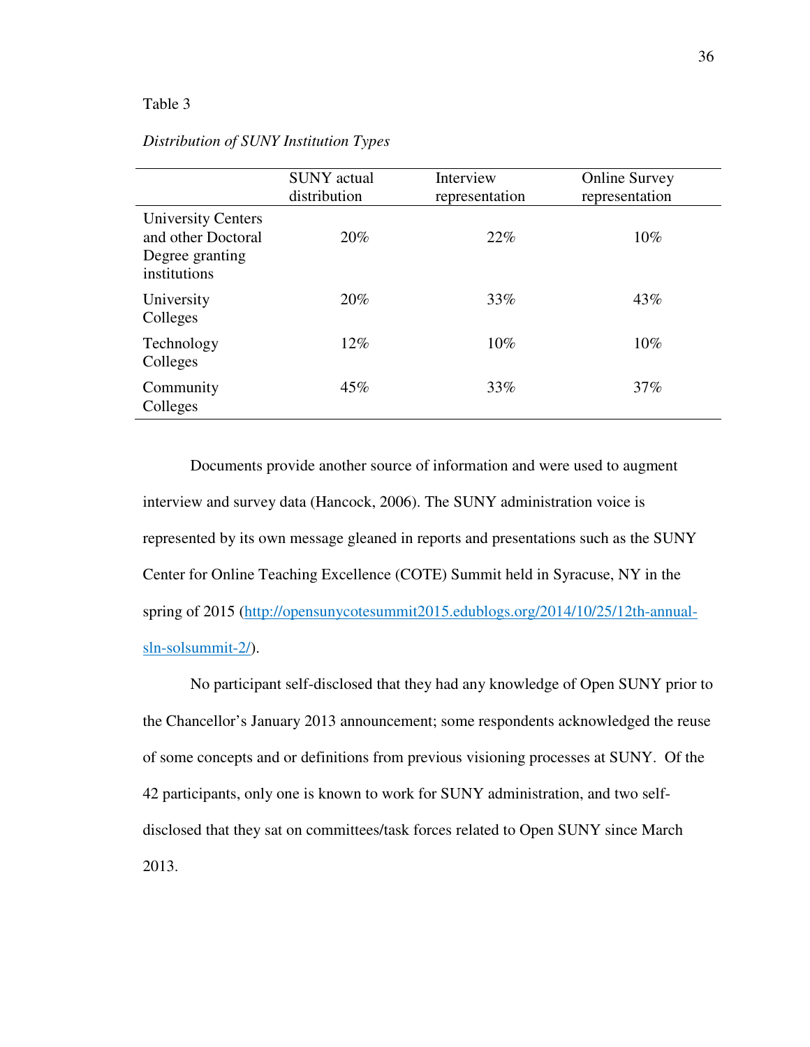Table 3

*Distribution of SUNY Institution Types*

| | SUNY actual distribution | Interview representation | Online Survey representation |
|---|---|---|---|
| University Centers and other Doctoral Degree granting institutions | 20% | 22% | 10% |
| University Colleges | 20% | 33% | 43% |
| Technology Colleges | 12% | 10% | 10% |
| Community Colleges | 45% | 33% | 37% |

Documents provide another source of information and were used to augment interview and survey data (Hancock, 2006). The SUNY administration voice is represented by its own message gleaned in reports and presentations such as the SUNY Center for Online Teaching Excellence (COTE) Summit held in Syracuse, NY in the spring of 2015 (http://opensunycotesummit2015.edublogs.org/2014/10/25/12th-annual-sln-solsummit-2/).

No participant self-disclosed that they had any knowledge of Open SUNY prior to the Chancellor's January 2013 announcement; some respondents acknowledged the reuse of some concepts and or definitions from previous visioning processes at SUNY. Of the 42 participants, only one is known to work for SUNY administration, and two self-disclosed that they sat on committees/task forces related to Open SUNY since March 2013.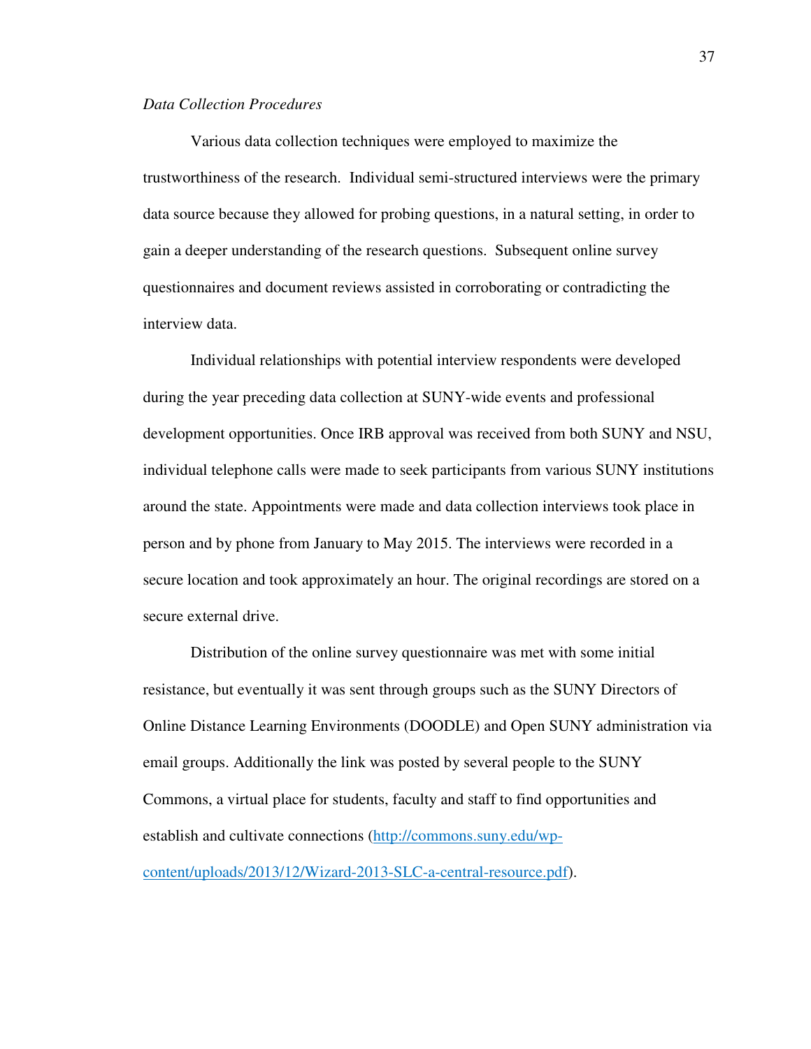*Data Collection Procedures*

Various data collection techniques were employed to maximize the trustworthiness of the research. Individual semi-structured interviews were the primary data source because they allowed for probing questions, in a natural setting, in order to gain a deeper understanding of the research questions. Subsequent online survey questionnaires and document reviews assisted in corroborating or contradicting the interview data.

Individual relationships with potential interview respondents were developed during the year preceding data collection at SUNY-wide events and professional development opportunities. Once IRB approval was received from both SUNY and NSU, individual telephone calls were made to seek participants from various SUNY institutions around the state. Appointments were made and data collection interviews took place in person and by phone from January to May 2015. The interviews were recorded in a secure location and took approximately an hour. The original recordings are stored on a secure external drive.

Distribution of the online survey questionnaire was met with some initial resistance, but eventually it was sent through groups such as the SUNY Directors of Online Distance Learning Environments (DOODLE) and Open SUNY administration via email groups. Additionally the link was posted by several people to the SUNY Commons, a virtual place for students, faculty and staff to find opportunities and establish and cultivate connections (http://commons.suny.edu/wp-content/uploads/2013/12/Wizard-2013-SLC-a-central-resource.pdf).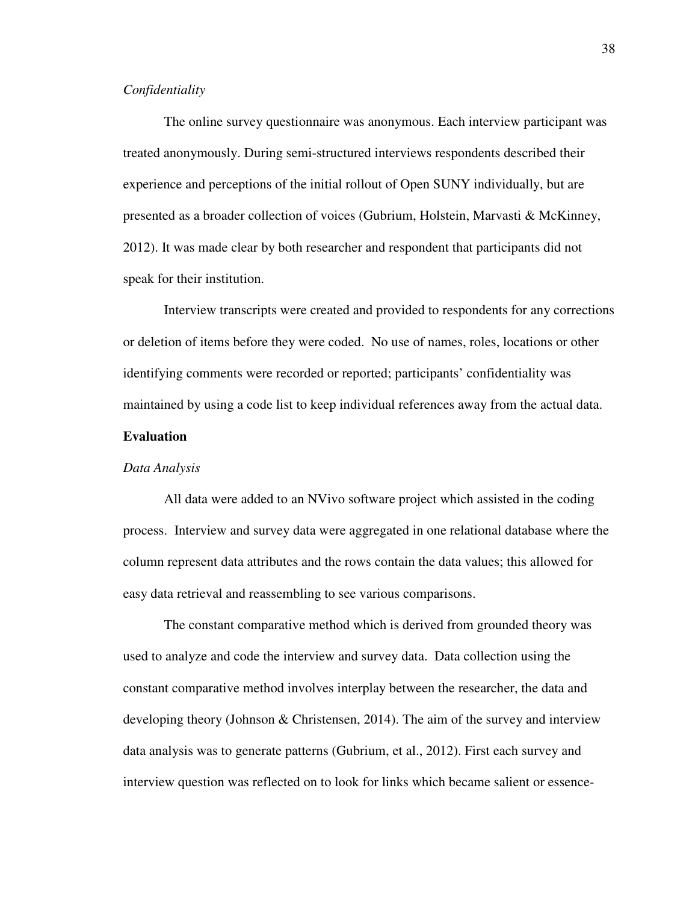*Confidentiality*

The online survey questionnaire was anonymous. Each interview participant was treated anonymously. During semi-structured interviews respondents described their experience and perceptions of the initial rollout of Open SUNY individually, but are presented as a broader collection of voices (Gubrium, Holstein, Marvasti & McKinney, 2012). It was made clear by both researcher and respondent that participants did not speak for their institution.

Interview transcripts were created and provided to respondents for any corrections or deletion of items before they were coded. No use of names, roles, locations or other identifying comments were recorded or reported; participants' confidentiality was maintained by using a code list to keep individual references away from the actual data.

## Evaluation

*Data Analysis*

All data were added to an NVivo software project which assisted in the coding process. Interview and survey data were aggregated in one relational database where the column represent data attributes and the rows contain the data values; this allowed for easy data retrieval and reassembling to see various comparisons.

The constant comparative method which is derived from grounded theory was used to analyze and code the interview and survey data. Data collection using the constant comparative method involves interplay between the researcher, the data and developing theory (Johnson & Christensen, 2014). The aim of the survey and interview data analysis was to generate patterns (Gubrium, et al., 2012). First each survey and interview question was reflected on to look for links which became salient or essence-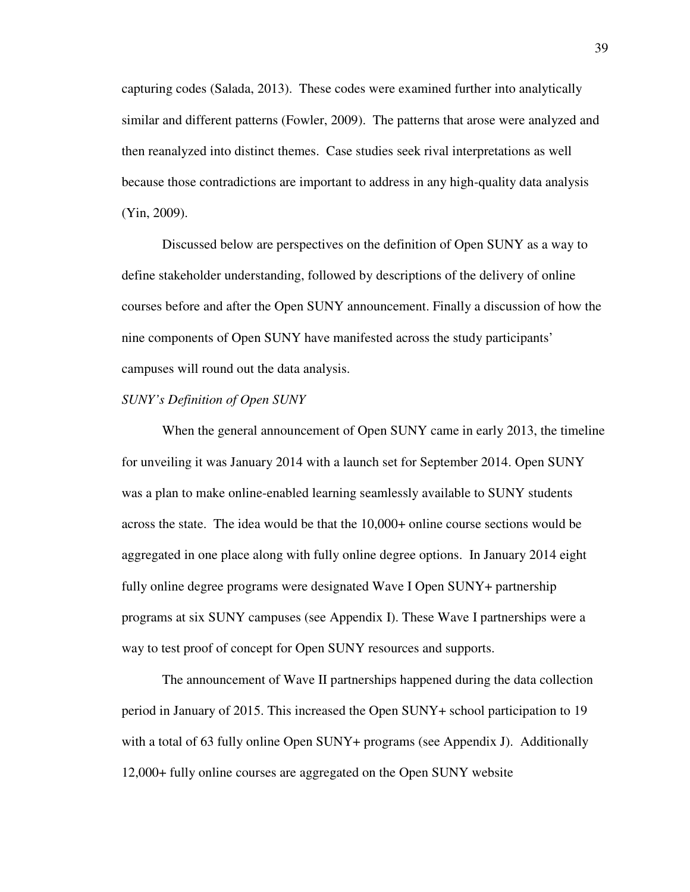capturing codes (Salada, 2013). These codes were examined further into analytically similar and different patterns (Fowler, 2009). The patterns that arose were analyzed and then reanalyzed into distinct themes. Case studies seek rival interpretations as well because those contradictions are important to address in any high-quality data analysis (Yin, 2009).

Discussed below are perspectives on the definition of Open SUNY as a way to define stakeholder understanding, followed by descriptions of the delivery of online courses before and after the Open SUNY announcement. Finally a discussion of how the nine components of Open SUNY have manifested across the study participants' campuses will round out the data analysis.

*SUNY's Definition of Open SUNY*

When the general announcement of Open SUNY came in early 2013, the timeline for unveiling it was January 2014 with a launch set for September 2014. Open SUNY was a plan to make online-enabled learning seamlessly available to SUNY students across the state. The idea would be that the 10,000+ online course sections would be aggregated in one place along with fully online degree options. In January 2014 eight fully online degree programs were designated Wave I Open SUNY+ partnership programs at six SUNY campuses (see Appendix I). These Wave I partnerships were a way to test proof of concept for Open SUNY resources and supports.

The announcement of Wave II partnerships happened during the data collection period in January of 2015. This increased the Open SUNY+ school participation to 19 with a total of 63 fully online Open SUNY+ programs (see Appendix J). Additionally 12,000+ fully online courses are aggregated on the Open SUNY website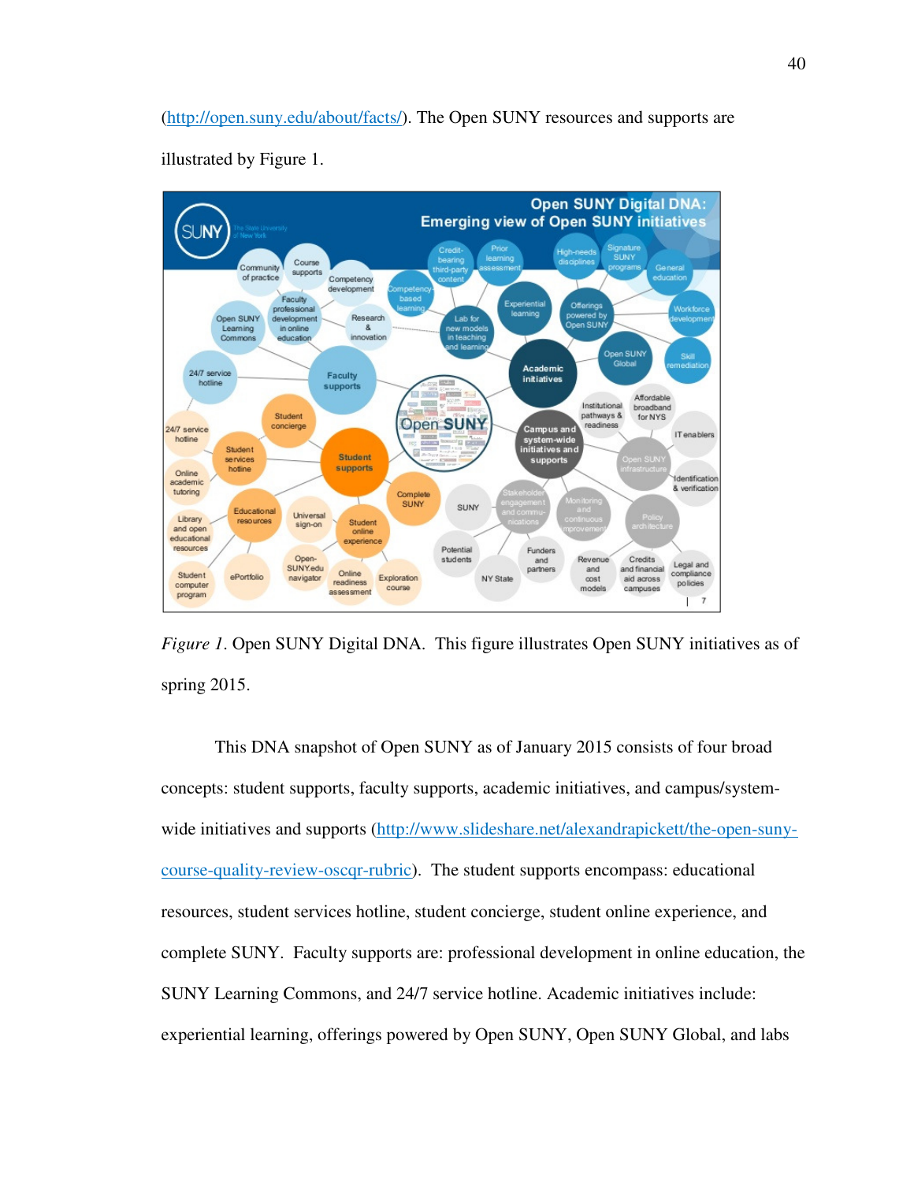(http://open.suny.edu/about/facts/). The Open SUNY resources and supports are illustrated by Figure 1.

*Figure 1*. Open SUNY Digital DNA. This figure illustrates Open SUNY initiatives as of spring 2015.

This DNA snapshot of Open SUNY as of January 2015 consists of four broad concepts: student supports, faculty supports, academic initiatives, and campus/system-wide initiatives and supports (http://www.slideshare.net/alexandrapickett/the-open-suny-course-quality-review-oscqr-rubric). The student supports encompass: educational resources, student services hotline, student concierge, student online experience, and complete SUNY. Faculty supports are: professional development in online education, the SUNY Learning Commons, and 24/7 service hotline. Academic initiatives include: experiential learning, offerings powered by Open SUNY, Open SUNY Global, and labs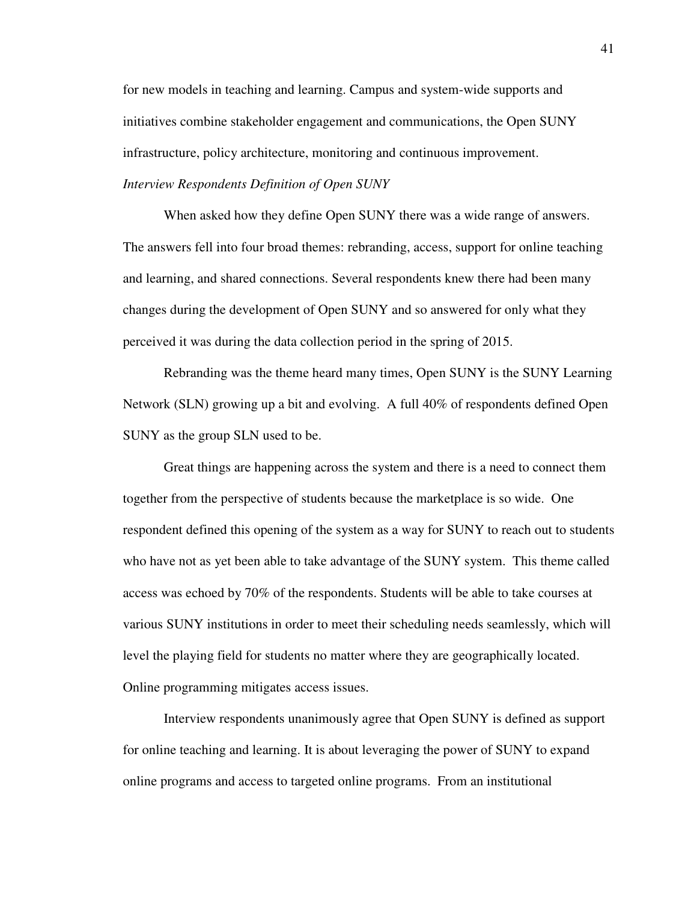for new models in teaching and learning. Campus and system-wide supports and initiatives combine stakeholder engagement and communications, the Open SUNY infrastructure, policy architecture, monitoring and continuous improvement.

*Interview Respondents Definition of Open SUNY*

When asked how they define Open SUNY there was a wide range of answers. The answers fell into four broad themes: rebranding, access, support for online teaching and learning, and shared connections. Several respondents knew there had been many changes during the development of Open SUNY and so answered for only what they perceived it was during the data collection period in the spring of 2015.

Rebranding was the theme heard many times, Open SUNY is the SUNY Learning Network (SLN) growing up a bit and evolving. A full 40% of respondents defined Open SUNY as the group SLN used to be.

Great things are happening across the system and there is a need to connect them together from the perspective of students because the marketplace is so wide. One respondent defined this opening of the system as a way for SUNY to reach out to students who have not as yet been able to take advantage of the SUNY system. This theme called access was echoed by 70% of the respondents. Students will be able to take courses at various SUNY institutions in order to meet their scheduling needs seamlessly, which will level the playing field for students no matter where they are geographically located. Online programming mitigates access issues.

Interview respondents unanimously agree that Open SUNY is defined as support for online teaching and learning. It is about leveraging the power of SUNY to expand online programs and access to targeted online programs. From an institutional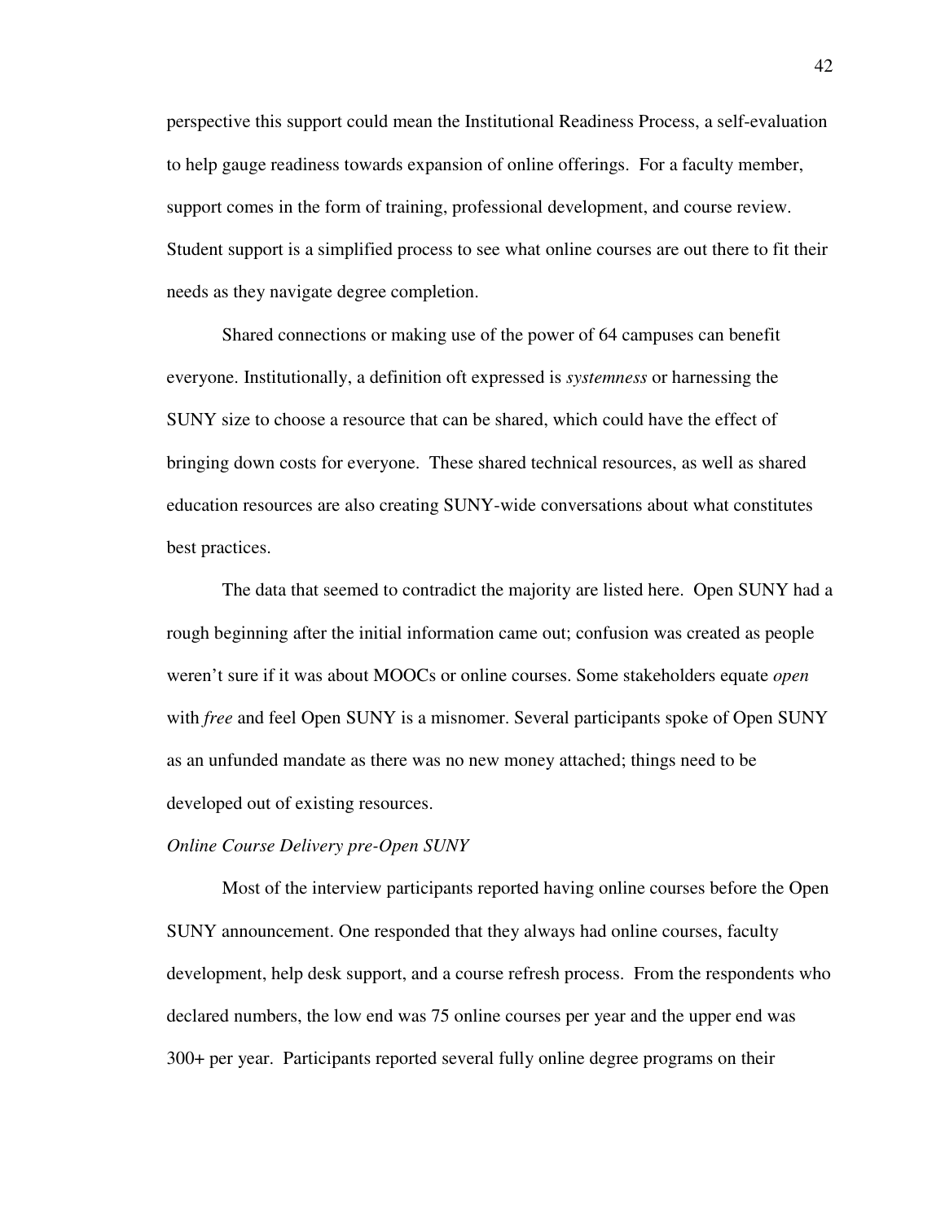perspective this support could mean the Institutional Readiness Process, a self-evaluation to help gauge readiness towards expansion of online offerings. For a faculty member, support comes in the form of training, professional development, and course review. Student support is a simplified process to see what online courses are out there to fit their needs as they navigate degree completion.

Shared connections or making use of the power of 64 campuses can benefit everyone. Institutionally, a definition oft expressed is *systemness* or harnessing the SUNY size to choose a resource that can be shared, which could have the effect of bringing down costs for everyone. These shared technical resources, as well as shared education resources are also creating SUNY-wide conversations about what constitutes best practices.

The data that seemed to contradict the majority are listed here. Open SUNY had a rough beginning after the initial information came out; confusion was created as people weren't sure if it was about MOOCs or online courses. Some stakeholders equate *open* with *free* and feel Open SUNY is a misnomer. Several participants spoke of Open SUNY as an unfunded mandate as there was no new money attached; things need to be developed out of existing resources.

*Online Course Delivery pre-Open SUNY*

Most of the interview participants reported having online courses before the Open SUNY announcement. One responded that they always had online courses, faculty development, help desk support, and a course refresh process. From the respondents who declared numbers, the low end was 75 online courses per year and the upper end was 300+ per year. Participants reported several fully online degree programs on their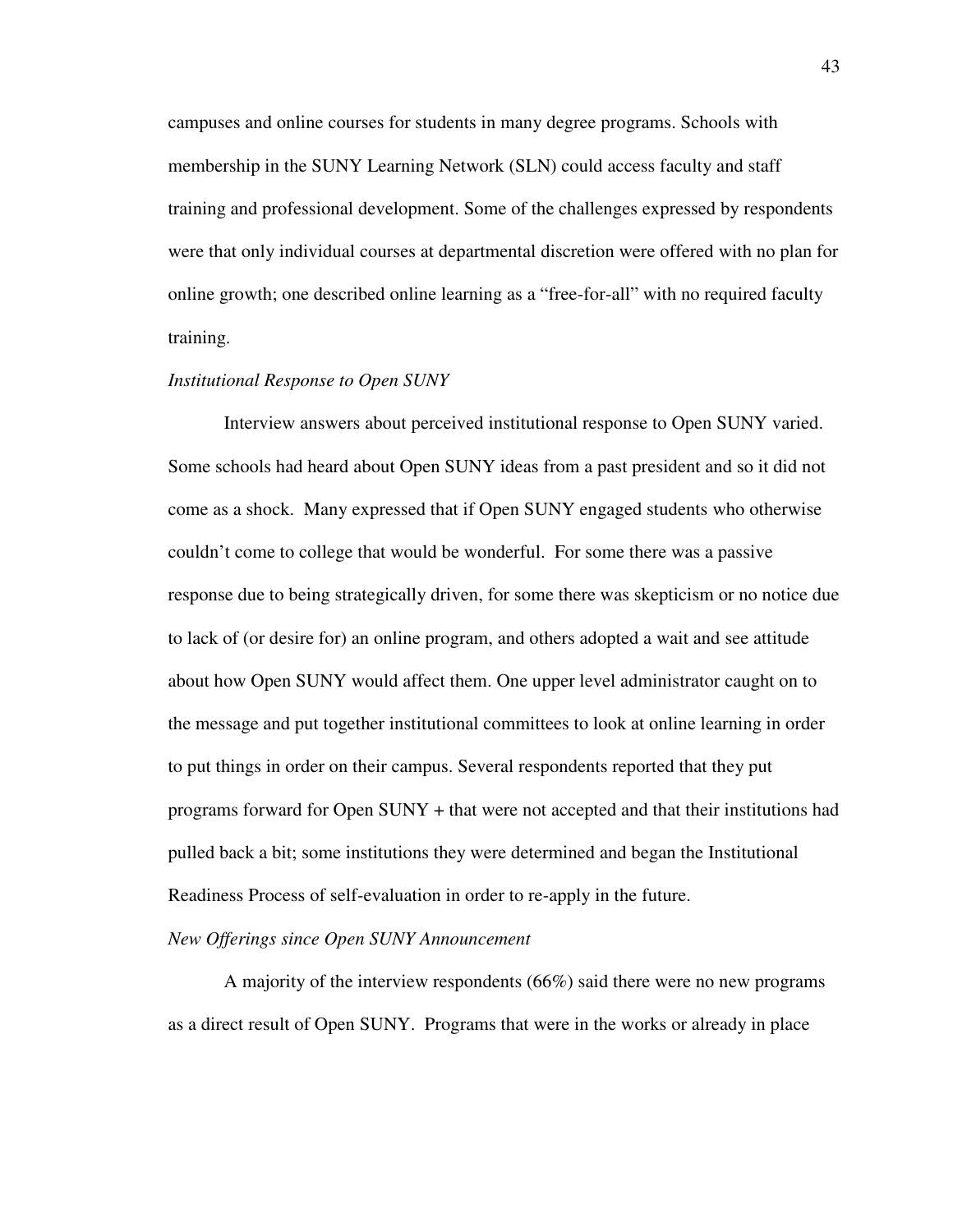campuses and online courses for students in many degree programs. Schools with membership in the SUNY Learning Network (SLN) could access faculty and staff training and professional development. Some of the challenges expressed by respondents were that only individual courses at departmental discretion were offered with no plan for online growth; one described online learning as a "free-for-all" with no required faculty training.

*Institutional Response to Open SUNY*

Interview answers about perceived institutional response to Open SUNY varied. Some schools had heard about Open SUNY ideas from a past president and so it did not come as a shock. Many expressed that if Open SUNY engaged students who otherwise couldn't come to college that would be wonderful. For some there was a passive response due to being strategically driven, for some there was skepticism or no notice due to lack of (or desire for) an online program, and others adopted a wait and see attitude about how Open SUNY would affect them. One upper level administrator caught on to the message and put together institutional committees to look at online learning in order to put things in order on their campus. Several respondents reported that they put programs forward for Open SUNY + that were not accepted and that their institutions had pulled back a bit; some institutions they were determined and began the Institutional Readiness Process of self-evaluation in order to re-apply in the future.

*New Offerings since Open SUNY Announcement*

A majority of the interview respondents (66%) said there were no new programs as a direct result of Open SUNY. Programs that were in the works or already in place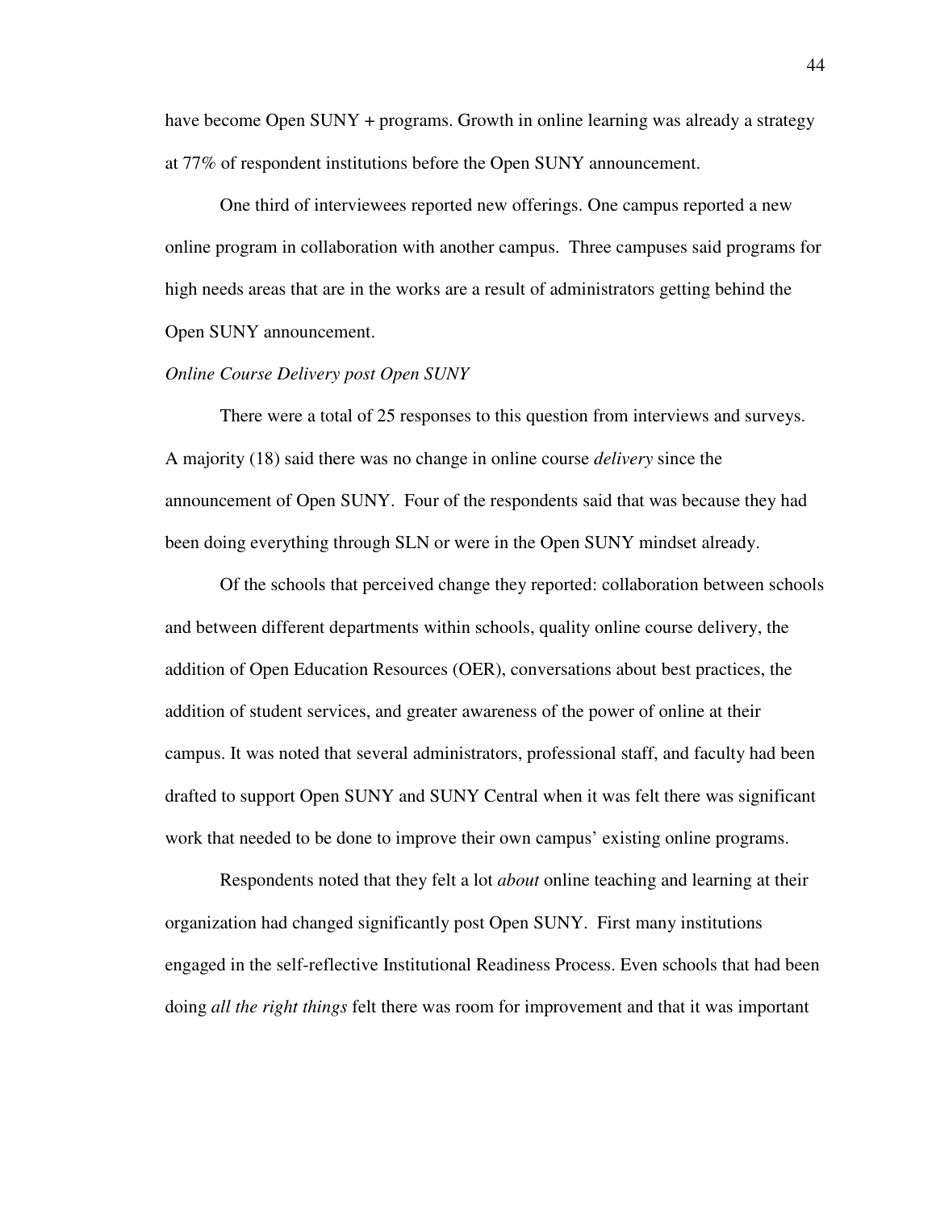have become Open SUNY + programs. Growth in online learning was already a strategy at 77% of respondent institutions before the Open SUNY announcement.

One third of interviewees reported new offerings. One campus reported a new online program in collaboration with another campus. Three campuses said programs for high needs areas that are in the works are a result of administrators getting behind the Open SUNY announcement.

*Online Course Delivery post Open SUNY*

There were a total of 25 responses to this question from interviews and surveys. A majority (18) said there was no change in online course *delivery* since the announcement of Open SUNY. Four of the respondents said that was because they had been doing everything through SLN or were in the Open SUNY mindset already.

Of the schools that perceived change they reported: collaboration between schools and between different departments within schools, quality online course delivery, the addition of Open Education Resources (OER), conversations about best practices, the addition of student services, and greater awareness of the power of online at their campus. It was noted that several administrators, professional staff, and faculty had been drafted to support Open SUNY and SUNY Central when it was felt there was significant work that needed to be done to improve their own campus' existing online programs.

Respondents noted that they felt a lot *about* online teaching and learning at their organization had changed significantly post Open SUNY. First many institutions engaged in the self-reflective Institutional Readiness Process. Even schools that had been doing *all the right things* felt there was room for improvement and that it was important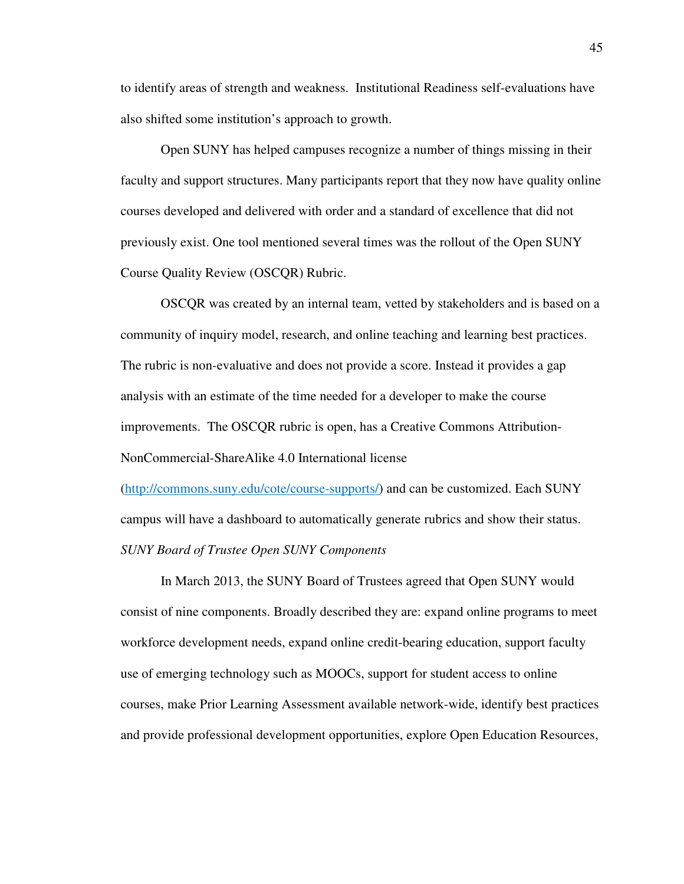to identify areas of strength and weakness. Institutional Readiness self-evaluations have also shifted some institution's approach to growth.

Open SUNY has helped campuses recognize a number of things missing in their faculty and support structures. Many participants report that they now have quality online courses developed and delivered with order and a standard of excellence that did not previously exist. One tool mentioned several times was the rollout of the Open SUNY Course Quality Review (OSCQR) Rubric.

OSCQR was created by an internal team, vetted by stakeholders and is based on a community of inquiry model, research, and online teaching and learning best practices. The rubric is non-evaluative and does not provide a score. Instead it provides a gap analysis with an estimate of the time needed for a developer to make the course improvements. The OSCQR rubric is open, has a Creative Commons Attribution-NonCommercial-ShareAlike 4.0 International license (http://commons.suny.edu/cote/course-supports/) and can be customized. Each SUNY campus will have a dashboard to automatically generate rubrics and show their status.

*SUNY Board of Trustee Open SUNY Components*

In March 2013, the SUNY Board of Trustees agreed that Open SUNY would consist of nine components. Broadly described they are: expand online programs to meet workforce development needs, expand online credit-bearing education, support faculty use of emerging technology such as MOOCs, support for student access to online courses, make Prior Learning Assessment available network-wide, identify best practices and provide professional development opportunities, explore Open Education Resources,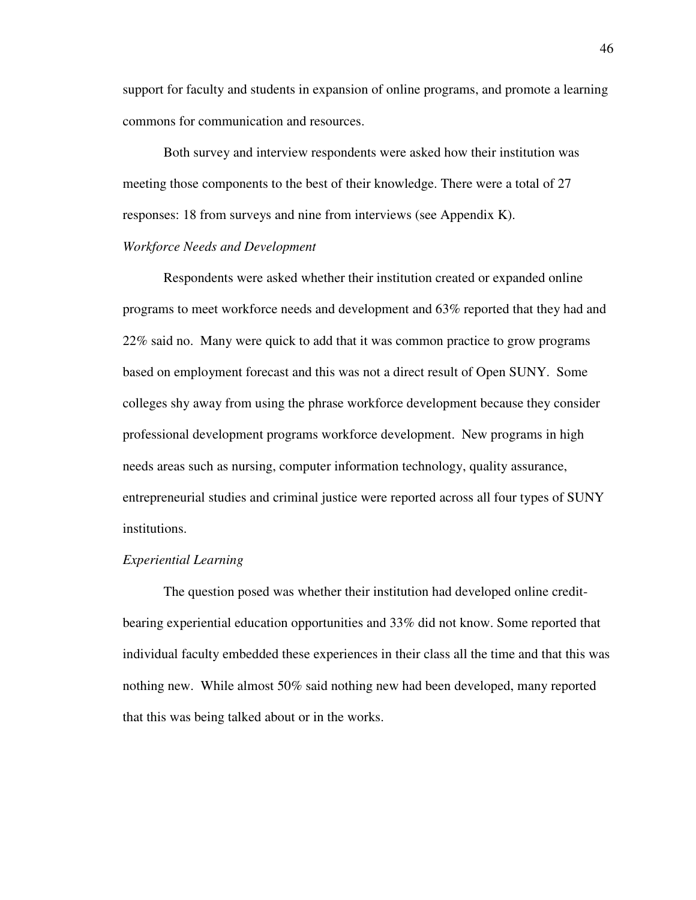support for faculty and students in expansion of online programs, and promote a learning commons for communication and resources.

Both survey and interview respondents were asked how their institution was meeting those components to the best of their knowledge. There were a total of 27 responses: 18 from surveys and nine from interviews (see Appendix K).

*Workforce Needs and Development*

Respondents were asked whether their institution created or expanded online programs to meet workforce needs and development and 63% reported that they had and 22% said no. Many were quick to add that it was common practice to grow programs based on employment forecast and this was not a direct result of Open SUNY. Some colleges shy away from using the phrase workforce development because they consider professional development programs workforce development. New programs in high needs areas such as nursing, computer information technology, quality assurance, entrepreneurial studies and criminal justice were reported across all four types of SUNY institutions.

*Experiential Learning*

The question posed was whether their institution had developed online credit-bearing experiential education opportunities and 33% did not know. Some reported that individual faculty embedded these experiences in their class all the time and that this was nothing new. While almost 50% said nothing new had been developed, many reported that this was being talked about or in the works.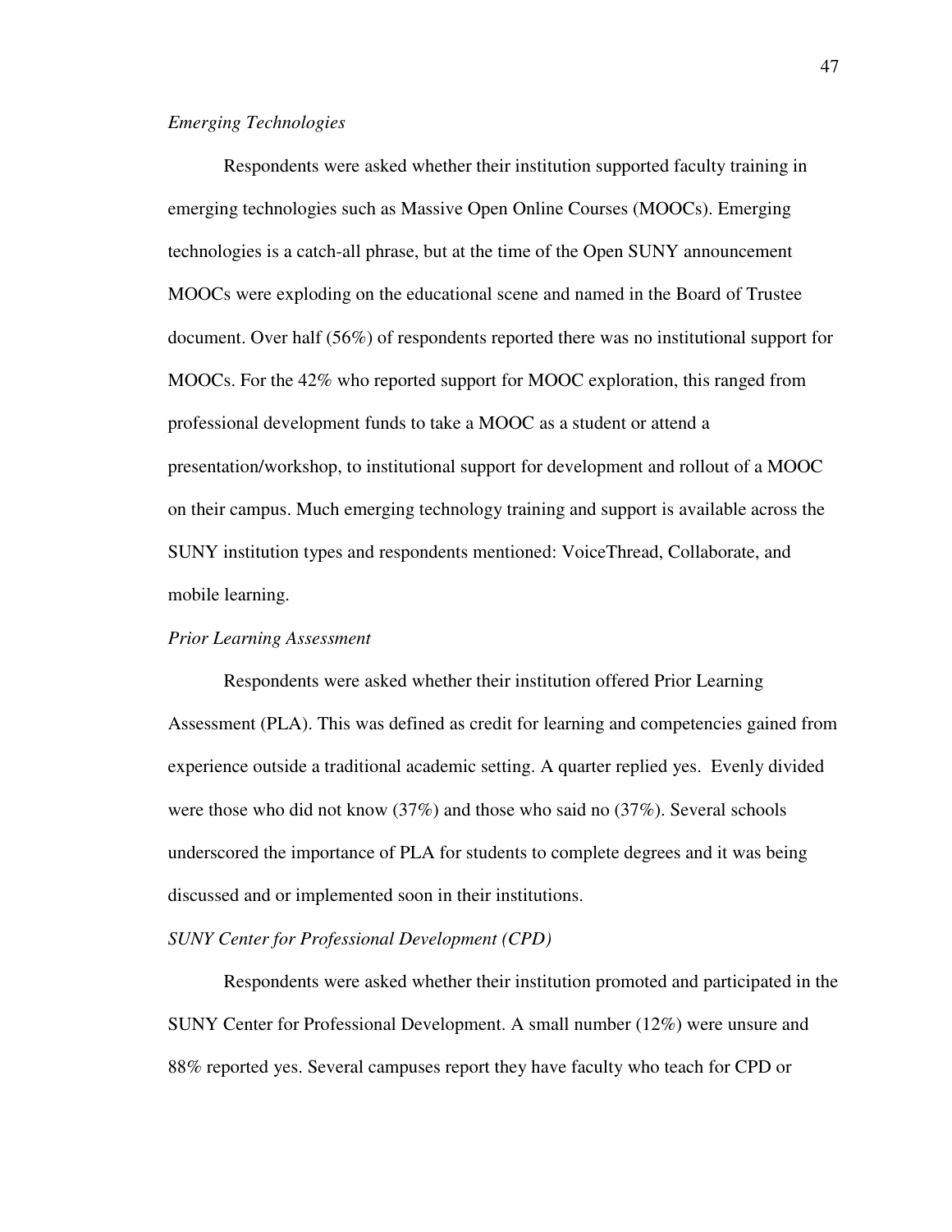*Emerging Technologies*

Respondents were asked whether their institution supported faculty training in emerging technologies such as Massive Open Online Courses (MOOCs). Emerging technologies is a catch-all phrase, but at the time of the Open SUNY announcement MOOCs were exploding on the educational scene and named in the Board of Trustee document. Over half (56%) of respondents reported there was no institutional support for MOOCs. For the 42% who reported support for MOOC exploration, this ranged from professional development funds to take a MOOC as a student or attend a presentation/workshop, to institutional support for development and rollout of a MOOC on their campus. Much emerging technology training and support is available across the SUNY institution types and respondents mentioned: VoiceThread, Collaborate, and mobile learning.

*Prior Learning Assessment*

Respondents were asked whether their institution offered Prior Learning Assessment (PLA). This was defined as credit for learning and competencies gained from experience outside a traditional academic setting. A quarter replied yes. Evenly divided were those who did not know (37%) and those who said no (37%). Several schools underscored the importance of PLA for students to complete degrees and it was being discussed and or implemented soon in their institutions.

*SUNY Center for Professional Development (CPD)*

Respondents were asked whether their institution promoted and participated in the SUNY Center for Professional Development. A small number (12%) were unsure and 88% reported yes. Several campuses report they have faculty who teach for CPD or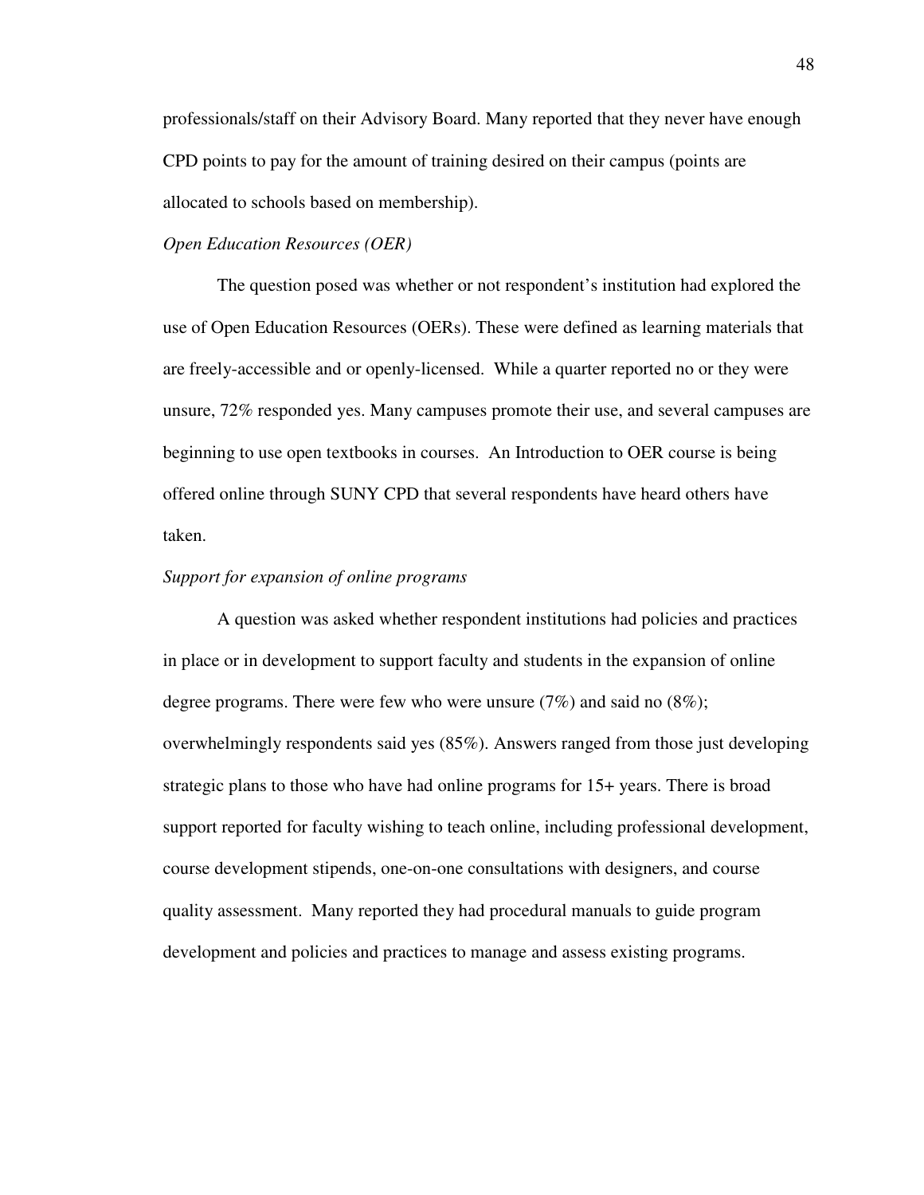professionals/staff on their Advisory Board. Many reported that they never have enough CPD points to pay for the amount of training desired on their campus (points are allocated to schools based on membership).

*Open Education Resources (OER)*

The question posed was whether or not respondent's institution had explored the use of Open Education Resources (OERs). These were defined as learning materials that are freely-accessible and or openly-licensed. While a quarter reported no or they were unsure, 72% responded yes. Many campuses promote their use, and several campuses are beginning to use open textbooks in courses. An Introduction to OER course is being offered online through SUNY CPD that several respondents have heard others have taken.

*Support for expansion of online programs*

A question was asked whether respondent institutions had policies and practices in place or in development to support faculty and students in the expansion of online degree programs. There were few who were unsure (7%) and said no (8%); overwhelmingly respondents said yes (85%). Answers ranged from those just developing strategic plans to those who have had online programs for 15+ years. There is broad support reported for faculty wishing to teach online, including professional development, course development stipends, one-on-one consultations with designers, and course quality assessment. Many reported they had procedural manuals to guide program development and policies and practices to manage and assess existing programs.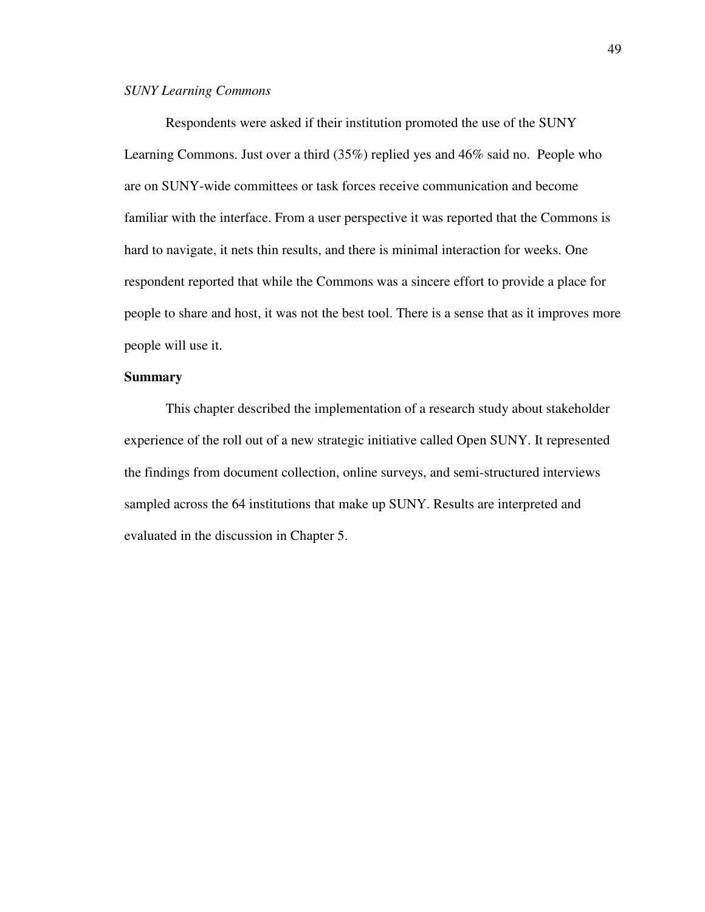*SUNY Learning Commons*

Respondents were asked if their institution promoted the use of the SUNY Learning Commons. Just over a third (35%) replied yes and 46% said no. People who are on SUNY-wide committees or task forces receive communication and become familiar with the interface. From a user perspective it was reported that the Commons is hard to navigate, it nets thin results, and there is minimal interaction for weeks. One respondent reported that while the Commons was a sincere effort to provide a place for people to share and host, it was not the best tool. There is a sense that as it improves more people will use it.

**Summary**

This chapter described the implementation of a research study about stakeholder experience of the roll out of a new strategic initiative called Open SUNY. It represented the findings from document collection, online surveys, and semi-structured interviews sampled across the 64 institutions that make up SUNY. Results are interpreted and evaluated in the discussion in Chapter 5.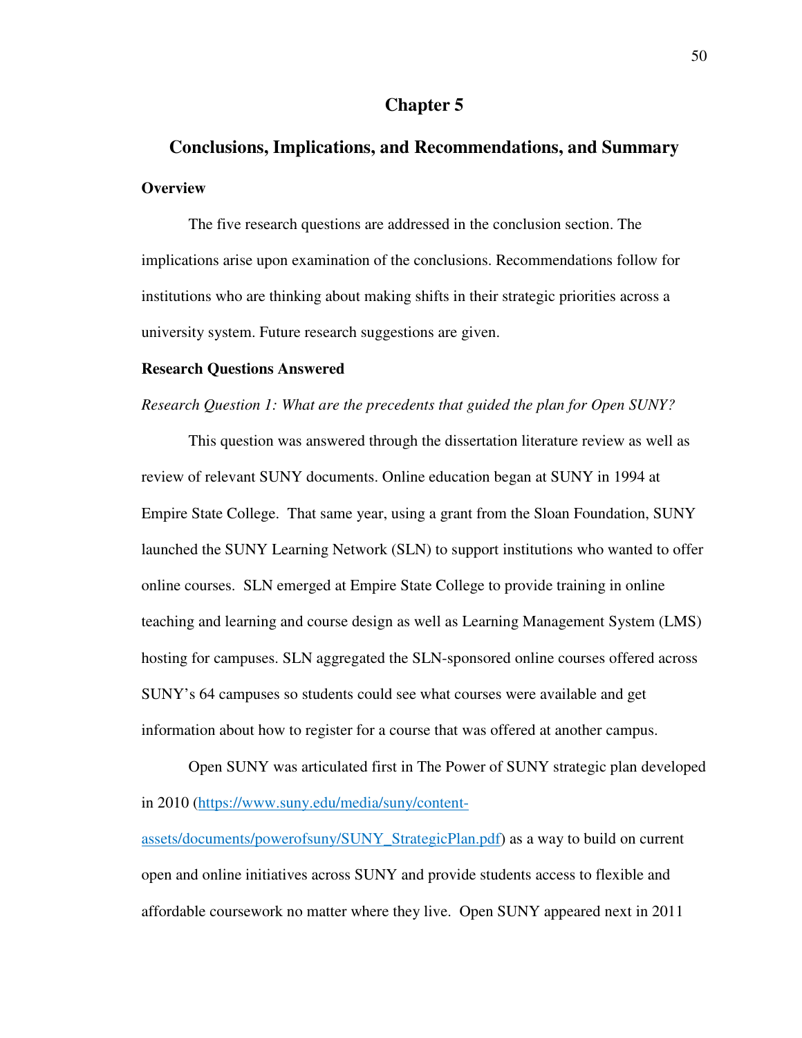# Chapter 5

## Conclusions, Implications, and Recommendations, and Summary

### Overview

The five research questions are addressed in the conclusion section. The implications arise upon examination of the conclusions. Recommendations follow for institutions who are thinking about making shifts in their strategic priorities across a university system. Future research suggestions are given.

### Research Questions Answered

*Research Question 1: What are the precedents that guided the plan for Open SUNY?*

This question was answered through the dissertation literature review as well as review of relevant SUNY documents. Online education began at SUNY in 1994 at Empire State College. That same year, using a grant from the Sloan Foundation, SUNY launched the SUNY Learning Network (SLN) to support institutions who wanted to offer online courses. SLN emerged at Empire State College to provide training in online teaching and learning and course design as well as Learning Management System (LMS) hosting for campuses. SLN aggregated the SLN-sponsored online courses offered across SUNY's 64 campuses so students could see what courses were available and get information about how to register for a course that was offered at another campus.

Open SUNY was articulated first in The Power of SUNY strategic plan developed in 2010 (https://www.suny.edu/media/suny/content-assets/documents/powerofsuny/SUNY_StrategicPlan.pdf) as a way to build on current open and online initiatives across SUNY and provide students access to flexible and affordable coursework no matter where they live. Open SUNY appeared next in 2011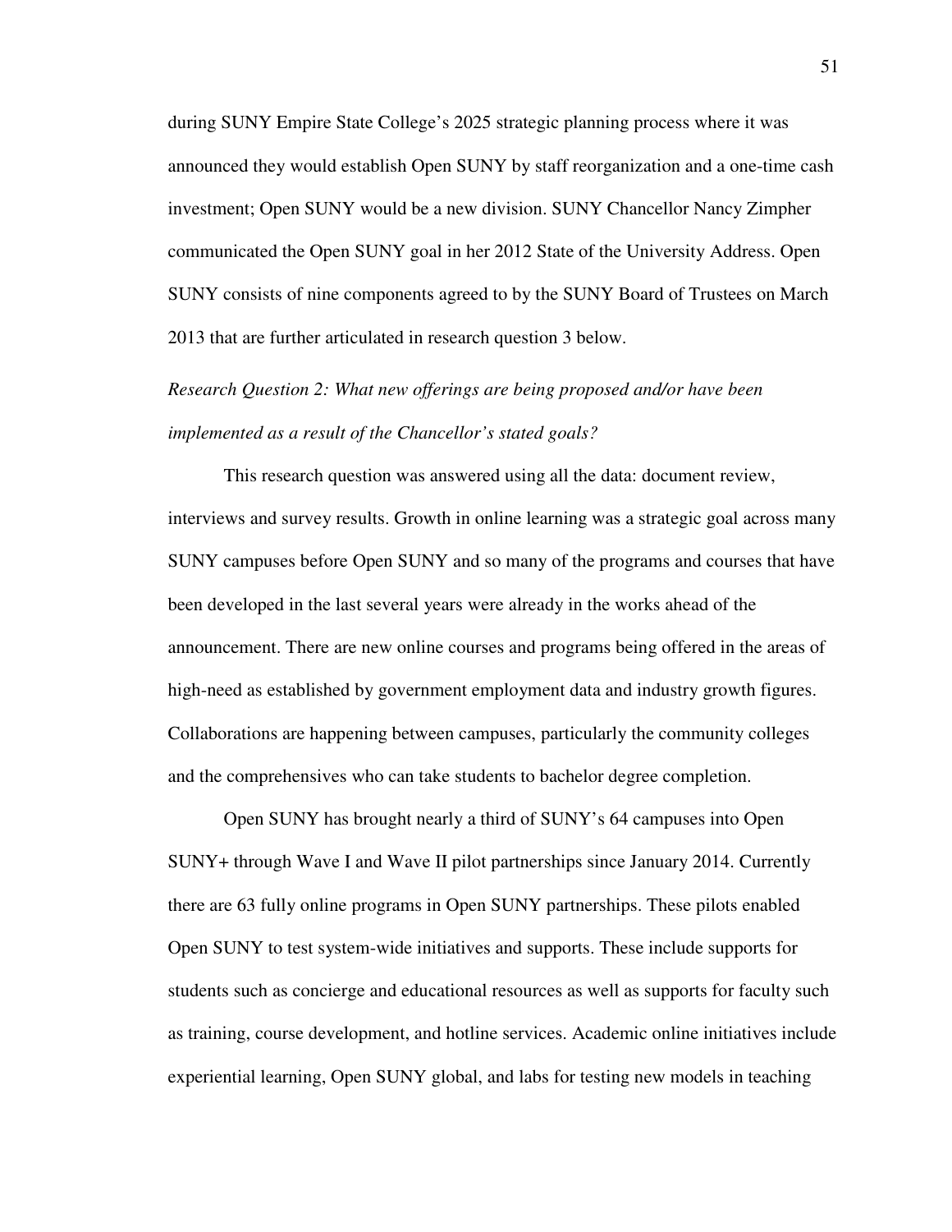during SUNY Empire State College's 2025 strategic planning process where it was announced they would establish Open SUNY by staff reorganization and a one-time cash investment; Open SUNY would be a new division. SUNY Chancellor Nancy Zimpher communicated the Open SUNY goal in her 2012 State of the University Address. Open SUNY consists of nine components agreed to by the SUNY Board of Trustees on March 2013 that are further articulated in research question 3 below.

*Research Question 2: What new offerings are being proposed and/or have been implemented as a result of the Chancellor's stated goals?*

This research question was answered using all the data: document review, interviews and survey results. Growth in online learning was a strategic goal across many SUNY campuses before Open SUNY and so many of the programs and courses that have been developed in the last several years were already in the works ahead of the announcement. There are new online courses and programs being offered in the areas of high-need as established by government employment data and industry growth figures. Collaborations are happening between campuses, particularly the community colleges and the comprehensives who can take students to bachelor degree completion.

Open SUNY has brought nearly a third of SUNY's 64 campuses into Open SUNY+ through Wave I and Wave II pilot partnerships since January 2014. Currently there are 63 fully online programs in Open SUNY partnerships. These pilots enabled Open SUNY to test system-wide initiatives and supports. These include supports for students such as concierge and educational resources as well as supports for faculty such as training, course development, and hotline services. Academic online initiatives include experiential learning, Open SUNY global, and labs for testing new models in teaching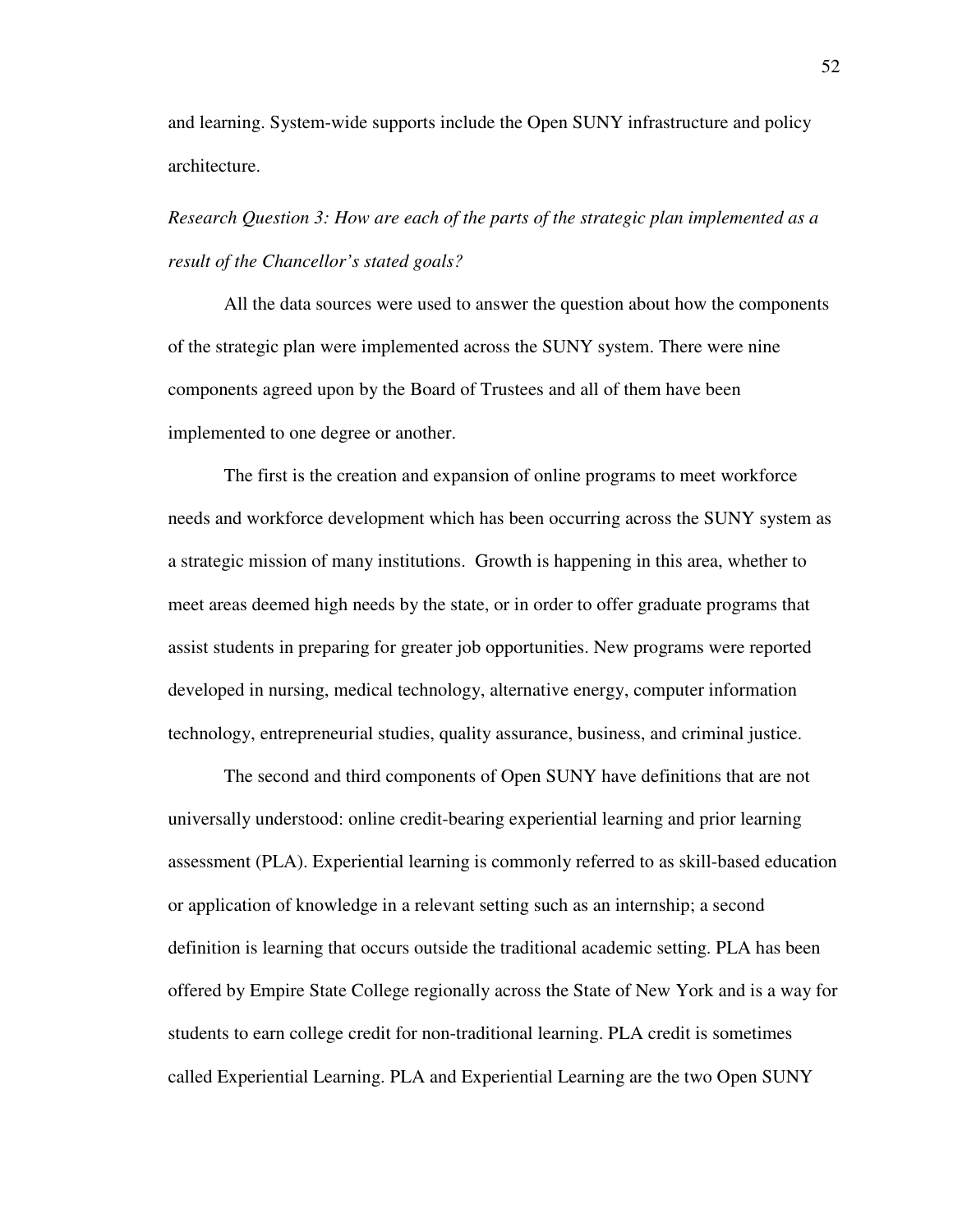and learning. System-wide supports include the Open SUNY infrastructure and policy architecture.

*Research Question 3: How are each of the parts of the strategic plan implemented as a result of the Chancellor's stated goals?*

All the data sources were used to answer the question about how the components of the strategic plan were implemented across the SUNY system. There were nine components agreed upon by the Board of Trustees and all of them have been implemented to one degree or another.

The first is the creation and expansion of online programs to meet workforce needs and workforce development which has been occurring across the SUNY system as a strategic mission of many institutions. Growth is happening in this area, whether to meet areas deemed high needs by the state, or in order to offer graduate programs that assist students in preparing for greater job opportunities. New programs were reported developed in nursing, medical technology, alternative energy, computer information technology, entrepreneurial studies, quality assurance, business, and criminal justice.

The second and third components of Open SUNY have definitions that are not universally understood: online credit-bearing experiential learning and prior learning assessment (PLA). Experiential learning is commonly referred to as skill-based education or application of knowledge in a relevant setting such as an internship; a second definition is learning that occurs outside the traditional academic setting. PLA has been offered by Empire State College regionally across the State of New York and is a way for students to earn college credit for non-traditional learning. PLA credit is sometimes called Experiential Learning. PLA and Experiential Learning are the two Open SUNY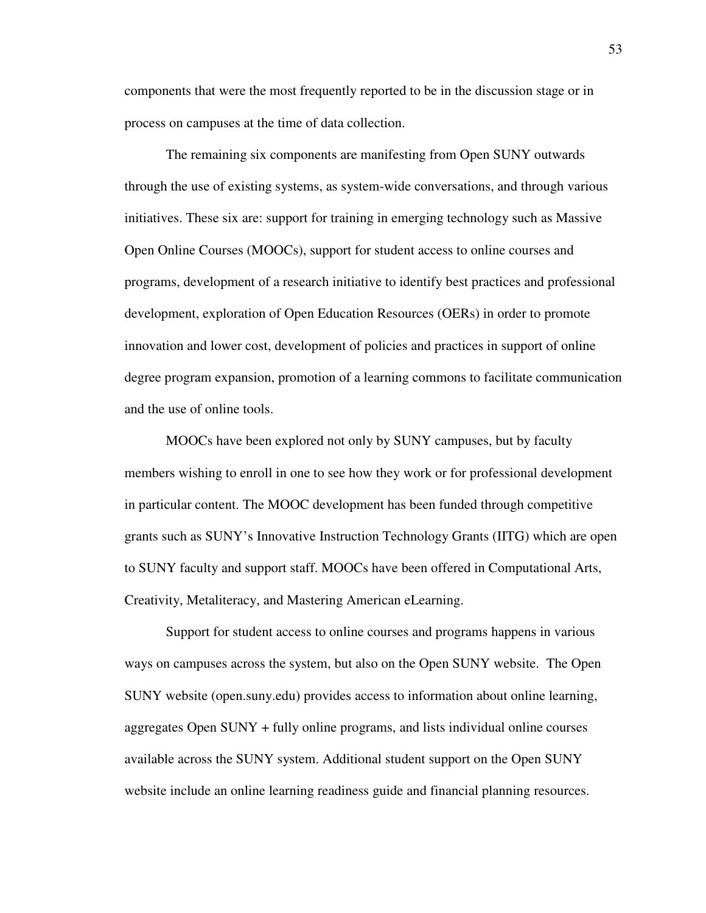components that were the most frequently reported to be in the discussion stage or in process on campuses at the time of data collection.

The remaining six components are manifesting from Open SUNY outwards through the use of existing systems, as system-wide conversations, and through various initiatives. These six are: support for training in emerging technology such as Massive Open Online Courses (MOOCs), support for student access to online courses and programs, development of a research initiative to identify best practices and professional development, exploration of Open Education Resources (OERs) in order to promote innovation and lower cost, development of policies and practices in support of online degree program expansion, promotion of a learning commons to facilitate communication and the use of online tools.

MOOCs have been explored not only by SUNY campuses, but by faculty members wishing to enroll in one to see how they work or for professional development in particular content. The MOOC development has been funded through competitive grants such as SUNY's Innovative Instruction Technology Grants (IITG) which are open to SUNY faculty and support staff. MOOCs have been offered in Computational Arts, Creativity, Metaliteracy, and Mastering American eLearning.

Support for student access to online courses and programs happens in various ways on campuses across the system, but also on the Open SUNY website. The Open SUNY website (open.suny.edu) provides access to information about online learning, aggregates Open SUNY + fully online programs, and lists individual online courses available across the SUNY system. Additional student support on the Open SUNY website include an online learning readiness guide and financial planning resources.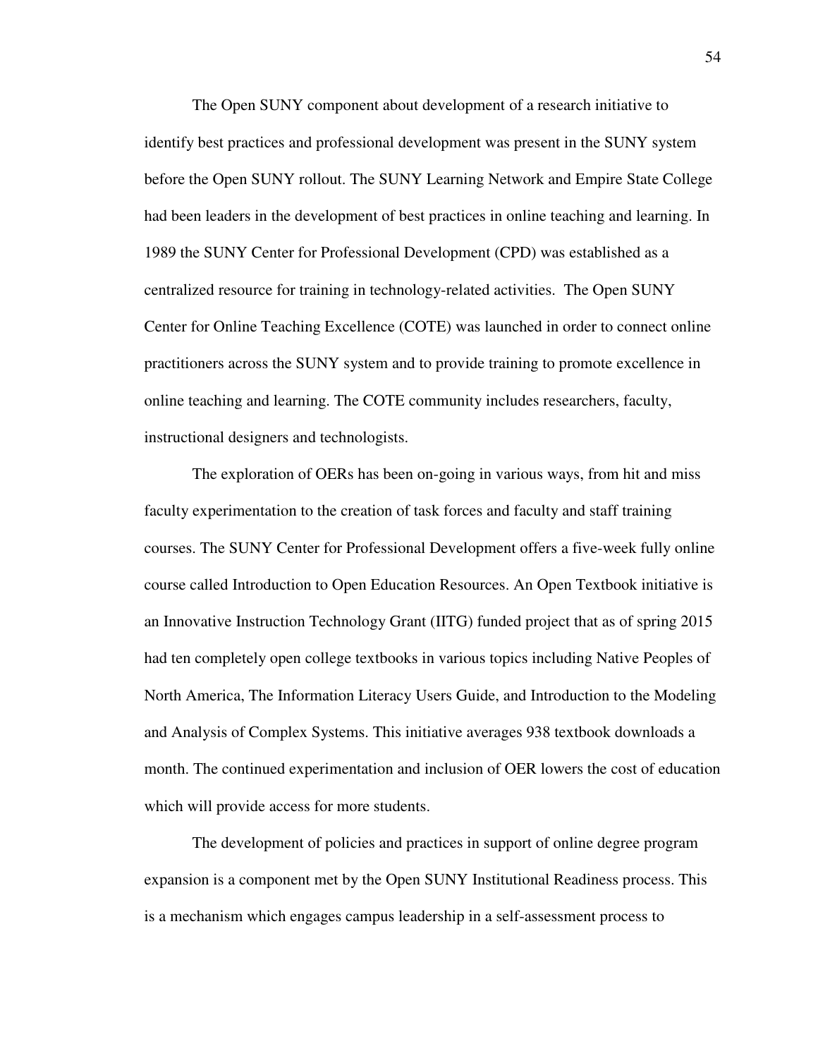The Open SUNY component about development of a research initiative to identify best practices and professional development was present in the SUNY system before the Open SUNY rollout. The SUNY Learning Network and Empire State College had been leaders in the development of best practices in online teaching and learning. In 1989 the SUNY Center for Professional Development (CPD) was established as a centralized resource for training in technology-related activities. The Open SUNY Center for Online Teaching Excellence (COTE) was launched in order to connect online practitioners across the SUNY system and to provide training to promote excellence in online teaching and learning. The COTE community includes researchers, faculty, instructional designers and technologists.

The exploration of OERs has been on-going in various ways, from hit and miss faculty experimentation to the creation of task forces and faculty and staff training courses. The SUNY Center for Professional Development offers a five-week fully online course called Introduction to Open Education Resources. An Open Textbook initiative is an Innovative Instruction Technology Grant (IITG) funded project that as of spring 2015 had ten completely open college textbooks in various topics including Native Peoples of North America, The Information Literacy Users Guide, and Introduction to the Modeling and Analysis of Complex Systems. This initiative averages 938 textbook downloads a month. The continued experimentation and inclusion of OER lowers the cost of education which will provide access for more students.

The development of policies and practices in support of online degree program expansion is a component met by the Open SUNY Institutional Readiness process. This is a mechanism which engages campus leadership in a self-assessment process to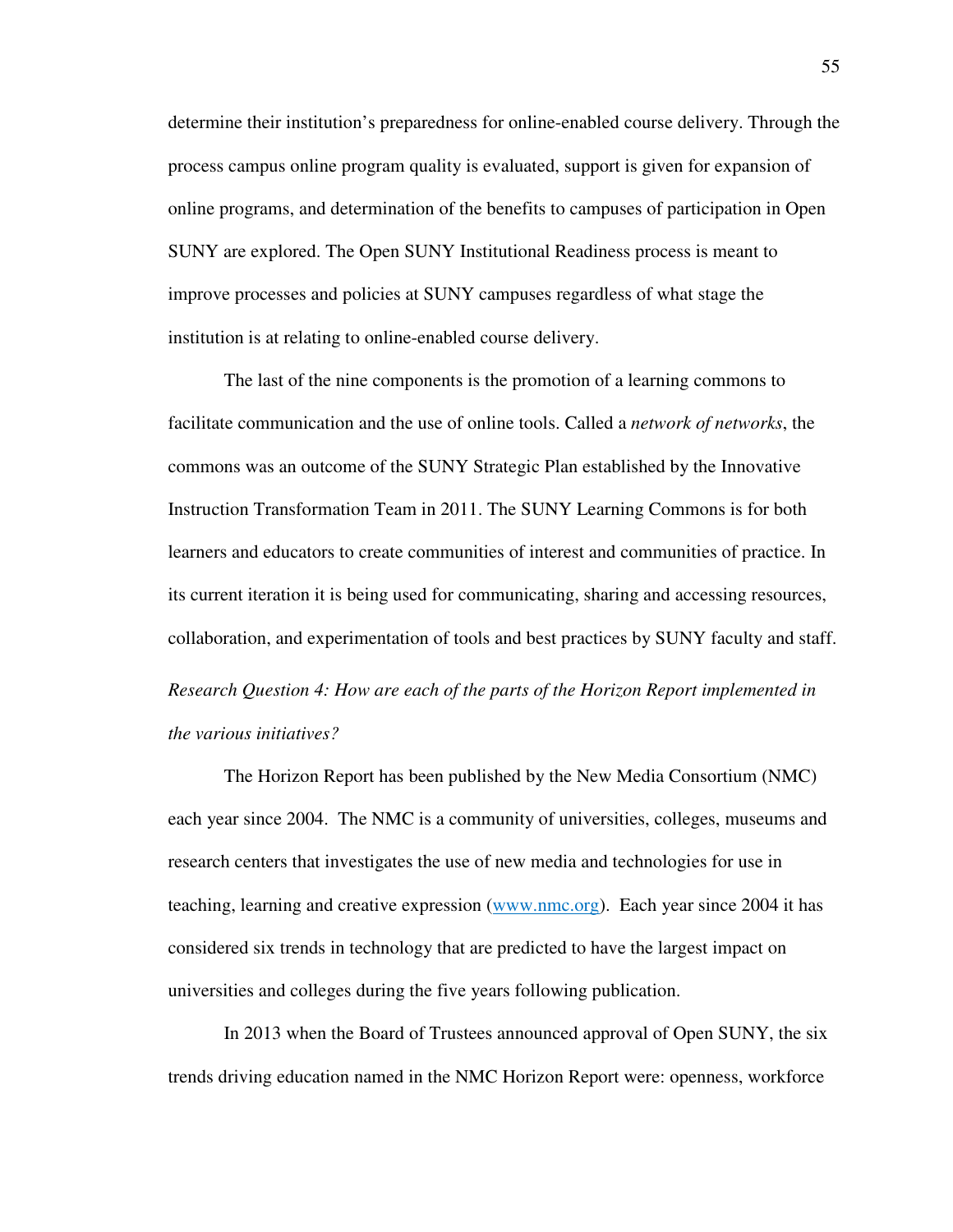determine their institution's preparedness for online-enabled course delivery. Through the process campus online program quality is evaluated, support is given for expansion of online programs, and determination of the benefits to campuses of participation in Open SUNY are explored. The Open SUNY Institutional Readiness process is meant to improve processes and policies at SUNY campuses regardless of what stage the institution is at relating to online-enabled course delivery.

The last of the nine components is the promotion of a learning commons to facilitate communication and the use of online tools. Called a *network of networks*, the commons was an outcome of the SUNY Strategic Plan established by the Innovative Instruction Transformation Team in 2011. The SUNY Learning Commons is for both learners and educators to create communities of interest and communities of practice. In its current iteration it is being used for communicating, sharing and accessing resources, collaboration, and experimentation of tools and best practices by SUNY faculty and staff.

*Research Question 4: How are each of the parts of the Horizon Report implemented in the various initiatives?*

The Horizon Report has been published by the New Media Consortium (NMC) each year since 2004. The NMC is a community of universities, colleges, museums and research centers that investigates the use of new media and technologies for use in teaching, learning and creative expression (www.nmc.org). Each year since 2004 it has considered six trends in technology that are predicted to have the largest impact on universities and colleges during the five years following publication.

In 2013 when the Board of Trustees announced approval of Open SUNY, the six trends driving education named in the NMC Horizon Report were: openness, workforce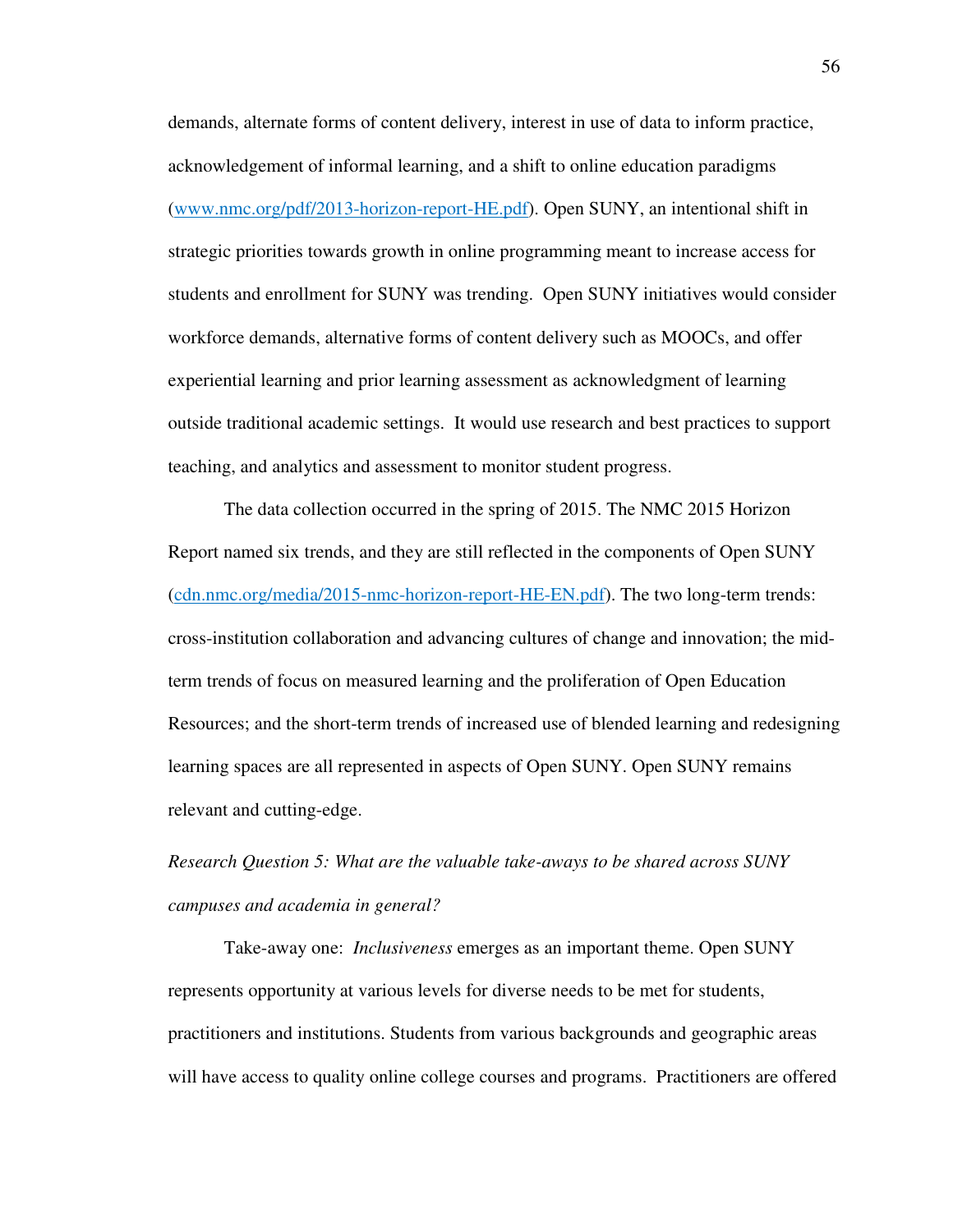demands, alternate forms of content delivery, interest in use of data to inform practice, acknowledgement of informal learning, and a shift to online education paradigms (www.nmc.org/pdf/2013-horizon-report-HE.pdf). Open SUNY, an intentional shift in strategic priorities towards growth in online programming meant to increase access for students and enrollment for SUNY was trending. Open SUNY initiatives would consider workforce demands, alternative forms of content delivery such as MOOCs, and offer experiential learning and prior learning assessment as acknowledgment of learning outside traditional academic settings. It would use research and best practices to support teaching, and analytics and assessment to monitor student progress.

The data collection occurred in the spring of 2015. The NMC 2015 Horizon Report named six trends, and they are still reflected in the components of Open SUNY (cdn.nmc.org/media/2015-nmc-horizon-report-HE-EN.pdf). The two long-term trends: cross-institution collaboration and advancing cultures of change and innovation; the mid-term trends of focus on measured learning and the proliferation of Open Education Resources; and the short-term trends of increased use of blended learning and redesigning learning spaces are all represented in aspects of Open SUNY. Open SUNY remains relevant and cutting-edge.

*Research Question 5: What are the valuable take-aways to be shared across SUNY campuses and academia in general?*

Take-away one: *Inclusiveness* emerges as an important theme. Open SUNY represents opportunity at various levels for diverse needs to be met for students, practitioners and institutions. Students from various backgrounds and geographic areas will have access to quality online college courses and programs. Practitioners are offered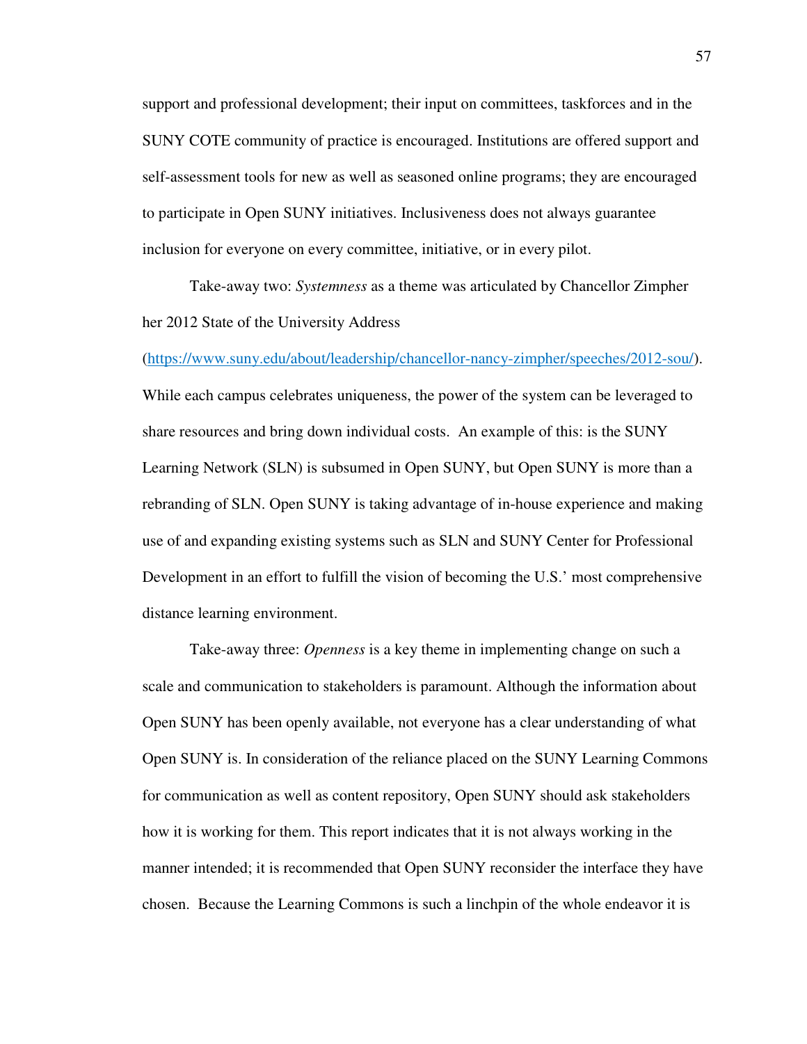support and professional development; their input on committees, taskforces and in the SUNY COTE community of practice is encouraged. Institutions are offered support and self-assessment tools for new as well as seasoned online programs; they are encouraged to participate in Open SUNY initiatives. Inclusiveness does not always guarantee inclusion for everyone on every committee, initiative, or in every pilot.

Take-away two: *Systemness* as a theme was articulated by Chancellor Zimpher her 2012 State of the University Address (https://www.suny.edu/about/leadership/chancellor-nancy-zimpher/speeches/2012-sou/). While each campus celebrates uniqueness, the power of the system can be leveraged to share resources and bring down individual costs. An example of this: is the SUNY Learning Network (SLN) is subsumed in Open SUNY, but Open SUNY is more than a rebranding of SLN. Open SUNY is taking advantage of in-house experience and making use of and expanding existing systems such as SLN and SUNY Center for Professional Development in an effort to fulfill the vision of becoming the U.S.' most comprehensive distance learning environment.

Take-away three: *Openness* is a key theme in implementing change on such a scale and communication to stakeholders is paramount. Although the information about Open SUNY has been openly available, not everyone has a clear understanding of what Open SUNY is. In consideration of the reliance placed on the SUNY Learning Commons for communication as well as content repository, Open SUNY should ask stakeholders how it is working for them. This report indicates that it is not always working in the manner intended; it is recommended that Open SUNY reconsider the interface they have chosen. Because the Learning Commons is such a linchpin of the whole endeavor it is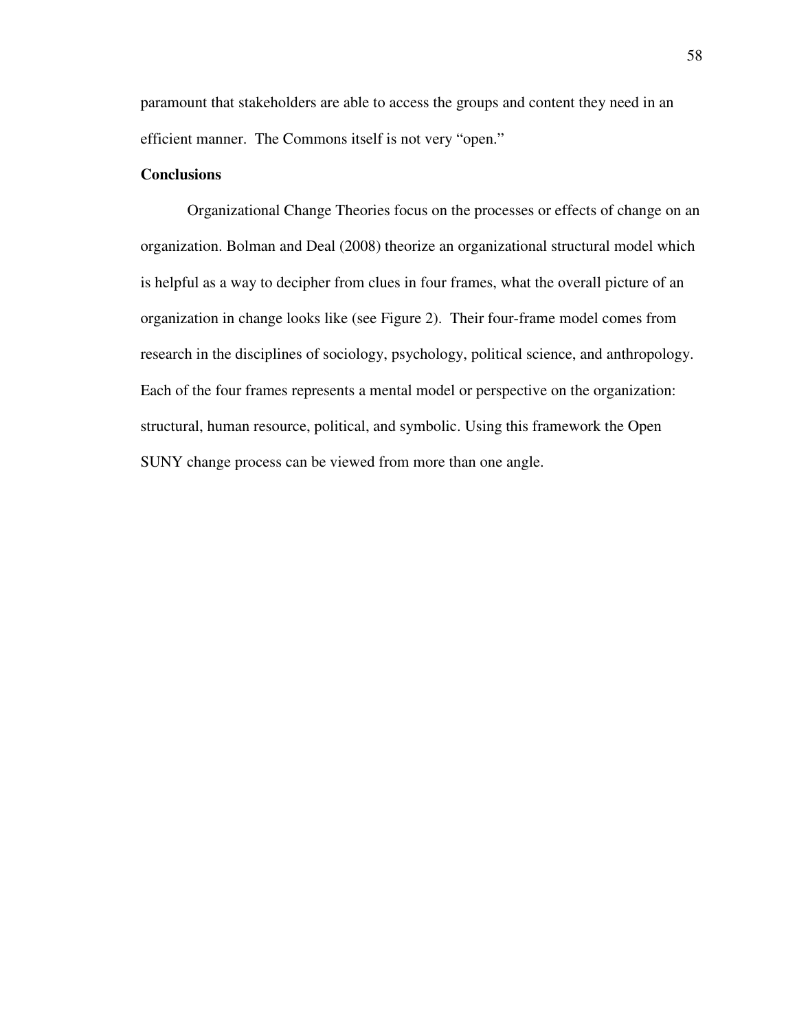paramount that stakeholders are able to access the groups and content they need in an efficient manner. The Commons itself is not very "open."

### Conclusions

Organizational Change Theories focus on the processes or effects of change on an organization. Bolman and Deal (2008) theorize an organizational structural model which is helpful as a way to decipher from clues in four frames, what the overall picture of an organization in change looks like (see Figure 2). Their four-frame model comes from research in the disciplines of sociology, psychology, political science, and anthropology. Each of the four frames represents a mental model or perspective on the organization: structural, human resource, political, and symbolic. Using this framework the Open SUNY change process can be viewed from more than one angle.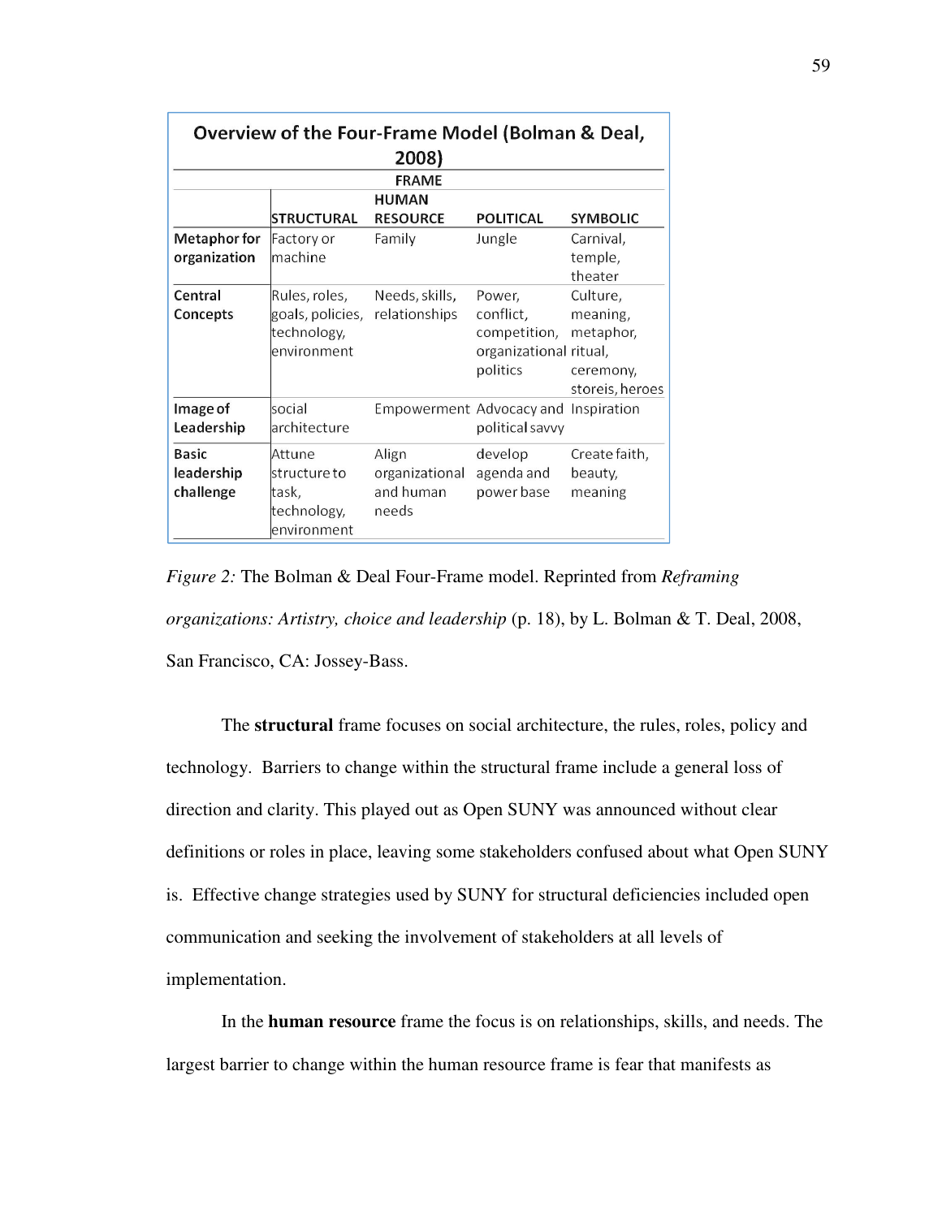**Overview of the Four-Frame Model (Bolman & Deal, 2008)**

| | FRAME | | | |
|---|---|---|---|---|
| | STRUCTURAL | HUMAN RESOURCE | POLITICAL | SYMBOLIC |
| **Metaphor for organization** | Factory or machine | Family | Jungle | Carnival, temple, theater |
| **Central Concepts** | Rules, roles, goals, policies, technology, environment | Needs, skills, relationships | Power, conflict, competition, organizational politics | Culture, meaning, metaphor, ritual, ceremony, storeis, heroes |
| **Image of Leadership** | social architecture | Empowerment | Advocacy and political savvy | Inspiration |
| **Basic leadership challenge** | Attune structure to task, technology, environment | Align organizational and human needs | develop agenda and power base | Create faith, beauty, meaning |

*Figure 2:* The Bolman & Deal Four-Frame model. Reprinted from *Reframing organizations: Artistry, choice and leadership* (p. 18), by L. Bolman & T. Deal, 2008, San Francisco, CA: Jossey-Bass.

The **structural** frame focuses on social architecture, the rules, roles, policy and technology. Barriers to change within the structural frame include a general loss of direction and clarity. This played out as Open SUNY was announced without clear definitions or roles in place, leaving some stakeholders confused about what Open SUNY is. Effective change strategies used by SUNY for structural deficiencies included open communication and seeking the involvement of stakeholders at all levels of implementation.

In the **human resource** frame the focus is on relationships, skills, and needs. The largest barrier to change within the human resource frame is fear that manifests as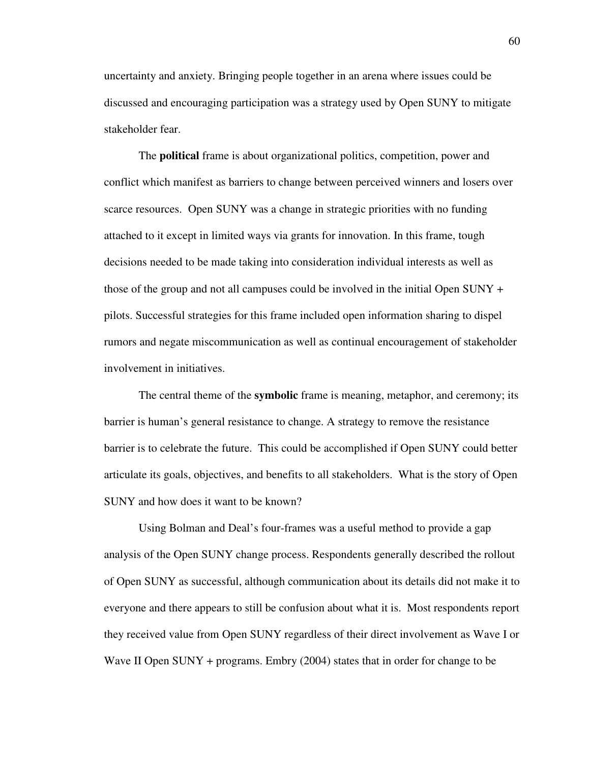uncertainty and anxiety. Bringing people together in an arena where issues could be discussed and encouraging participation was a strategy used by Open SUNY to mitigate stakeholder fear.

The **political** frame is about organizational politics, competition, power and conflict which manifest as barriers to change between perceived winners and losers over scarce resources. Open SUNY was a change in strategic priorities with no funding attached to it except in limited ways via grants for innovation. In this frame, tough decisions needed to be made taking into consideration individual interests as well as those of the group and not all campuses could be involved in the initial Open SUNY + pilots. Successful strategies for this frame included open information sharing to dispel rumors and negate miscommunication as well as continual encouragement of stakeholder involvement in initiatives.

The central theme of the **symbolic** frame is meaning, metaphor, and ceremony; its barrier is human's general resistance to change. A strategy to remove the resistance barrier is to celebrate the future. This could be accomplished if Open SUNY could better articulate its goals, objectives, and benefits to all stakeholders. What is the story of Open SUNY and how does it want to be known?

Using Bolman and Deal's four-frames was a useful method to provide a gap analysis of the Open SUNY change process. Respondents generally described the rollout of Open SUNY as successful, although communication about its details did not make it to everyone and there appears to still be confusion about what it is. Most respondents report they received value from Open SUNY regardless of their direct involvement as Wave I or Wave II Open SUNY + programs. Embry (2004) states that in order for change to be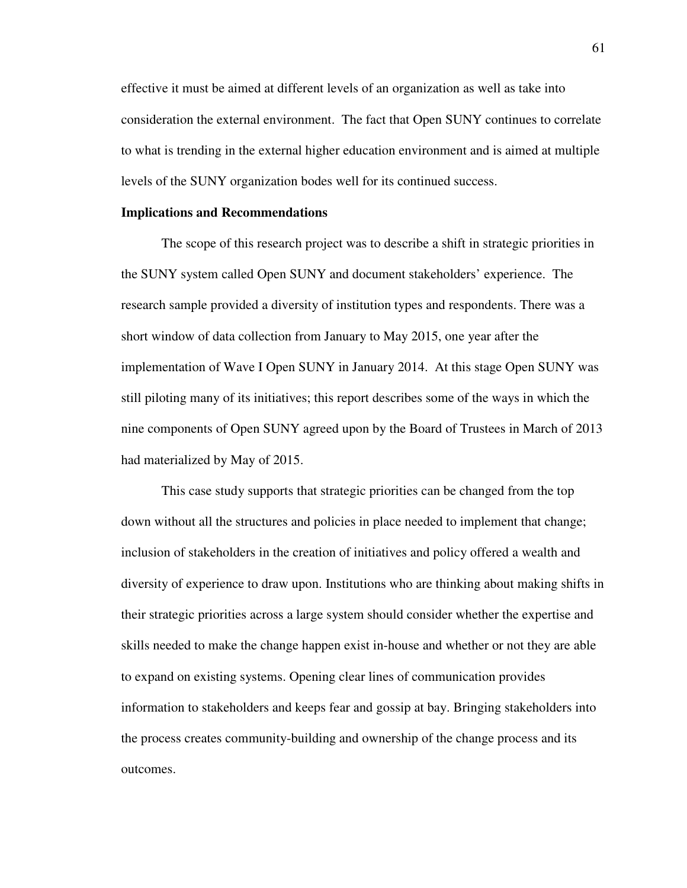effective it must be aimed at different levels of an organization as well as take into consideration the external environment. The fact that Open SUNY continues to correlate to what is trending in the external higher education environment and is aimed at multiple levels of the SUNY organization bodes well for its continued success.

**Implications and Recommendations**

The scope of this research project was to describe a shift in strategic priorities in the SUNY system called Open SUNY and document stakeholders' experience. The research sample provided a diversity of institution types and respondents. There was a short window of data collection from January to May 2015, one year after the implementation of Wave I Open SUNY in January 2014. At this stage Open SUNY was still piloting many of its initiatives; this report describes some of the ways in which the nine components of Open SUNY agreed upon by the Board of Trustees in March of 2013 had materialized by May of 2015.

This case study supports that strategic priorities can be changed from the top down without all the structures and policies in place needed to implement that change; inclusion of stakeholders in the creation of initiatives and policy offered a wealth and diversity of experience to draw upon. Institutions who are thinking about making shifts in their strategic priorities across a large system should consider whether the expertise and skills needed to make the change happen exist in-house and whether or not they are able to expand on existing systems. Opening clear lines of communication provides information to stakeholders and keeps fear and gossip at bay. Bringing stakeholders into the process creates community-building and ownership of the change process and its outcomes.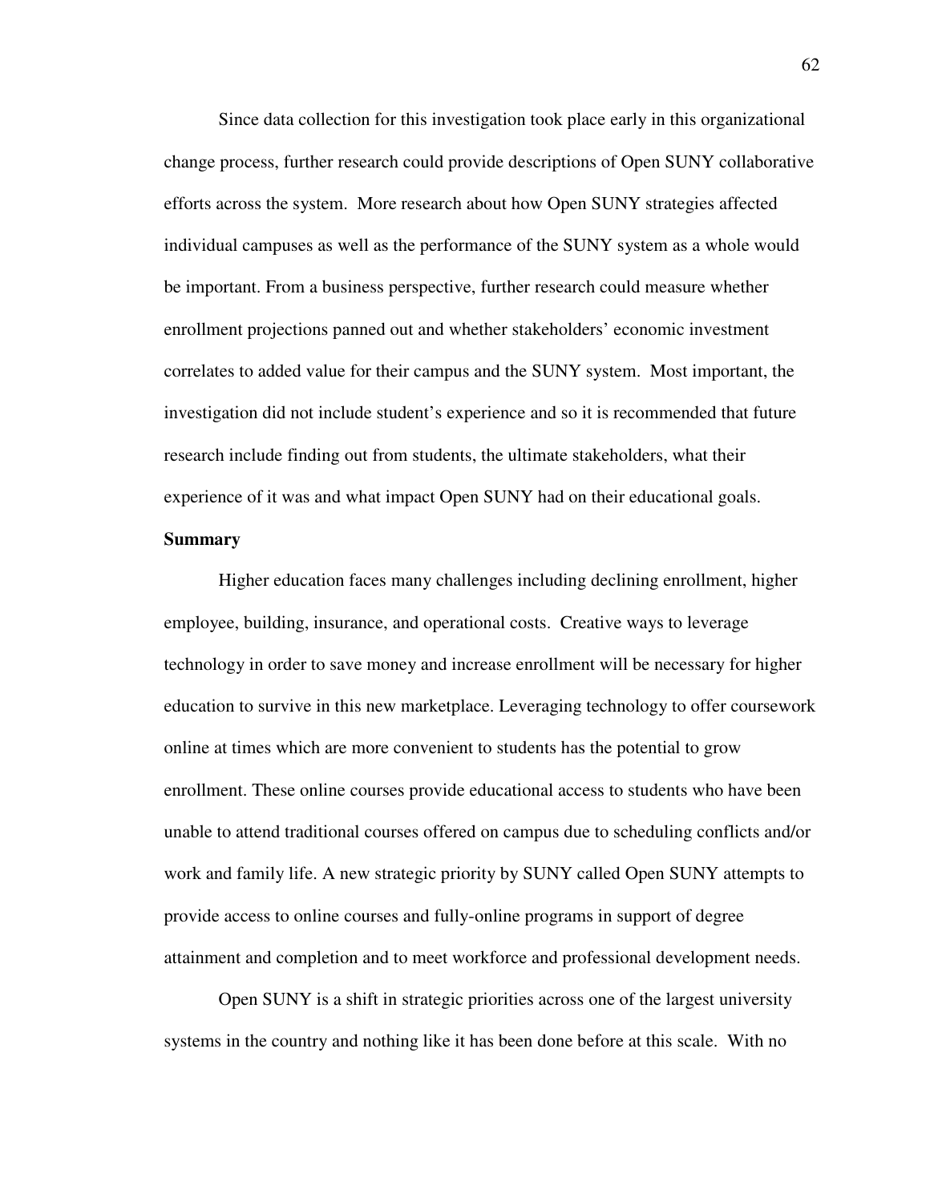Since data collection for this investigation took place early in this organizational change process, further research could provide descriptions of Open SUNY collaborative efforts across the system.  More research about how Open SUNY strategies affected individual campuses as well as the performance of the SUNY system as a whole would be important. From a business perspective, further research could measure whether enrollment projections panned out and whether stakeholders' economic investment correlates to added value for their campus and the SUNY system.  Most important, the investigation did not include student's experience and so it is recommended that future research include finding out from students, the ultimate stakeholders, what their experience of it was and what impact Open SUNY had on their educational goals.

**Summary**

Higher education faces many challenges including declining enrollment, higher employee, building, insurance, and operational costs.  Creative ways to leverage technology in order to save money and increase enrollment will be necessary for higher education to survive in this new marketplace. Leveraging technology to offer coursework online at times which are more convenient to students has the potential to grow enrollment. These online courses provide educational access to students who have been unable to attend traditional courses offered on campus due to scheduling conflicts and/or work and family life. A new strategic priority by SUNY called Open SUNY attempts to provide access to online courses and fully-online programs in support of degree attainment and completion and to meet workforce and professional development needs.

Open SUNY is a shift in strategic priorities across one of the largest university systems in the country and nothing like it has been done before at this scale.  With no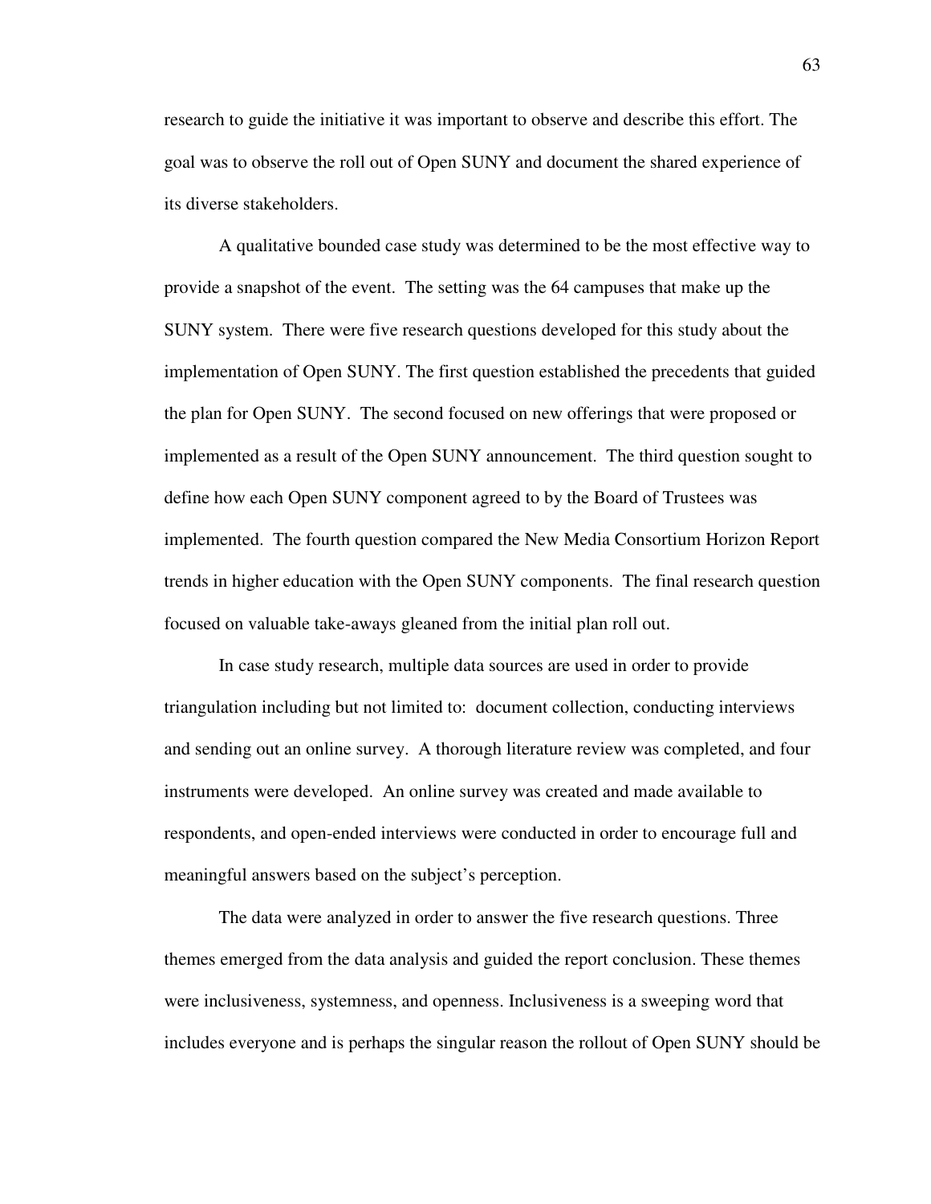research to guide the initiative it was important to observe and describe this effort. The goal was to observe the roll out of Open SUNY and document the shared experience of its diverse stakeholders.

A qualitative bounded case study was determined to be the most effective way to provide a snapshot of the event. The setting was the 64 campuses that make up the SUNY system. There were five research questions developed for this study about the implementation of Open SUNY. The first question established the precedents that guided the plan for Open SUNY. The second focused on new offerings that were proposed or implemented as a result of the Open SUNY announcement. The third question sought to define how each Open SUNY component agreed to by the Board of Trustees was implemented. The fourth question compared the New Media Consortium Horizon Report trends in higher education with the Open SUNY components. The final research question focused on valuable take-aways gleaned from the initial plan roll out.

In case study research, multiple data sources are used in order to provide triangulation including but not limited to: document collection, conducting interviews and sending out an online survey. A thorough literature review was completed, and four instruments were developed. An online survey was created and made available to respondents, and open-ended interviews were conducted in order to encourage full and meaningful answers based on the subject's perception.

The data were analyzed in order to answer the five research questions. Three themes emerged from the data analysis and guided the report conclusion. These themes were inclusiveness, systemness, and openness. Inclusiveness is a sweeping word that includes everyone and is perhaps the singular reason the rollout of Open SUNY should be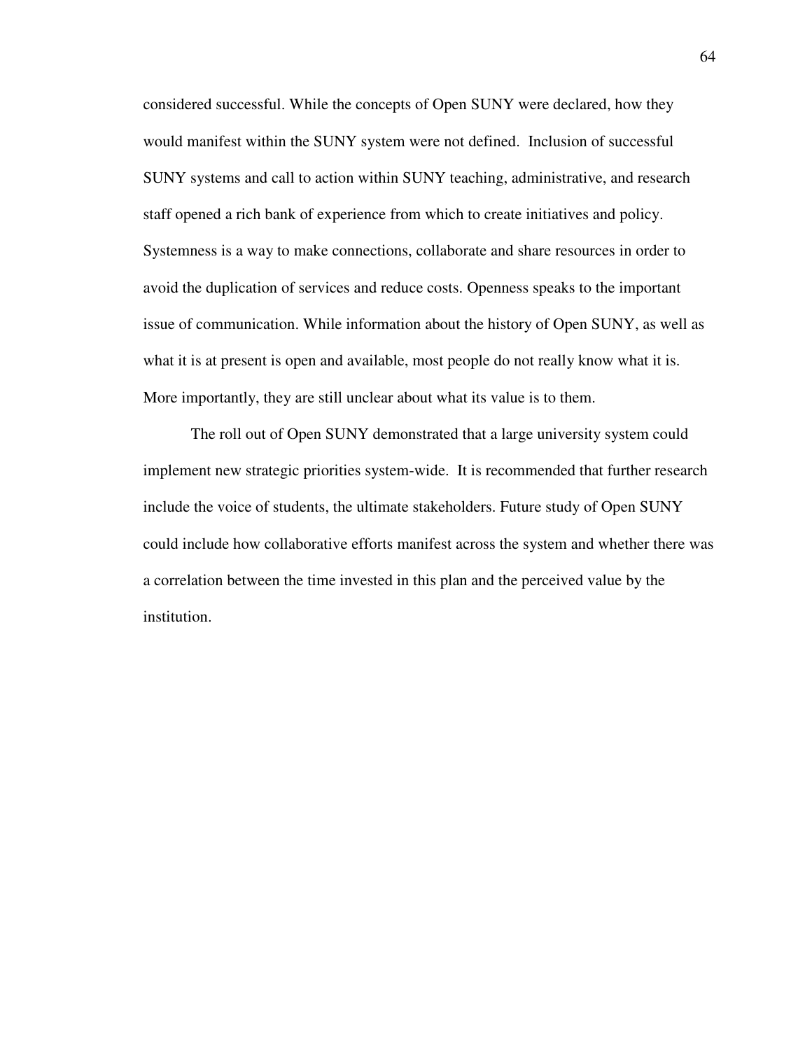considered successful. While the concepts of Open SUNY were declared, how they would manifest within the SUNY system were not defined. Inclusion of successful SUNY systems and call to action within SUNY teaching, administrative, and research staff opened a rich bank of experience from which to create initiatives and policy. Systemness is a way to make connections, collaborate and share resources in order to avoid the duplication of services and reduce costs. Openness speaks to the important issue of communication. While information about the history of Open SUNY, as well as what it is at present is open and available, most people do not really know what it is. More importantly, they are still unclear about what its value is to them.

The roll out of Open SUNY demonstrated that a large university system could implement new strategic priorities system-wide. It is recommended that further research include the voice of students, the ultimate stakeholders. Future study of Open SUNY could include how collaborative efforts manifest across the system and whether there was a correlation between the time invested in this plan and the perceived value by the institution.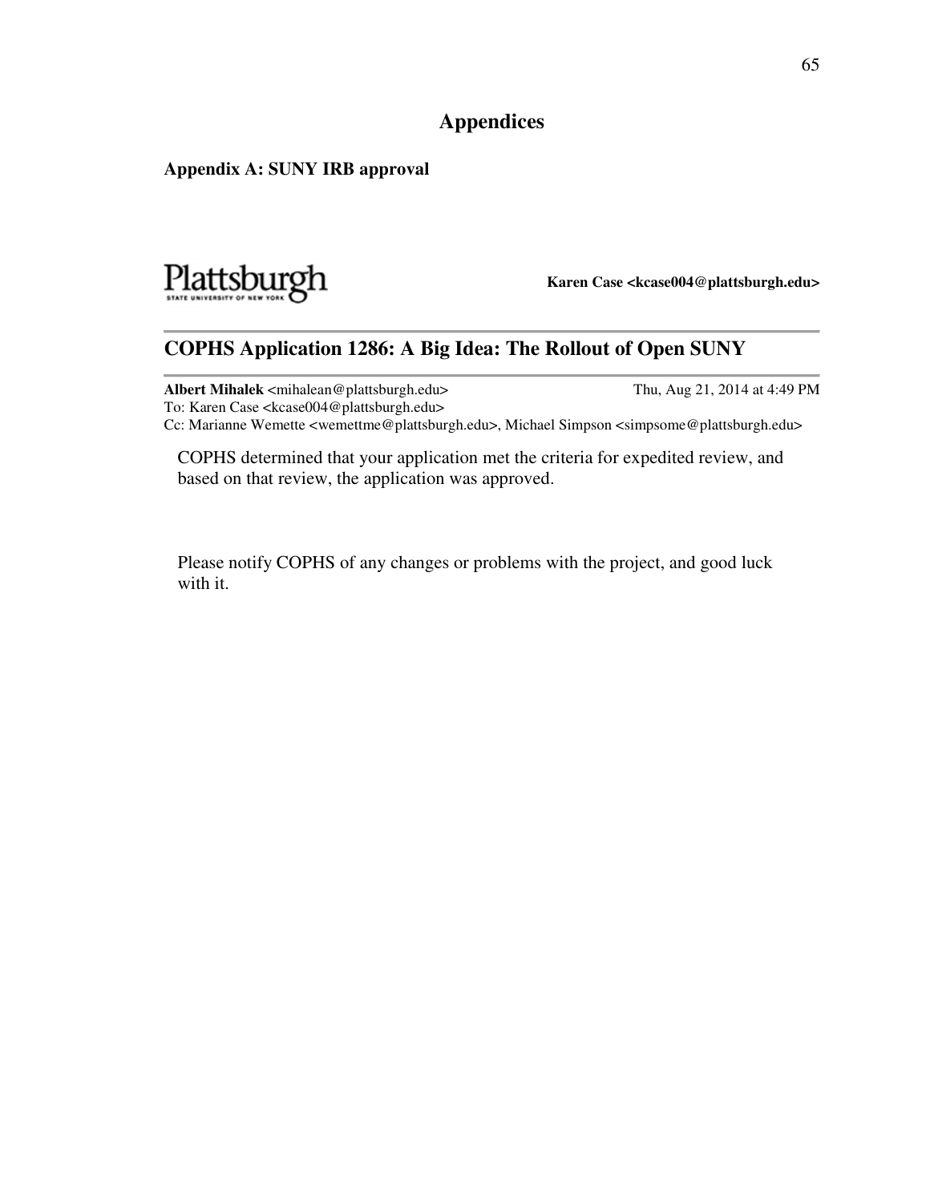# Appendices

**Appendix A: SUNY IRB approval**

Plattsburgh
STATE UNIVERSITY OF NEW YORK

**Karen Case <kcase004@plattsburgh.edu>**

## COPHS Application 1286: A Big Idea: The Rollout of Open SUNY

**Albert Mihalek** <mihalean@plattsburgh.edu> Thu, Aug 21, 2014 at 4:49 PM
To: Karen Case <kcase004@plattsburgh.edu>
Cc: Marianne Wemette <wemettme@plattsburgh.edu>, Michael Simpson <simpsome@plattsburgh.edu>

COPHS determined that your application met the criteria for expedited review, and based on that review, the application was approved.

Please notify COPHS of any changes or problems with the project, and good luck with it.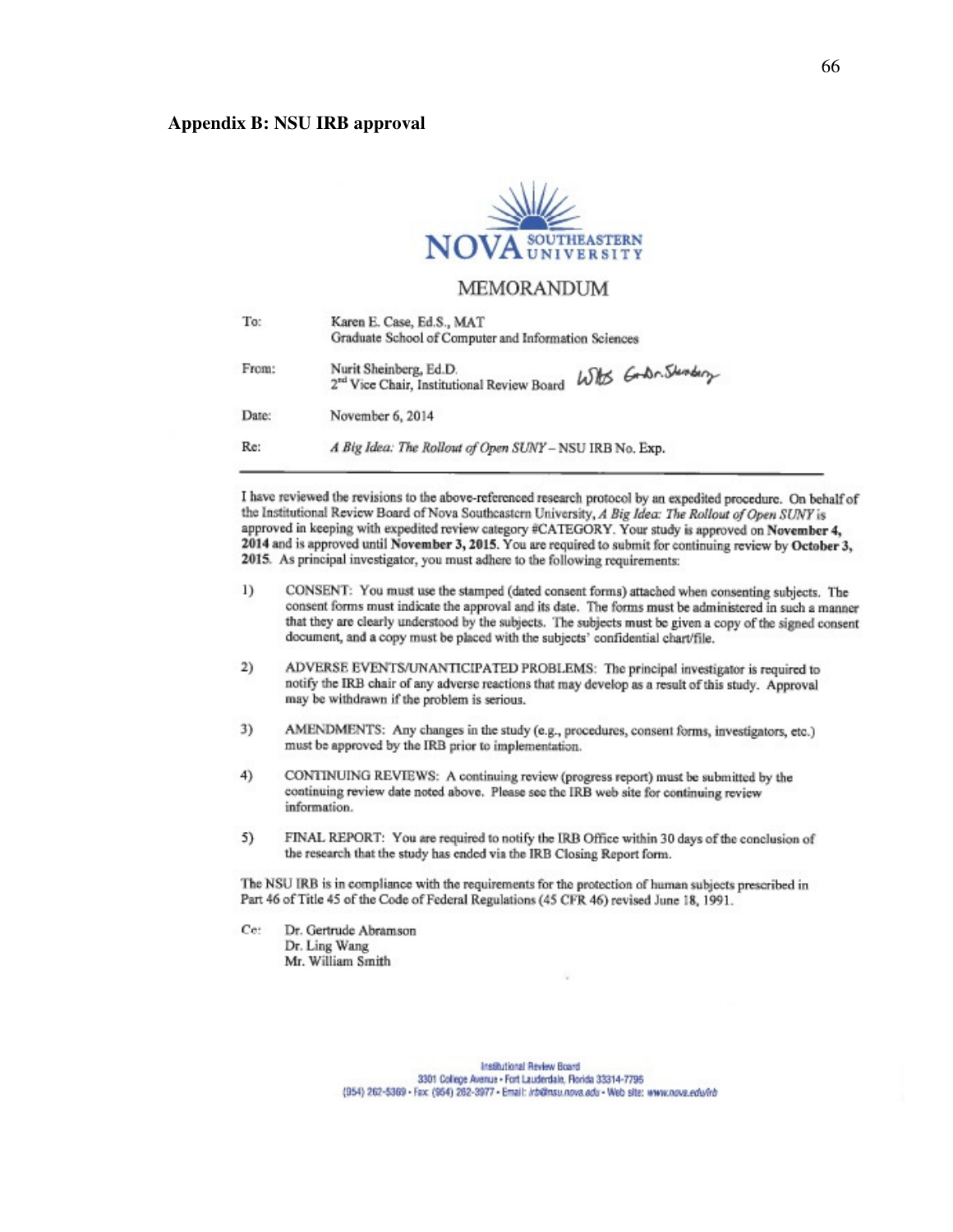## Appendix B: NSU IRB approval

NOVA SOUTHEASTERN UNIVERSITY

MEMORANDUM

| | |
|---|---|
| To: | Karen E. Case, Ed.S., MAT<br>Graduate School of Computer and Information Sciences |
| From: | Nurit Sheinberg, Ed.D.<br>2nd Vice Chair, Institutional Review Board |
| Date: | November 6, 2014 |
| Re: | *A Big Idea: The Rollout of Open SUNY* – NSU IRB No. Exp. |

I have reviewed the revisions to the above-referenced research protocol by an expedited procedure. On behalf of the Institutional Review Board of Nova Southeastern University, *A Big Idea: The Rollout of Open SUNY* is approved in keeping with expedited review category #CATEGORY. Your study is approved on **November 4, 2014** and is approved until **November 3, 2015**. You are required to submit for continuing review by **October 3, 2015**. As principal investigator, you must adhere to the following requirements:

1) CONSENT: You must use the stamped (dated consent forms) attached when consenting subjects. The consent forms must indicate the approval and its date. The forms must be administered in such a manner that they are clearly understood by the subjects. The subjects must be given a copy of the signed consent document, and a copy must be placed with the subjects' confidential chart/file.

2) ADVERSE EVENTS/UNANTICIPATED PROBLEMS: The principal investigator is required to notify the IRB chair of any adverse reactions that may develop as a result of this study. Approval may be withdrawn if the problem is serious.

3) AMENDMENTS: Any changes in the study (e.g., procedures, consent forms, investigators, etc.) must be approved by the IRB prior to implementation.

4) CONTINUING REVIEWS: A continuing review (progress report) must be submitted by the continuing review date noted above. Please see the IRB web site for continuing review information.

5) FINAL REPORT: You are required to notify the IRB Office within 30 days of the conclusion of the research that the study has ended via the IRB Closing Report form.

The NSU IRB is in compliance with the requirements for the protection of human subjects prescribed in Part 46 of Title 45 of the Code of Federal Regulations (45 CFR 46) revised June 18, 1991.

Cc: Dr. Gertrude Abramson
Dr. Ling Wang
Mr. William Smith

Institutional Review Board
3301 College Avenue • Fort Lauderdale, Florida 33314-7796
(954) 262-5369 • Fax: (954) 262-3977 • Email: irb@nsu.nova.edu • Web site: www.nova.edu/irb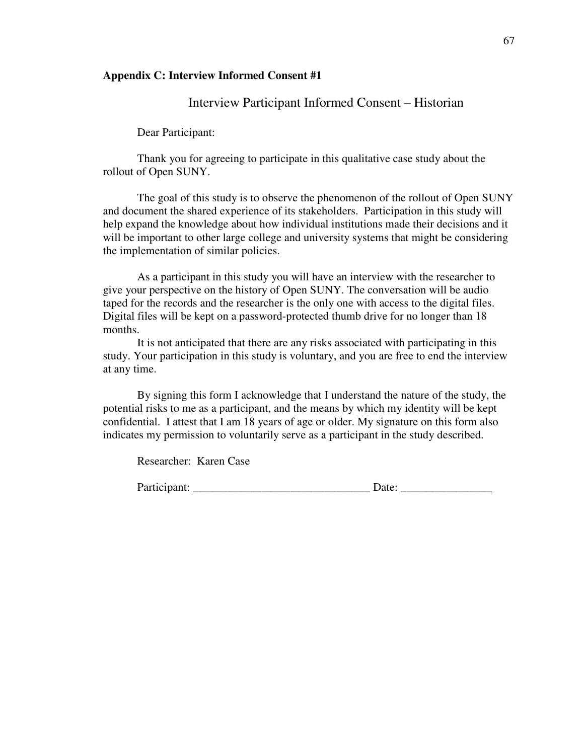**Appendix C: Interview Informed Consent #1**

## Interview Participant Informed Consent – Historian

Dear Participant:

Thank you for agreeing to participate in this qualitative case study about the rollout of Open SUNY.

The goal of this study is to observe the phenomenon of the rollout of Open SUNY and document the shared experience of its stakeholders. Participation in this study will help expand the knowledge about how individual institutions made their decisions and it will be important to other large college and university systems that might be considering the implementation of similar policies.

As a participant in this study you will have an interview with the researcher to give your perspective on the history of Open SUNY. The conversation will be audio taped for the records and the researcher is the only one with access to the digital files. Digital files will be kept on a password-protected thumb drive for no longer than 18 months.

It is not anticipated that there are any risks associated with participating in this study. Your participation in this study is voluntary, and you are free to end the interview at any time.

By signing this form I acknowledge that I understand the nature of the study, the potential risks to me as a participant, and the means by which my identity will be kept confidential. I attest that I am 18 years of age or older. My signature on this form also indicates my permission to voluntarily serve as a participant in the study described.

Researcher: Karen Case

Participant: _______________________________ Date: ________________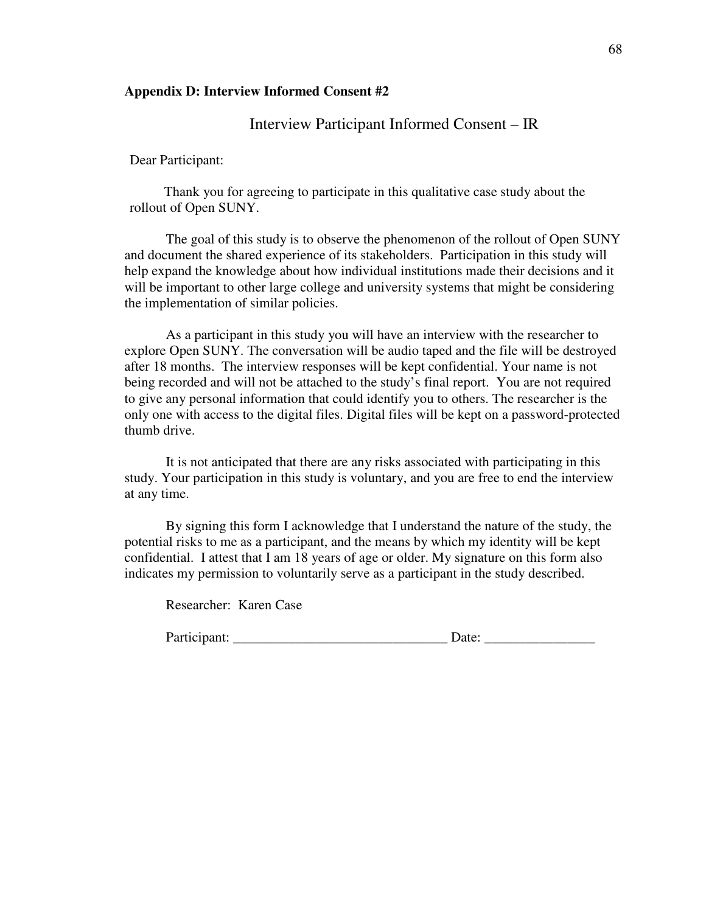**Appendix D: Interview Informed Consent #2**

## Interview Participant Informed Consent – IR

Dear Participant:

Thank you for agreeing to participate in this qualitative case study about the rollout of Open SUNY.

The goal of this study is to observe the phenomenon of the rollout of Open SUNY and document the shared experience of its stakeholders. Participation in this study will help expand the knowledge about how individual institutions made their decisions and it will be important to other large college and university systems that might be considering the implementation of similar policies.

As a participant in this study you will have an interview with the researcher to explore Open SUNY. The conversation will be audio taped and the file will be destroyed after 18 months. The interview responses will be kept confidential. Your name is not being recorded and will not be attached to the study's final report. You are not required to give any personal information that could identify you to others. The researcher is the only one with access to the digital files. Digital files will be kept on a password-protected thumb drive.

It is not anticipated that there are any risks associated with participating in this study. Your participation in this study is voluntary, and you are free to end the interview at any time.

By signing this form I acknowledge that I understand the nature of the study, the potential risks to me as a participant, and the means by which my identity will be kept confidential. I attest that I am 18 years of age or older. My signature on this form also indicates my permission to voluntarily serve as a participant in the study described.

Researcher: Karen Case

Participant: _______________________________ Date: ________________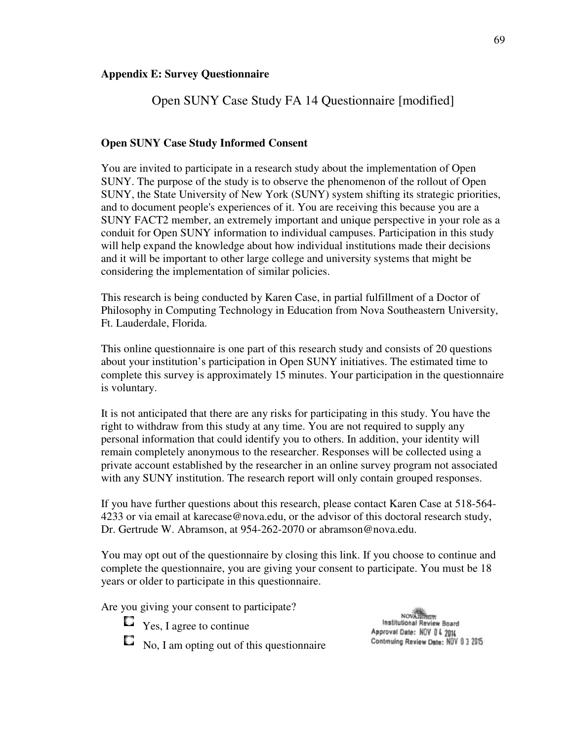**Appendix E: Survey Questionnaire**

Open SUNY Case Study FA 14 Questionnaire [modified]

**Open SUNY Case Study Informed Consent**

You are invited to participate in a research study about the implementation of Open SUNY. The purpose of the study is to observe the phenomenon of the rollout of Open SUNY, the State University of New York (SUNY) system shifting its strategic priorities, and to document people's experiences of it. You are receiving this because you are a SUNY FACT2 member, an extremely important and unique perspective in your role as a conduit for Open SUNY information to individual campuses. Participation in this study will help expand the knowledge about how individual institutions made their decisions and it will be important to other large college and university systems that might be considering the implementation of similar policies.

This research is being conducted by Karen Case, in partial fulfillment of a Doctor of Philosophy in Computing Technology in Education from Nova Southeastern University, Ft. Lauderdale, Florida.

This online questionnaire is one part of this research study and consists of 20 questions about your institution's participation in Open SUNY initiatives. The estimated time to complete this survey is approximately 15 minutes. Your participation in the questionnaire is voluntary.

It is not anticipated that there are any risks for participating in this study. You have the right to withdraw from this study at any time. You are not required to supply any personal information that could identify you to others. In addition, your identity will remain completely anonymous to the researcher. Responses will be collected using a private account established by the researcher in an online survey program not associated with any SUNY institution. The research report will only contain grouped responses.

If you have further questions about this research, please contact Karen Case at 518-564-4233 or via email at karecase@nova.edu, or the advisor of this doctoral research study, Dr. Gertrude W. Abramson, at 954-262-2070 or abramson@nova.edu.

You may opt out of the questionnaire by closing this link. If you choose to continue and complete the questionnaire, you are giving your consent to participate. You must be 18 years or older to participate in this questionnaire.

Are you giving your consent to participate?

- ☐ Yes, I agree to continue
- ☐ No, I am opting out of this questionnaire

NOVA Institutional Review Board
Approval Date: NOV 04 2014
Continuing Review Date: NOV 03 2015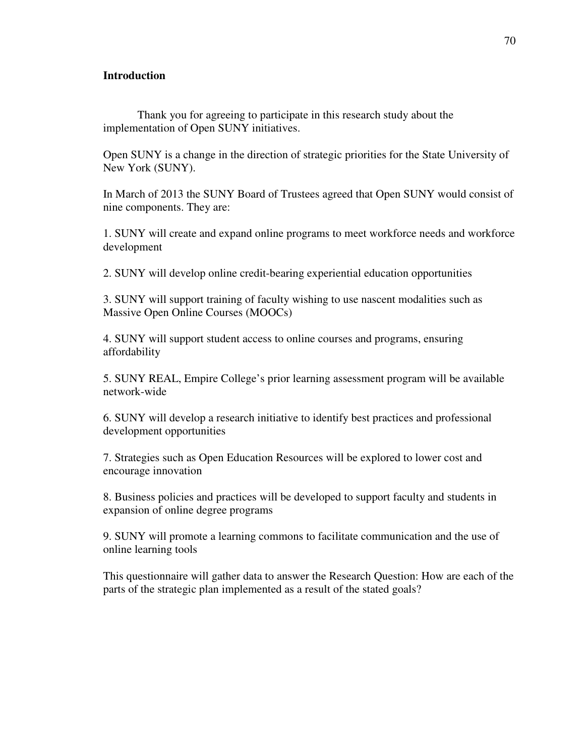**Introduction**

Thank you for agreeing to participate in this research study about the implementation of Open SUNY initiatives.

Open SUNY is a change in the direction of strategic priorities for the State University of New York (SUNY).

In March of 2013 the SUNY Board of Trustees agreed that Open SUNY would consist of nine components. They are:

1. SUNY will create and expand online programs to meet workforce needs and workforce development

2. SUNY will develop online credit-bearing experiential education opportunities

3. SUNY will support training of faculty wishing to use nascent modalities such as Massive Open Online Courses (MOOCs)

4. SUNY will support student access to online courses and programs, ensuring affordability

5. SUNY REAL, Empire College's prior learning assessment program will be available network-wide

6. SUNY will develop a research initiative to identify best practices and professional development opportunities

7. Strategies such as Open Education Resources will be explored to lower cost and encourage innovation

8. Business policies and practices will be developed to support faculty and students in expansion of online degree programs

9. SUNY will promote a learning commons to facilitate communication and the use of online learning tools

This questionnaire will gather data to answer the Research Question: How are each of the parts of the strategic plan implemented as a result of the stated goals?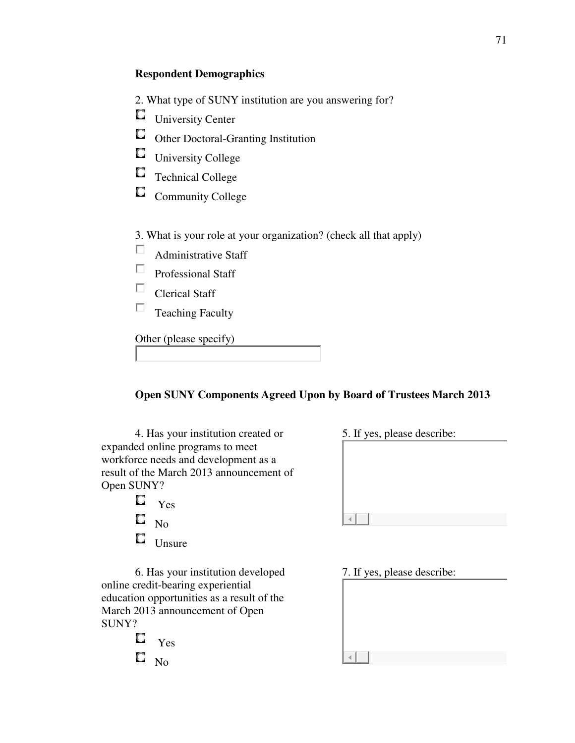**Respondent Demographics**

2. What type of SUNY institution are you answering for?

- University Center
- Other Doctoral-Granting Institution
- University College
- Technical College
- Community College

3. What is your role at your organization? (check all that apply)

- Administrative Staff
- Professional Staff
- Clerical Staff
- Teaching Faculty

Other (please specify)

**Open SUNY Components Agreed Upon by Board of Trustees March 2013**

4. Has your institution created or expanded online programs to meet workforce needs and development as a result of the March 2013 announcement of Open SUNY?

- Yes
- No
- Unsure

5. If yes, please describe:

6. Has your institution developed online credit-bearing experiential education opportunities as a result of the March 2013 announcement of Open SUNY?

- Yes
- No

7. If yes, please describe: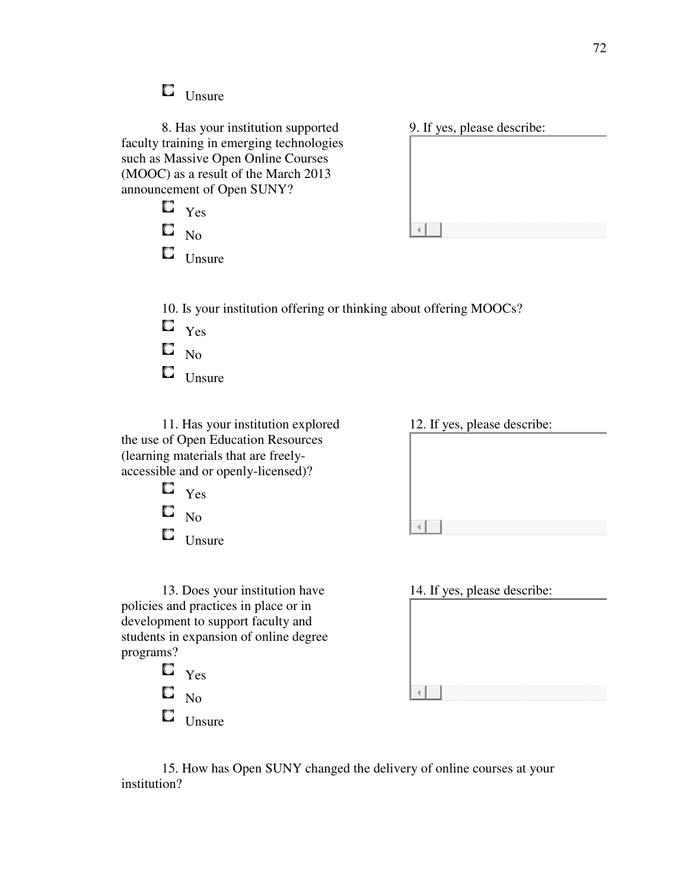- Unsure

8. Has your institution supported faculty training in emerging technologies such as Massive Open Online Courses (MOOC) as a result of the March 2013 announcement of Open SUNY?

- Yes
- No
- Unsure

9. If yes, please describe:

10. Is your institution offering or thinking about offering MOOCs?

- Yes
- No
- Unsure

11. Has your institution explored the use of Open Education Resources (learning materials that are freely-accessible and or openly-licensed)?

- Yes
- No
- Unsure

12. If yes, please describe:

13. Does your institution have policies and practices in place or in development to support faculty and students in expansion of online degree programs?

- Yes
- No
- Unsure

14. If yes, please describe:

15. How has Open SUNY changed the delivery of online courses at your institution?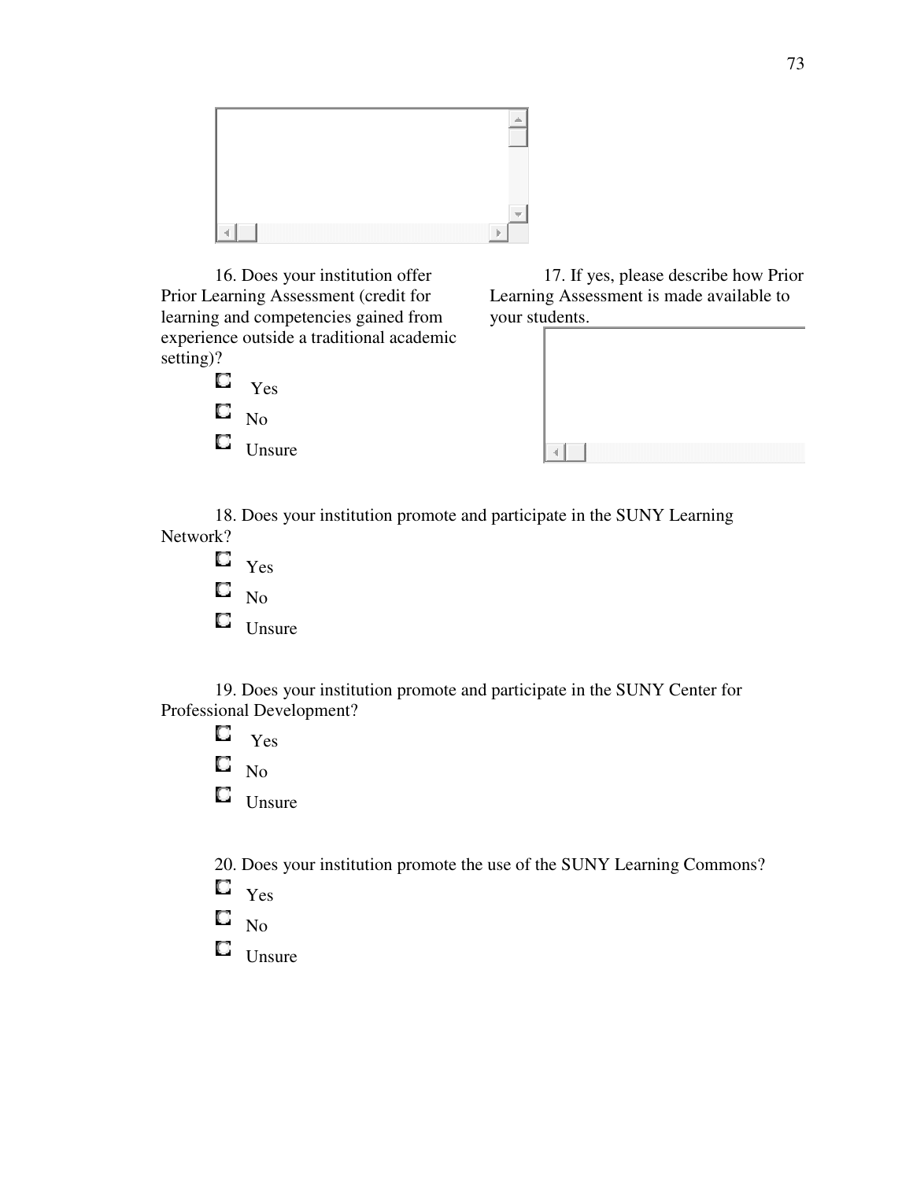16. Does your institution offer Prior Learning Assessment (credit for learning and competencies gained from experience outside a traditional academic setting)?

- Yes
- No
- Unsure

17. If yes, please describe how Prior Learning Assessment is made available to your students.

18. Does your institution promote and participate in the SUNY Learning Network?

- Yes
- No
- Unsure

19. Does your institution promote and participate in the SUNY Center for Professional Development?

- Yes
- No
- Unsure

20. Does your institution promote the use of the SUNY Learning Commons?

- Yes
- No
- Unsure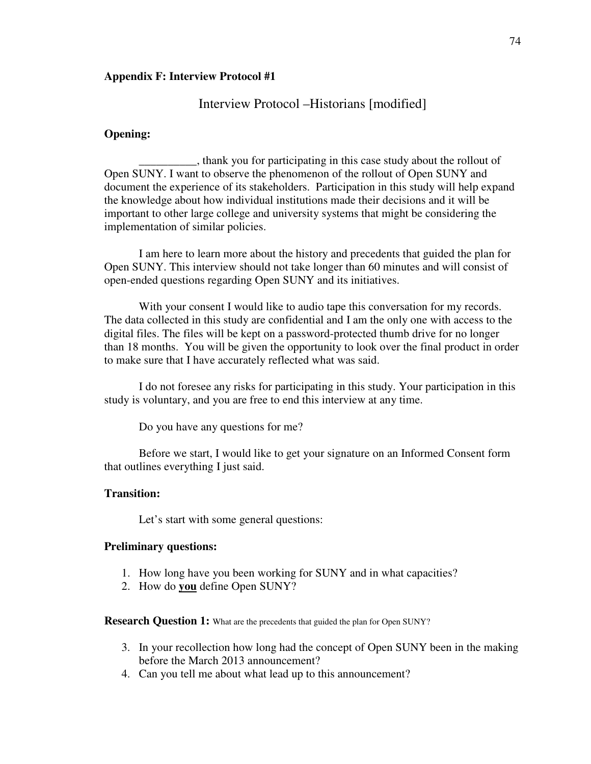**Appendix F: Interview Protocol #1**

Interview Protocol –Historians [modified]

**Opening:**

__________, thank you for participating in this case study about the rollout of Open SUNY. I want to observe the phenomenon of the rollout of Open SUNY and document the experience of its stakeholders. Participation in this study will help expand the knowledge about how individual institutions made their decisions and it will be important to other large college and university systems that might be considering the implementation of similar policies.

I am here to learn more about the history and precedents that guided the plan for Open SUNY. This interview should not take longer than 60 minutes and will consist of open-ended questions regarding Open SUNY and its initiatives.

With your consent I would like to audio tape this conversation for my records. The data collected in this study are confidential and I am the only one with access to the digital files. The files will be kept on a password-protected thumb drive for no longer than 18 months. You will be given the opportunity to look over the final product in order to make sure that I have accurately reflected what was said.

I do not foresee any risks for participating in this study. Your participation in this study is voluntary, and you are free to end this interview at any time.

Do you have any questions for me?

Before we start, I would like to get your signature on an Informed Consent form that outlines everything I just said.

**Transition:**

Let's start with some general questions:

**Preliminary questions:**

1. How long have you been working for SUNY and in what capacities?
2. How do **you** define Open SUNY?

**Research Question 1:** What are the precedents that guided the plan for Open SUNY?

3. In your recollection how long had the concept of Open SUNY been in the making before the March 2013 announcement?
4. Can you tell me about what lead up to this announcement?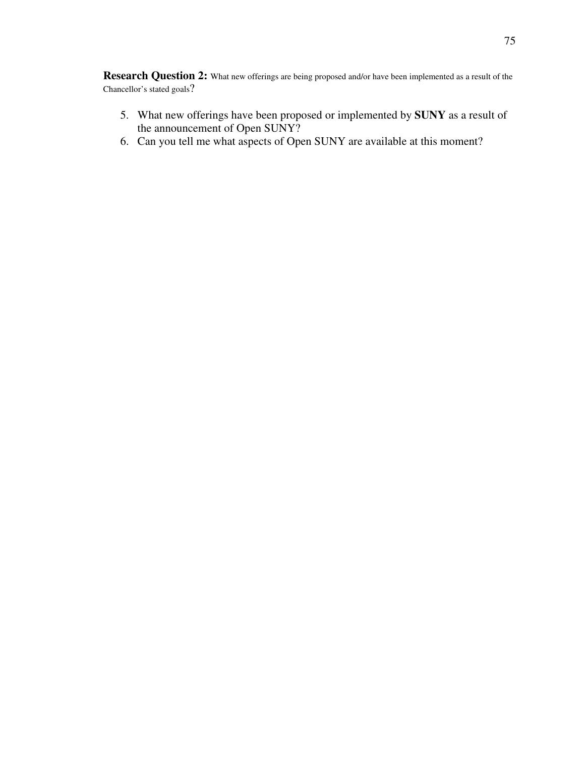**Research Question 2:** What new offerings are being proposed and/or have been implemented as a result of the Chancellor's stated goals?

5. What new offerings have been proposed or implemented by **SUNY** as a result of the announcement of Open SUNY?
6. Can you tell me what aspects of Open SUNY are available at this moment?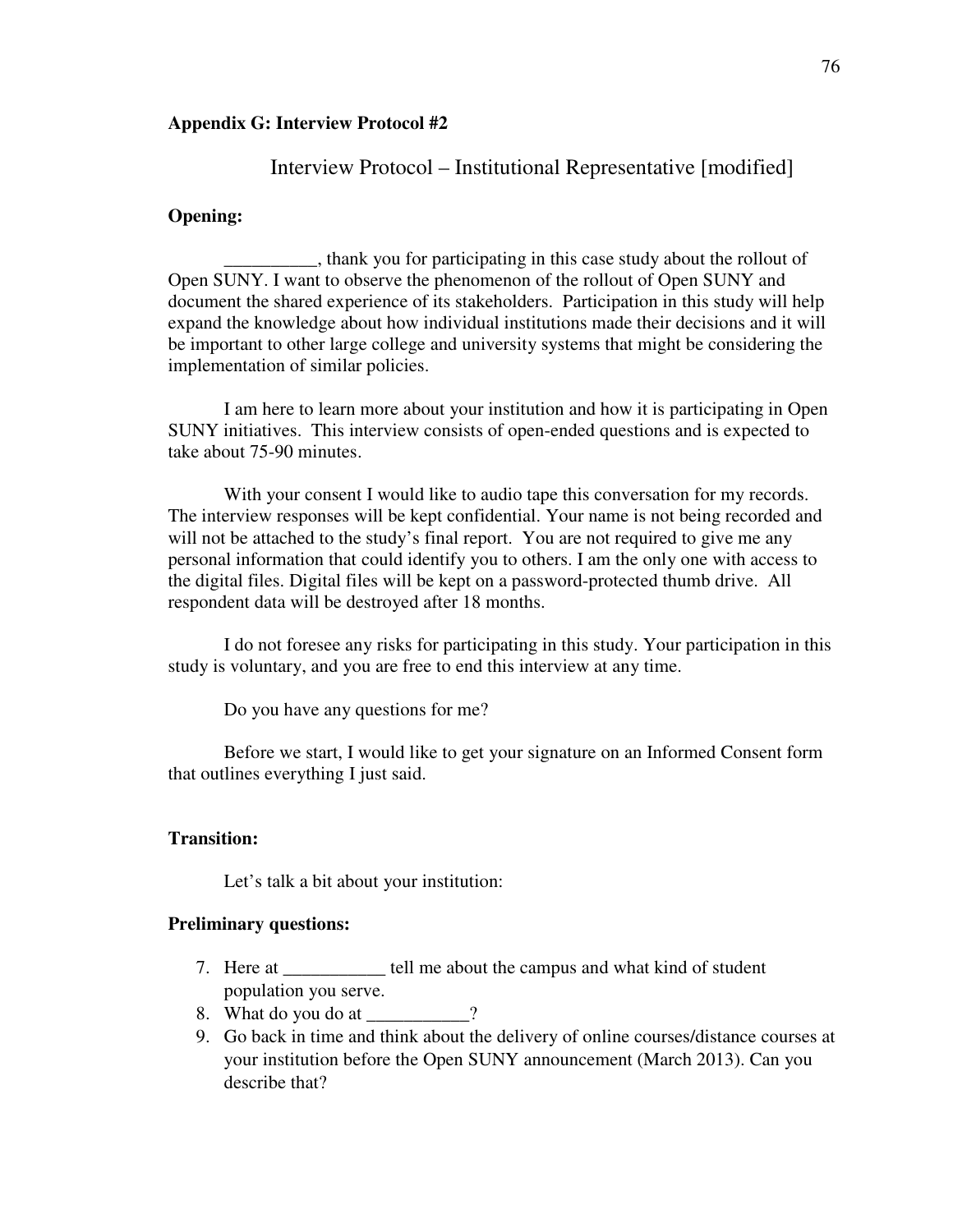**Appendix G: Interview Protocol #2**

## Interview Protocol – Institutional Representative [modified]

**Opening:**

__________, thank you for participating in this case study about the rollout of Open SUNY. I want to observe the phenomenon of the rollout of Open SUNY and document the shared experience of its stakeholders. Participation in this study will help expand the knowledge about how individual institutions made their decisions and it will be important to other large college and university systems that might be considering the implementation of similar policies.

I am here to learn more about your institution and how it is participating in Open SUNY initiatives. This interview consists of open-ended questions and is expected to take about 75-90 minutes.

With your consent I would like to audio tape this conversation for my records. The interview responses will be kept confidential. Your name is not being recorded and will not be attached to the study's final report. You are not required to give me any personal information that could identify you to others. I am the only one with access to the digital files. Digital files will be kept on a password-protected thumb drive. All respondent data will be destroyed after 18 months.

I do not foresee any risks for participating in this study. Your participation in this study is voluntary, and you are free to end this interview at any time.

Do you have any questions for me?

Before we start, I would like to get your signature on an Informed Consent form that outlines everything I just said.

**Transition:**

Let's talk a bit about your institution:

**Preliminary questions:**

7. Here at ___________ tell me about the campus and what kind of student population you serve.
8. What do you do at ___________?
9. Go back in time and think about the delivery of online courses/distance courses at your institution before the Open SUNY announcement (March 2013). Can you describe that?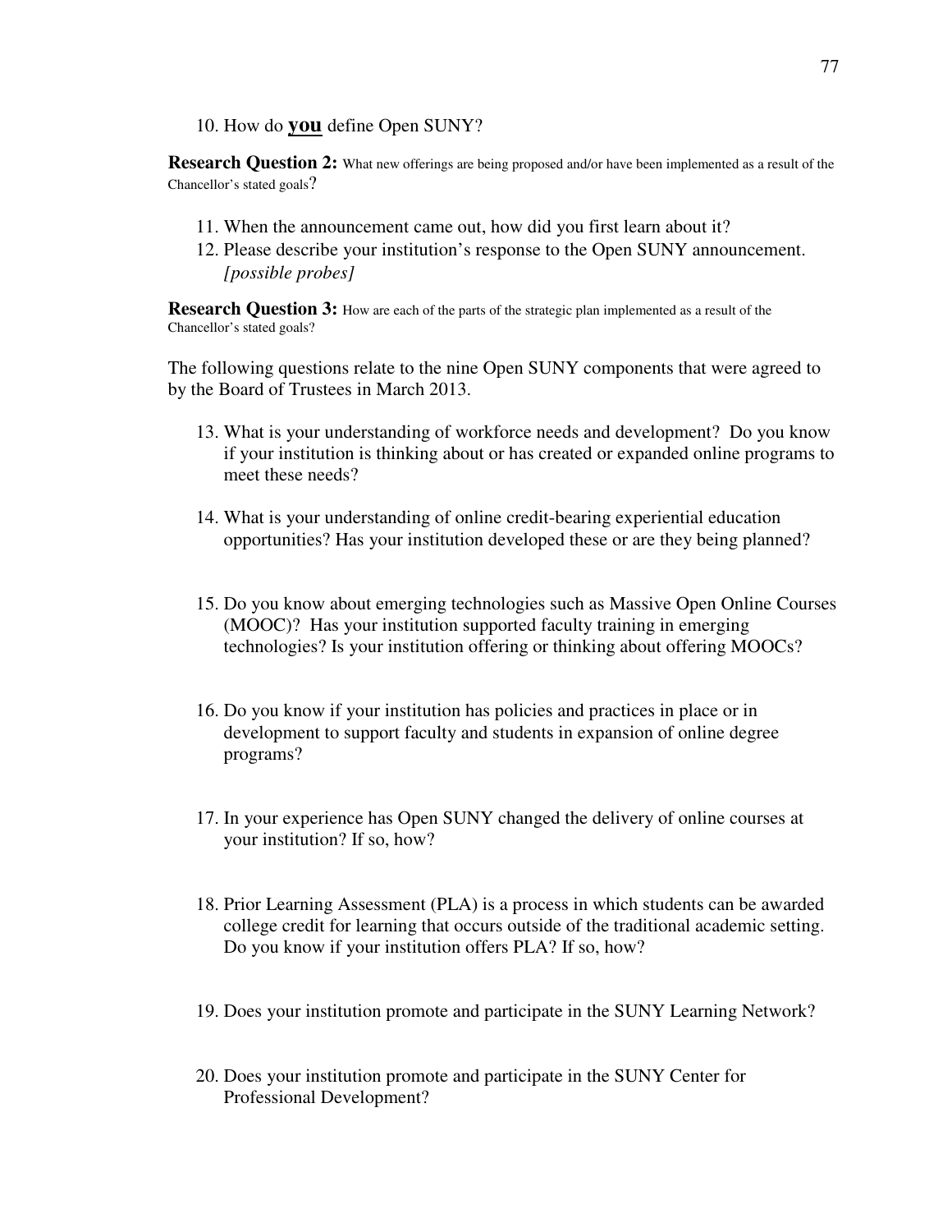10. How do **you** define Open SUNY?

**Research Question 2:** What new offerings are being proposed and/or have been implemented as a result of the Chancellor's stated goals?

11. When the announcement came out, how did you first learn about it?
12. Please describe your institution's response to the Open SUNY announcement. *[possible probes]*

**Research Question 3:** How are each of the parts of the strategic plan implemented as a result of the Chancellor's stated goals?

The following questions relate to the nine Open SUNY components that were agreed to by the Board of Trustees in March 2013.

13. What is your understanding of workforce needs and development? Do you know if your institution is thinking about or has created or expanded online programs to meet these needs?

14. What is your understanding of online credit-bearing experiential education opportunities? Has your institution developed these or are they being planned?

15. Do you know about emerging technologies such as Massive Open Online Courses (MOOC)? Has your institution supported faculty training in emerging technologies? Is your institution offering or thinking about offering MOOCs?

16. Do you know if your institution has policies and practices in place or in development to support faculty and students in expansion of online degree programs?

17. In your experience has Open SUNY changed the delivery of online courses at your institution? If so, how?

18. Prior Learning Assessment (PLA) is a process in which students can be awarded college credit for learning that occurs outside of the traditional academic setting. Do you know if your institution offers PLA? If so, how?

19. Does your institution promote and participate in the SUNY Learning Network?

20. Does your institution promote and participate in the SUNY Center for Professional Development?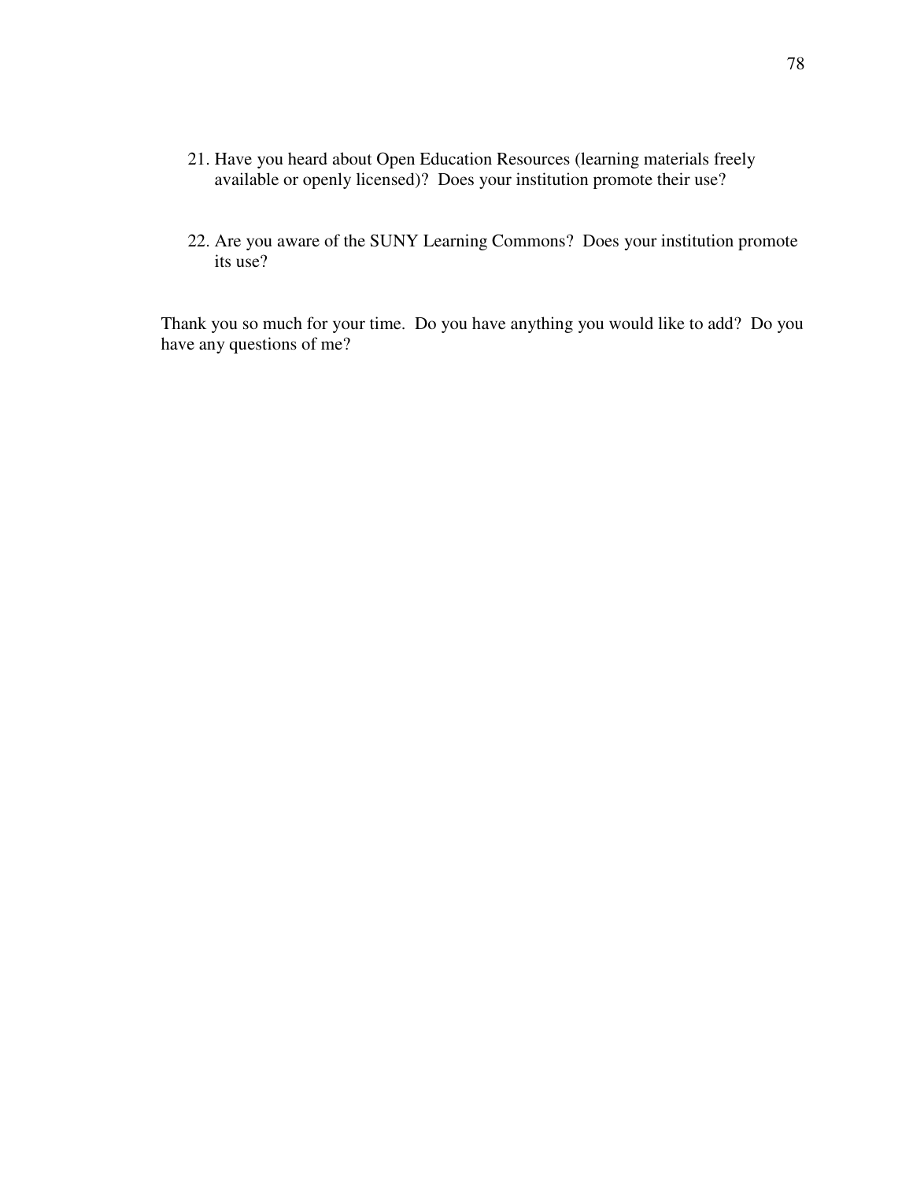21. Have you heard about Open Education Resources (learning materials freely available or openly licensed)? Does your institution promote their use?

22. Are you aware of the SUNY Learning Commons? Does your institution promote its use?

Thank you so much for your time. Do you have anything you would like to add? Do you have any questions of me?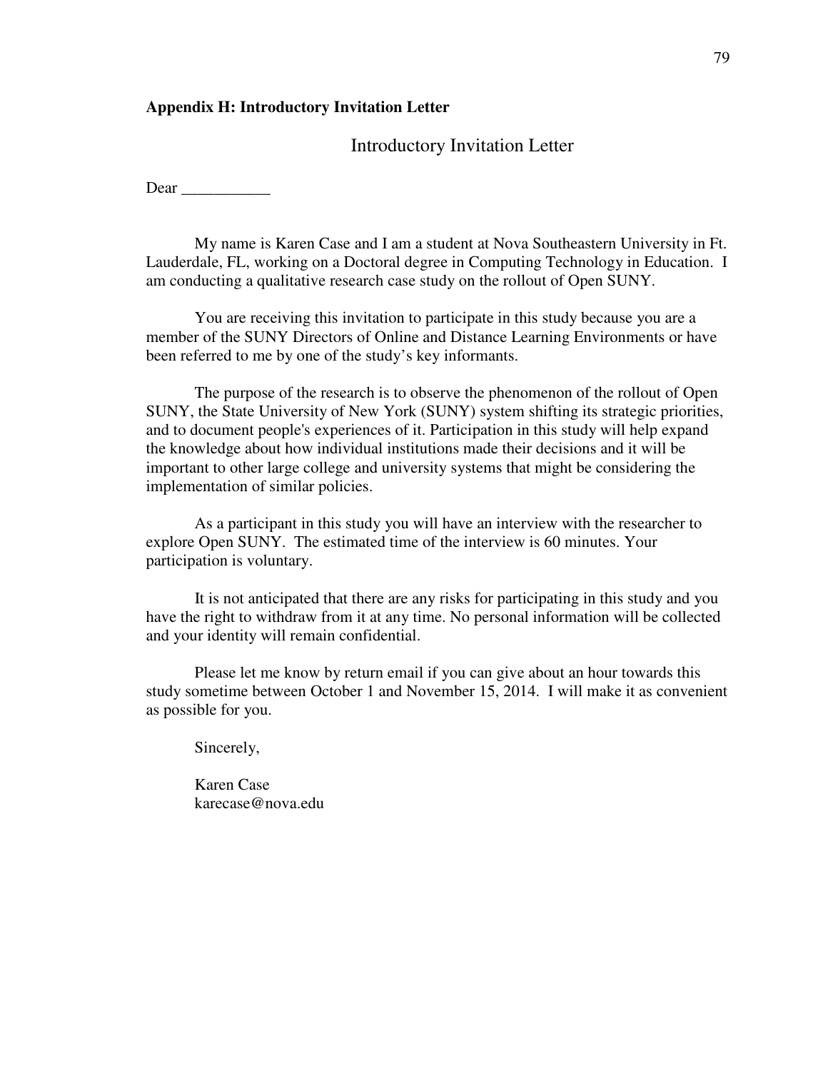**Appendix H: Introductory Invitation Letter**

Introductory Invitation Letter

Dear ___________

My name is Karen Case and I am a student at Nova Southeastern University in Ft. Lauderdale, FL, working on a Doctoral degree in Computing Technology in Education. I am conducting a qualitative research case study on the rollout of Open SUNY.

You are receiving this invitation to participate in this study because you are a member of the SUNY Directors of Online and Distance Learning Environments or have been referred to me by one of the study's key informants.

The purpose of the research is to observe the phenomenon of the rollout of Open SUNY, the State University of New York (SUNY) system shifting its strategic priorities, and to document people's experiences of it. Participation in this study will help expand the knowledge about how individual institutions made their decisions and it will be important to other large college and university systems that might be considering the implementation of similar policies.

As a participant in this study you will have an interview with the researcher to explore Open SUNY. The estimated time of the interview is 60 minutes. Your participation is voluntary.

It is not anticipated that there are any risks for participating in this study and you have the right to withdraw from it at any time. No personal information will be collected and your identity will remain confidential.

Please let me know by return email if you can give about an hour towards this study sometime between October 1 and November 15, 2014. I will make it as convenient as possible for you.

Sincerely,

Karen Case
karecase@nova.edu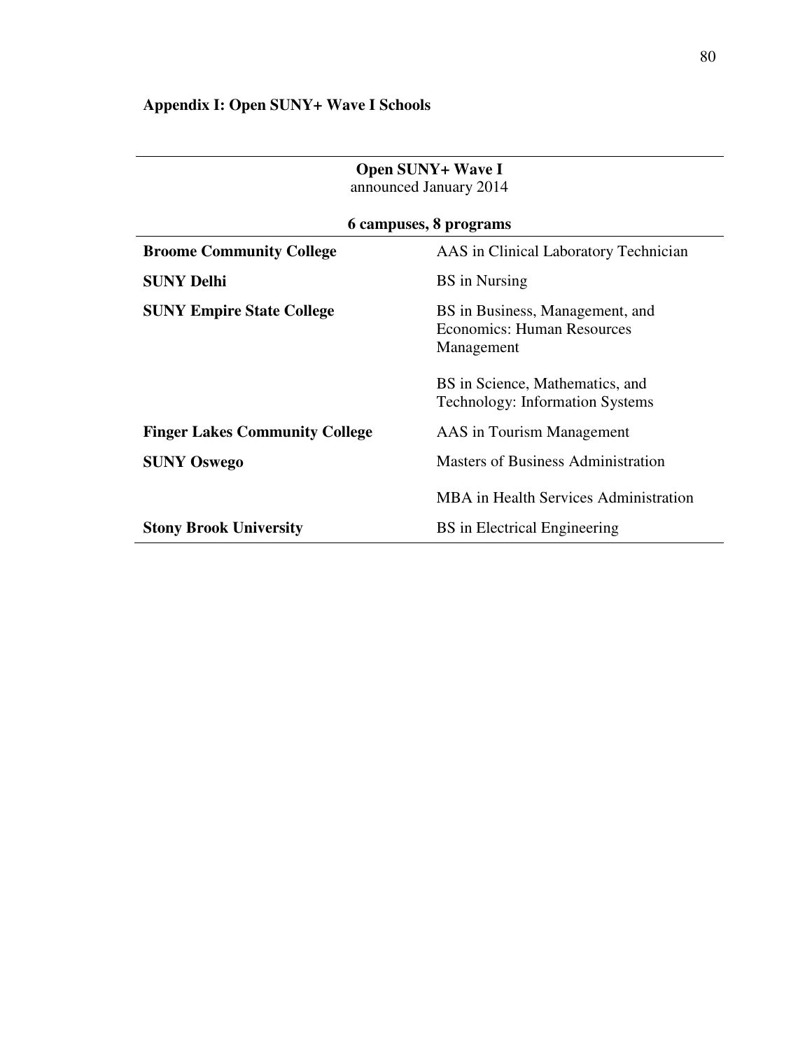## Appendix I: Open SUNY+ Wave I Schools

**Open SUNY+ Wave I**
announced January 2014

**6 campuses, 8 programs**

| Campus | Program |
| --- | --- |
| **Broome Community College** | AAS in Clinical Laboratory Technician |
| **SUNY Delhi** | BS in Nursing |
| **SUNY Empire State College** | BS in Business, Management, and Economics: Human Resources Management |
| | BS in Science, Mathematics, and Technology: Information Systems |
| **Finger Lakes Community College** | AAS in Tourism Management |
| **SUNY Oswego** | Masters of Business Administration |
| | MBA in Health Services Administration |
| **Stony Brook University** | BS in Electrical Engineering |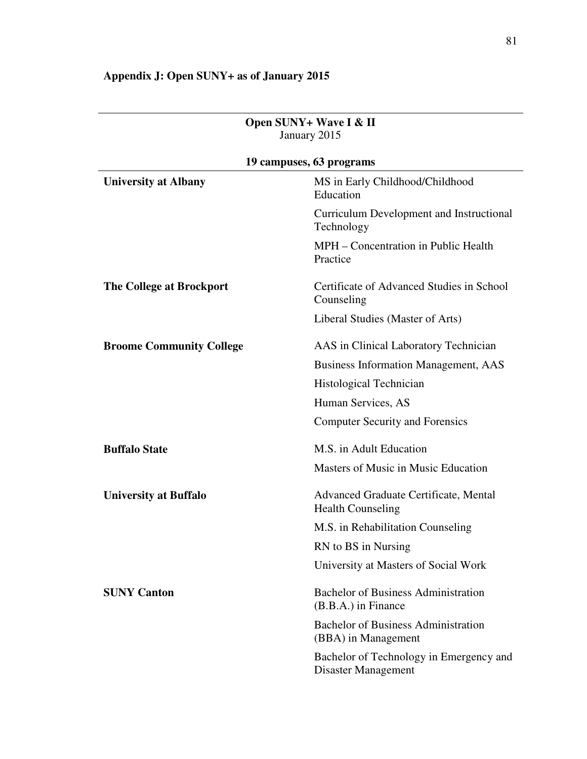## Appendix J: Open SUNY+ as of January 2015

| **Open SUNY+ Wave I & II**<br>January 2015<br><br>**19 campuses, 63 programs** | |
|---|---|
| **University at Albany** | MS in Early Childhood/Childhood Education |
| | Curriculum Development and Instructional Technology |
| | MPH – Concentration in Public Health Practice |
| **The College at Brockport** | Certificate of Advanced Studies in School Counseling |
| | Liberal Studies (Master of Arts) |
| **Broome Community College** | AAS in Clinical Laboratory Technician |
| | Business Information Management, AAS |
| | Histological Technician |
| | Human Services, AS |
| | Computer Security and Forensics |
| **Buffalo State** | M.S. in Adult Education |
| | Masters of Music in Music Education |
| **University at Buffalo** | Advanced Graduate Certificate, Mental Health Counseling |
| | M.S. in Rehabilitation Counseling |
| | RN to BS in Nursing |
| | University at Masters of Social Work |
| **SUNY Canton** | Bachelor of Business Administration (B.B.A.) in Finance |
| | Bachelor of Business Administration (BBA) in Management |
| | Bachelor of Technology in Emergency and Disaster Management |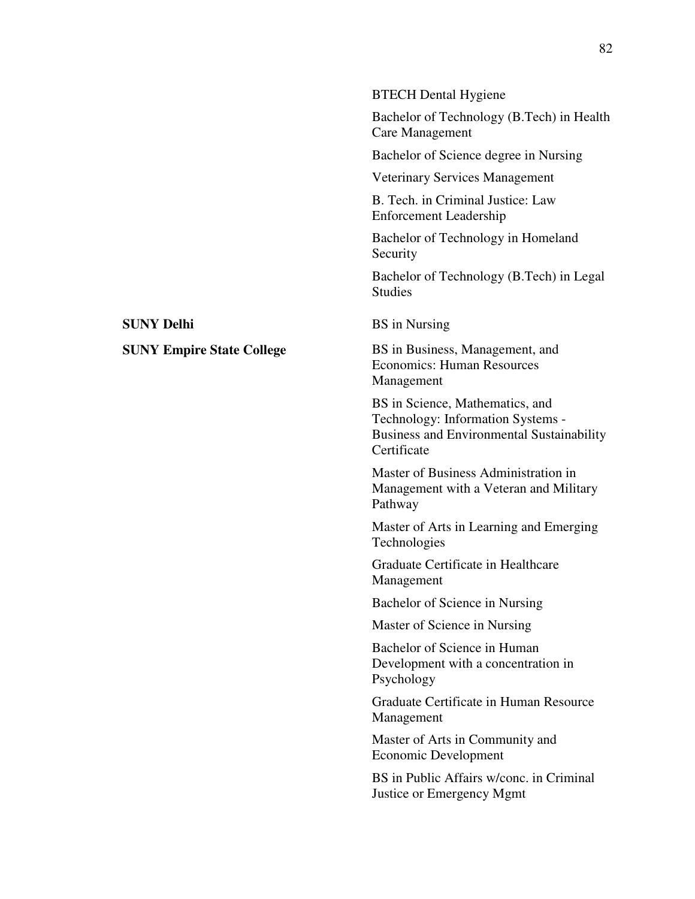| | |
|---|---|
| | BTECH Dental Hygiene |
| | Bachelor of Technology (B.Tech) in Health Care Management |
| | Bachelor of Science degree in Nursing |
| | Veterinary Services Management |
| | B. Tech. in Criminal Justice: Law Enforcement Leadership |
| | Bachelor of Technology in Homeland Security |
| | Bachelor of Technology (B.Tech) in Legal Studies |
| **SUNY Delhi** | BS in Nursing |
| **SUNY Empire State College** | BS in Business, Management, and Economics: Human Resources Management |
| | BS in Science, Mathematics, and Technology: Information Systems - Business and Environmental Sustainability Certificate |
| | Master of Business Administration in Management with a Veteran and Military Pathway |
| | Master of Arts in Learning and Emerging Technologies |
| | Graduate Certificate in Healthcare Management |
| | Bachelor of Science in Nursing |
| | Master of Science in Nursing |
| | Bachelor of Science in Human Development with a concentration in Psychology |
| | Graduate Certificate in Human Resource Management |
| | Master of Arts in Community and Economic Development |
| | BS in Public Affairs w/conc. in Criminal Justice or Emergency Mgmt |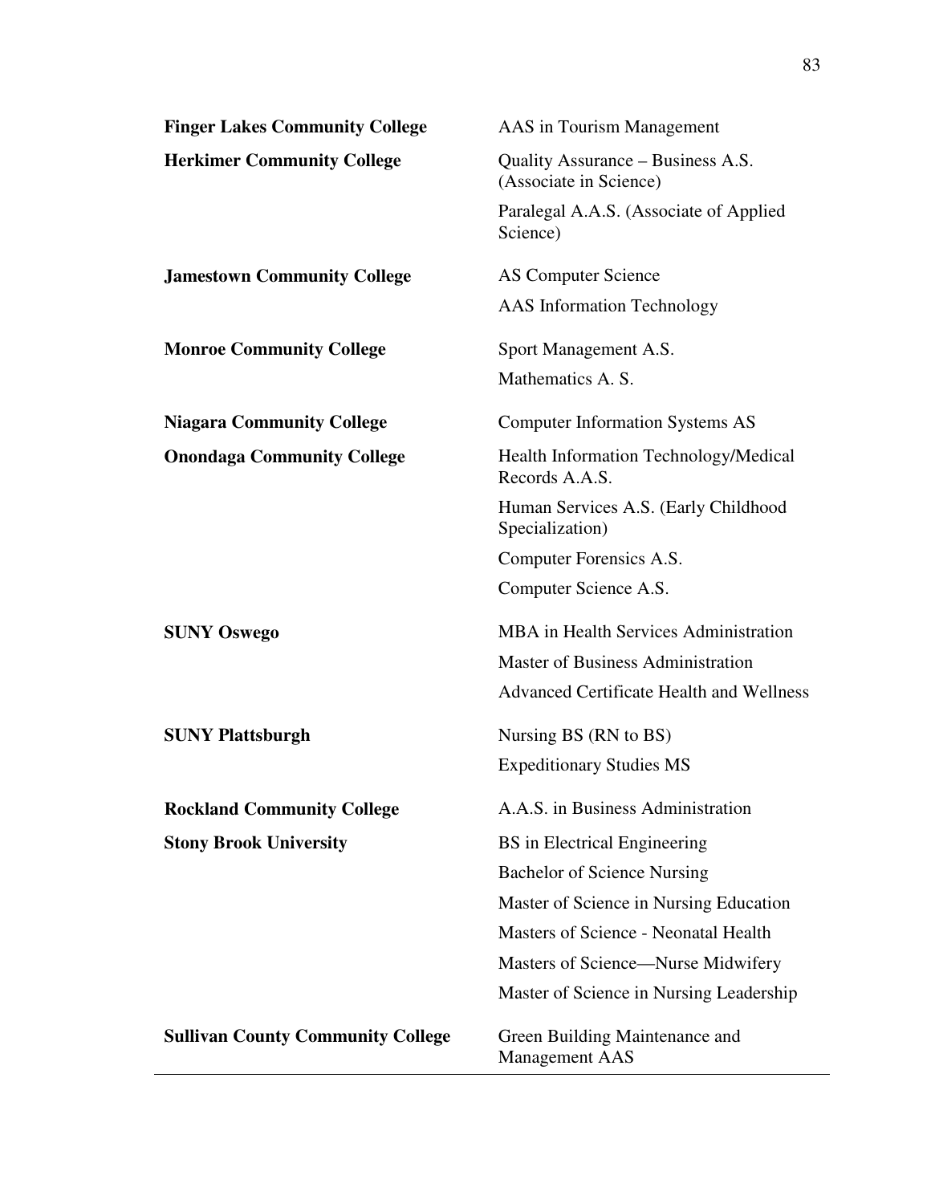| | |
|---|---|
| **Finger Lakes Community College** | AAS in Tourism Management |
| **Herkimer Community College** | Quality Assurance – Business A.S. (Associate in Science) |
| | Paralegal A.A.S. (Associate of Applied Science) |
| **Jamestown Community College** | AS Computer Science |
| | AAS Information Technology |
| **Monroe Community College** | Sport Management A.S. |
| | Mathematics A. S. |
| **Niagara Community College** | Computer Information Systems AS |
| **Onondaga Community College** | Health Information Technology/Medical Records A.A.S. |
| | Human Services A.S. (Early Childhood Specialization) |
| | Computer Forensics A.S. |
| | Computer Science A.S. |
| **SUNY Oswego** | MBA in Health Services Administration |
| | Master of Business Administration |
| | Advanced Certificate Health and Wellness |
| **SUNY Plattsburgh** | Nursing BS (RN to BS) |
| | Expeditionary Studies MS |
| **Rockland Community College** | A.A.S. in Business Administration |
| **Stony Brook University** | BS in Electrical Engineering |
| | Bachelor of Science Nursing |
| | Master of Science in Nursing Education |
| | Masters of Science - Neonatal Health |
| | Masters of Science—Nurse Midwifery |
| | Master of Science in Nursing Leadership |
| **Sullivan County Community College** | Green Building Maintenance and Management AAS |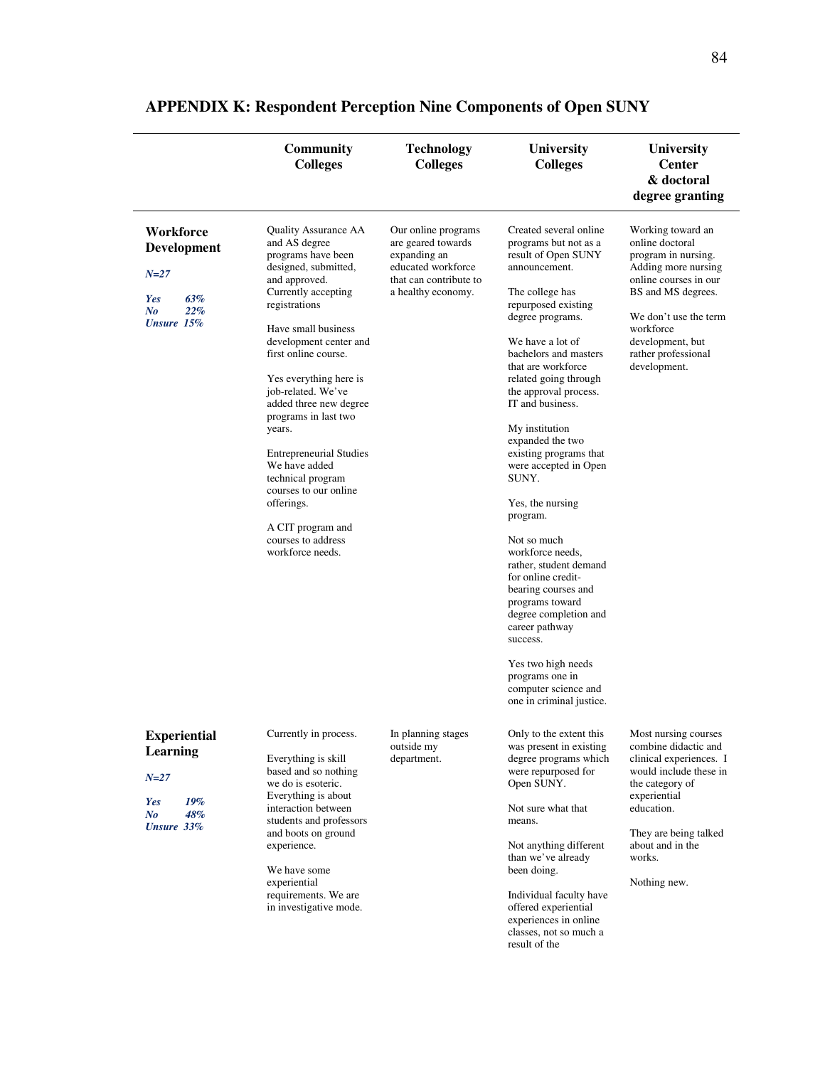## APPENDIX K: Respondent Perception Nine Components of Open SUNY

| | Community Colleges | Technology Colleges | University Colleges | University Center & doctoral degree granting |
|---|---|---|---|---|
| **Workforce Development**<br><br>*N=27*<br><br>*Yes 63%*<br>*No 22%*<br>*Unsure 15%* | Quality Assurance AA and AS degree programs have been designed, submitted, and approved. Currently accepting registrations<br><br>Have small business development center and first online course.<br><br>Yes everything here is job-related. We've added three new degree programs in last two years.<br><br>Entrepreneurial Studies We have added technical program courses to our online offerings.<br><br>A CIT program and courses to address workforce needs. | Our online programs are geared towards expanding an educated workforce that can contribute to a healthy economy. | Created several online programs but not as a result of Open SUNY announcement.<br><br>The college has repurposed existing degree programs.<br><br>We have a lot of bachelors and masters that are workforce related going through the approval process. IT and business.<br><br>My institution expanded the two existing programs that were accepted in Open SUNY.<br><br>Yes, the nursing program.<br><br>Not so much workforce needs, rather, student demand for online credit-bearing courses and programs toward degree completion and career pathway success.<br><br>Yes two high needs programs one in computer science and one in criminal justice. | Working toward an online doctoral program in nursing. Adding more nursing online courses in our BS and MS degrees.<br><br>We don't use the term workforce development, but rather professional development. |
| **Experiential Learning**<br><br>*N=27*<br><br>*Yes 19%*<br>*No 48%*<br>*Unsure 33%* | Currently in process.<br><br>Everything is skill based and so nothing we do is esoteric. Everything is about interaction between students and professors and boots on ground experience.<br><br>We have some experiential requirements. We are in investigative mode. | In planning stages outside my department. | Only to the extent this was present in existing degree programs which were repurposed for Open SUNY.<br><br>Not sure what that means.<br><br>Not anything different than we've already been doing.<br><br>Individual faculty have offered experiential experiences in online classes, not so much a result of the | Most nursing courses combine didactic and clinical experiences. I would include these in the category of experiential education.<br><br>They are being talked about and in the works.<br><br>Nothing new. |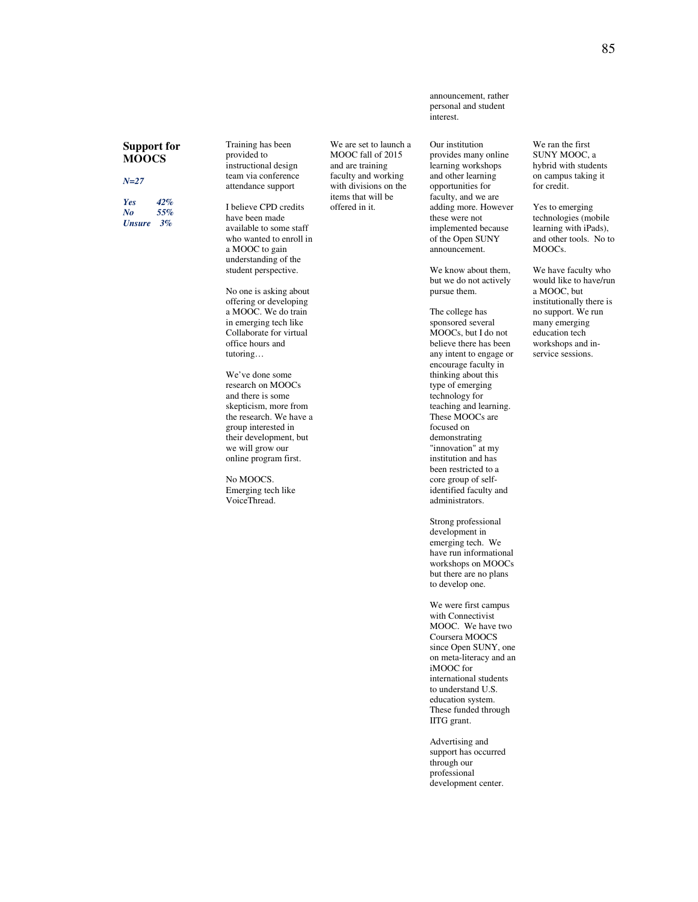| | | | announcement, rather personal and student interest. | |
|---|---|---|---|---|
| **Support for MOOCS**<br><br>***N=27***<br><br>***Yes 42%***<br>***No 55%***<br>***Unsure 3%*** | Training has been provided to instructional design team via conference attendance support<br><br>I believe CPD credits have been made available to some staff who wanted to enroll in a MOOC to gain understanding of the student perspective.<br><br>No one is asking about offering or developing a MOOC. We do train in emerging tech like Collaborate for virtual office hours and tutoring…<br><br>We've done some research on MOOCs and there is some skepticism, more from the research. We have a group interested in their development, but we will grow our online program first.<br><br>No MOOCS. Emerging tech like VoiceThread. | We are set to launch a MOOC fall of 2015 and are training faculty and working with divisions on the items that will be offered in it. | Our institution provides many online learning workshops and other learning opportunities for faculty, and we are adding more. However these were not implemented because of the Open SUNY announcement.<br><br>We know about them, but we do not actively pursue them.<br><br>The college has sponsored several MOOCs, but I do not believe there has been any intent to engage or encourage faculty in thinking about this type of emerging technology for teaching and learning. These MOOCs are focused on demonstrating "innovation" at my institution and has been restricted to a core group of self-identified faculty and administrators.<br><br>Strong professional development in emerging tech. We have run informational workshops on MOOCs but there are no plans to develop one.<br><br>We were first campus with Connectivist MOOC. We have two Coursera MOOCS since Open SUNY, one on meta-literacy and an iMOOC for international students to understand U.S. education system. These funded through IITG grant.<br><br>Advertising and support has occurred through our professional development center. | We ran the first SUNY MOOC, a hybrid with students on campus taking it for credit.<br><br>Yes to emerging technologies (mobile learning with iPads), and other tools. No to MOOCs.<br><br>We have faculty who would like to have/run a MOOC, but institutionally there is no support. We run many emerging education tech workshops and in-service sessions. |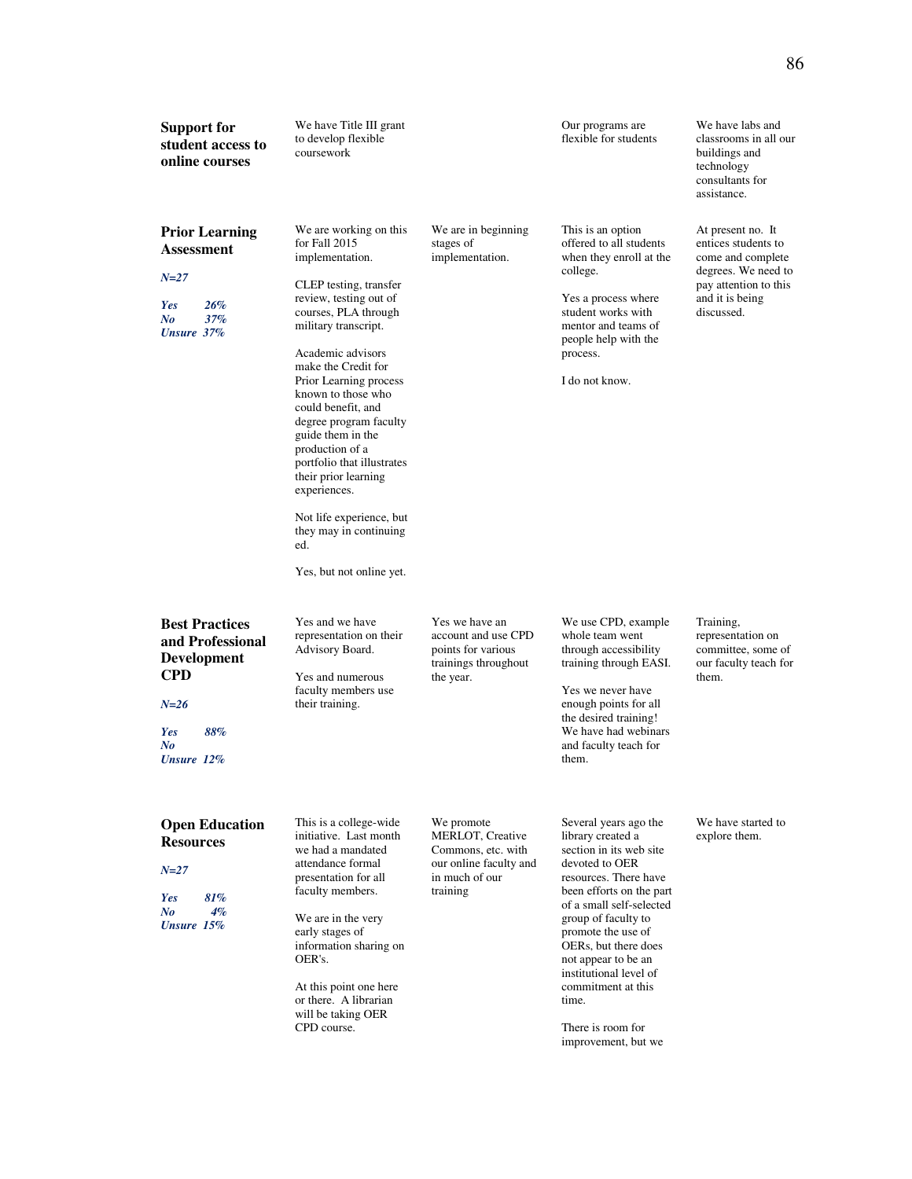| | | | | |
|---|---|---|---|---|
| **Support for student access to online courses** | We have Title III grant to develop flexible coursework | | Our programs are flexible for students | We have labs and classrooms in all our buildings and technology consultants for assistance. |
| **Prior Learning Assessment**<br><br>***N=27***<br><br>***Yes 26%***<br>***No 37%***<br>***Unsure 37%*** | We are working on this for Fall 2015 implementation.<br><br>CLEP testing, transfer review, testing out of courses, PLA through military transcript.<br><br>Academic advisors make the Credit for Prior Learning process known to those who could benefit, and degree program faculty guide them in the production of a portfolio that illustrates their prior learning experiences.<br><br>Not life experience, but they may in continuing ed.<br><br>Yes, but not online yet. | We are in beginning stages of implementation. | This is an option offered to all students when they enroll at the college.<br><br>Yes a process where student works with mentor and teams of people help with the process.<br><br>I do not know. | At present no. It entices students to come and complete degrees. We need to pay attention to this and it is being discussed. |
| **Best Practices and Professional Development CPD**<br><br>***N=26***<br><br>***Yes 88%***<br>***No***<br>***Unsure 12%*** | Yes and we have representation on their Advisory Board.<br><br>Yes and numerous faculty members use their training. | Yes we have an account and use CPD points for various trainings throughout the year. | We use CPD, example whole team went through accessibility training through EASI.<br><br>Yes we never have enough points for all the desired training! We have had webinars and faculty teach for them. | Training, representation on committee, some of our faculty teach for them. |
| **Open Education Resources**<br><br>***N=27***<br><br>***Yes 81%***<br>***No 4%***<br>***Unsure 15%*** | This is a college-wide initiative. Last month we had a mandated attendance formal presentation for all faculty members.<br><br>We are in the very early stages of information sharing on OER's.<br><br>At this point one here or there. A librarian will be taking OER CPD course. | We promote MERLOT, Creative Commons, etc. with our online faculty and in much of our training | Several years ago the library created a section in its web site devoted to OER resources. There have been efforts on the part of a small self-selected group of faculty to promote the use of OERs, but there does not appear to be an institutional level of commitment at this time.<br><br>There is room for improvement, but we | We have started to explore them. |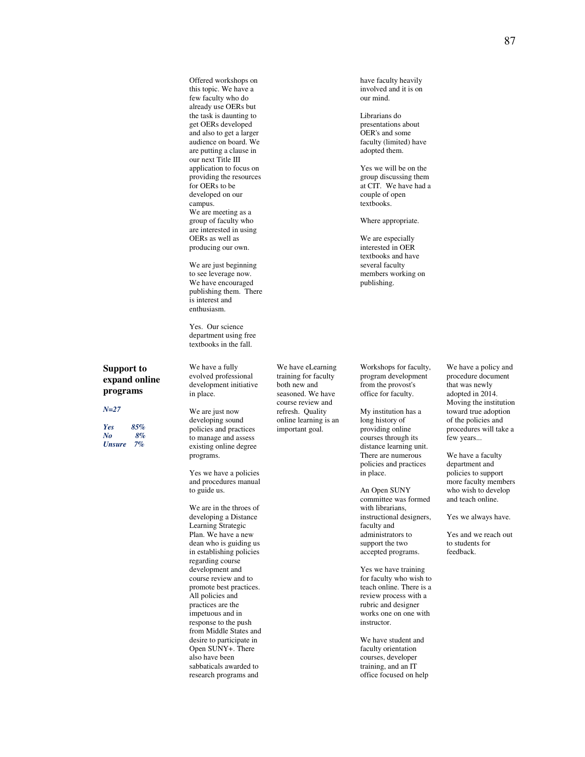| | | | | |
|---|---|---|---|---|
| | Offered workshops on this topic. We have a few faculty who do already use OERs but the task is daunting to get OERs developed and also to get a larger audience on board. We are putting a clause in our next Title III application to focus on providing the resources for OERs to be developed on our campus.<br>We are meeting as a group of faculty who are interested in using OERs as well as producing our own.<br><br>We are just beginning to see leverage now. We have encouraged publishing them. There is interest and enthusiasm.<br><br>Yes. Our science department using free textbooks in the fall. | | have faculty heavily involved and it is on our mind.<br><br>Librarians do presentations about OER's and some faculty (limited) have adopted them.<br><br>Yes we will be on the group discussing them at CIT. We have had a couple of open textbooks.<br><br>Where appropriate.<br><br>We are especially interested in OER textbooks and have several faculty members working on publishing. | |
| **Support to expand online programs**<br><br>***N=27***<br><br>***Yes 85%***<br>***No 8%***<br>***Unsure 7%*** | We have a fully evolved professional development initiative in place.<br><br>We are just now developing sound policies and practices to manage and assess existing online degree programs.<br><br>Yes we have a policies and procedures manual to guide us.<br><br>We are in the throes of developing a Distance Learning Strategic Plan. We have a new dean who is guiding us in establishing policies regarding course development and course review and to promote best practices. All policies and practices are the impetuous and in response to the push from Middle States and desire to participate in Open SUNY+. There also have been sabbaticals awarded to research programs and | We have eLearning training for faculty both new and seasoned. We have course review and refresh. Quality online learning is an important goal. | Workshops for faculty, program development from the provost's office for faculty.<br><br>My institution has a long history of providing online courses through its distance learning unit. There are numerous policies and practices in place.<br><br>An Open SUNY committee was formed with librarians, instructional designers, faculty and administrators to support the two accepted programs.<br><br>Yes we have training for faculty who wish to teach online. There is a review process with a rubric and designer works one on one with instructor.<br><br>We have student and faculty orientation courses, developer training, and an IT office focused on help | We have a policy and procedure document that was newly adopted in 2014. Moving the institution toward true adoption of the policies and procedures will take a few years...<br><br>We have a faculty department and policies to support more faculty members who wish to develop and teach online.<br><br>Yes we always have.<br><br>Yes and we reach out to students for feedback. |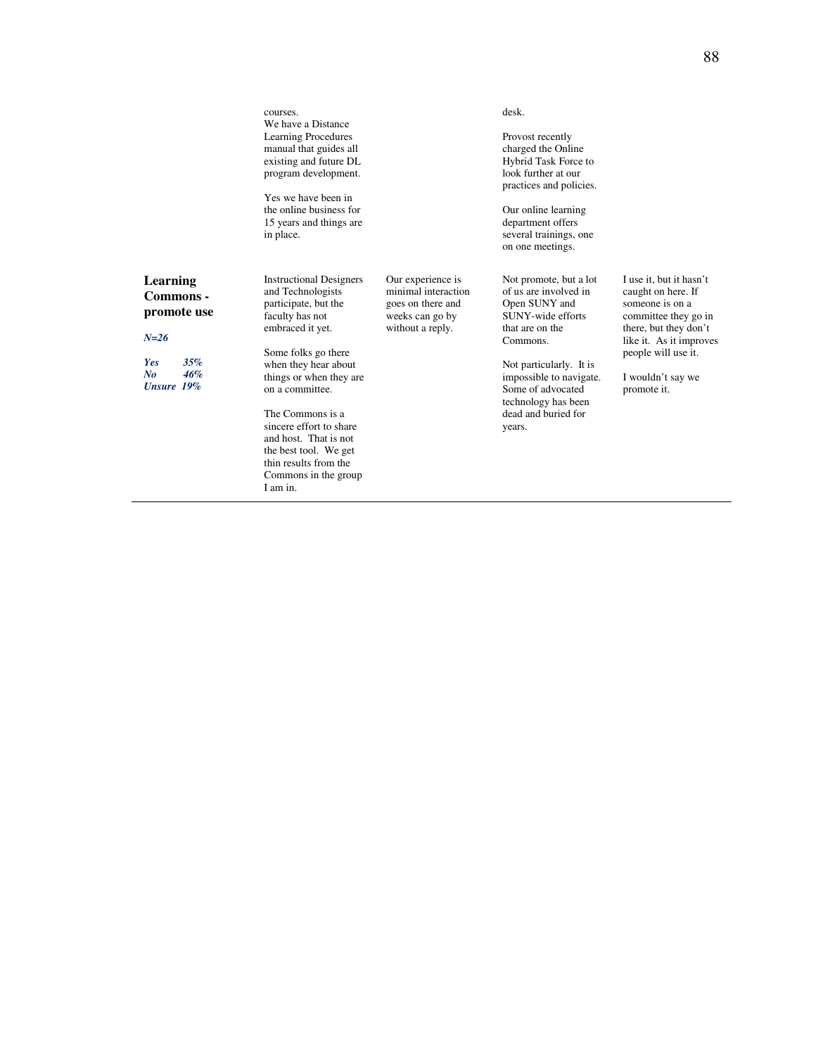| | | | | |
|---|---|---|---|---|
| | courses.<br>We have a Distance Learning Procedures manual that guides all existing and future DL program development.<br><br>Yes we have been in the online business for 15 years and things are in place. | | desk.<br><br>Provost recently charged the Online Hybrid Task Force to look further at our practices and policies.<br><br>Our online learning department offers several trainings, one on one meetings. | |
| **Learning Commons - promote use**<br><br>***N=26***<br><br>***Yes 35%***<br>***No 46%***<br>***Unsure 19%*** | Instructional Designers and Technologists participate, but the faculty has not embraced it yet.<br><br>Some folks go there when they hear about things or when they are on a committee.<br><br>The Commons is a sincere effort to share and host. That is not the best tool. We get thin results from the Commons in the group I am in. | Our experience is minimal interaction goes on there and weeks can go by without a reply. | Not promote, but a lot of us are involved in Open SUNY and SUNY-wide efforts that are on the Commons.<br><br>Not particularly. It is impossible to navigate. Some of advocated technology has been dead and buried for years. | I use it, but it hasn't caught on here. If someone is on a committee they go in there, but they don't like it. As it improves people will use it.<br><br>I wouldn't say we promote it. |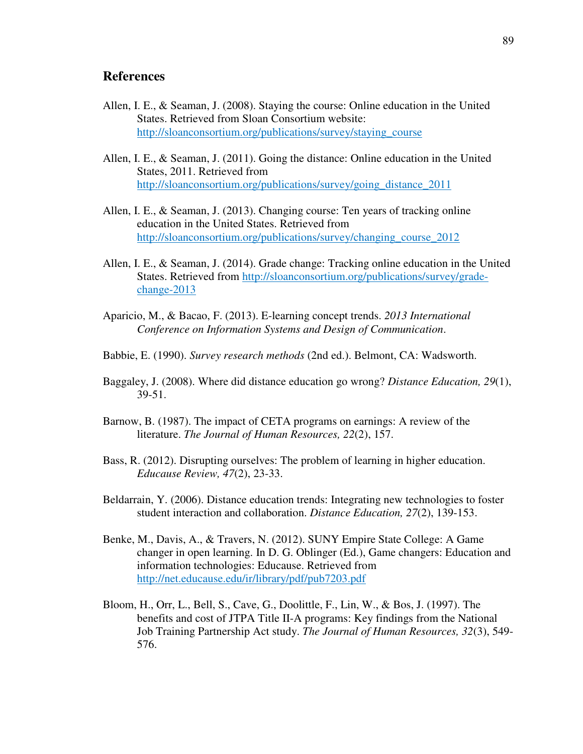## References

Allen, I. E., & Seaman, J. (2008). Staying the course: Online education in the United States. Retrieved from Sloan Consortium website: http://sloanconsortium.org/publications/survey/staying_course

Allen, I. E., & Seaman, J. (2011). Going the distance: Online education in the United States, 2011. Retrieved from http://sloanconsortium.org/publications/survey/going_distance_2011

Allen, I. E., & Seaman, J. (2013). Changing course: Ten years of tracking online education in the United States. Retrieved from http://sloanconsortium.org/publications/survey/changing_course_2012

Allen, I. E., & Seaman, J. (2014). Grade change: Tracking online education in the United States. Retrieved from http://sloanconsortium.org/publications/survey/grade-change-2013

Aparicio, M., & Bacao, F. (2013). E-learning concept trends. *2013 International Conference on Information Systems and Design of Communication*.

Babbie, E. (1990). *Survey research methods* (2nd ed.). Belmont, CA: Wadsworth.

Baggaley, J. (2008). Where did distance education go wrong? *Distance Education, 29*(1), 39-51.

Barnow, B. (1987). The impact of CETA programs on earnings: A review of the literature. *The Journal of Human Resources, 22*(2), 157.

Bass, R. (2012). Disrupting ourselves: The problem of learning in higher education. *Educause Review, 47*(2), 23-33.

Beldarrain, Y. (2006). Distance education trends: Integrating new technologies to foster student interaction and collaboration. *Distance Education, 27*(2), 139-153.

Benke, M., Davis, A., & Travers, N. (2012). SUNY Empire State College: A Game changer in open learning. In D. G. Oblinger (Ed.), Game changers: Education and information technologies: Educause. Retrieved from http://net.educause.edu/ir/library/pdf/pub7203.pdf

Bloom, H., Orr, L., Bell, S., Cave, G., Doolittle, F., Lin, W., & Bos, J. (1997). The benefits and cost of JTPA Title II-A programs: Key findings from the National Job Training Partnership Act study. *The Journal of Human Resources, 32*(3), 549-576.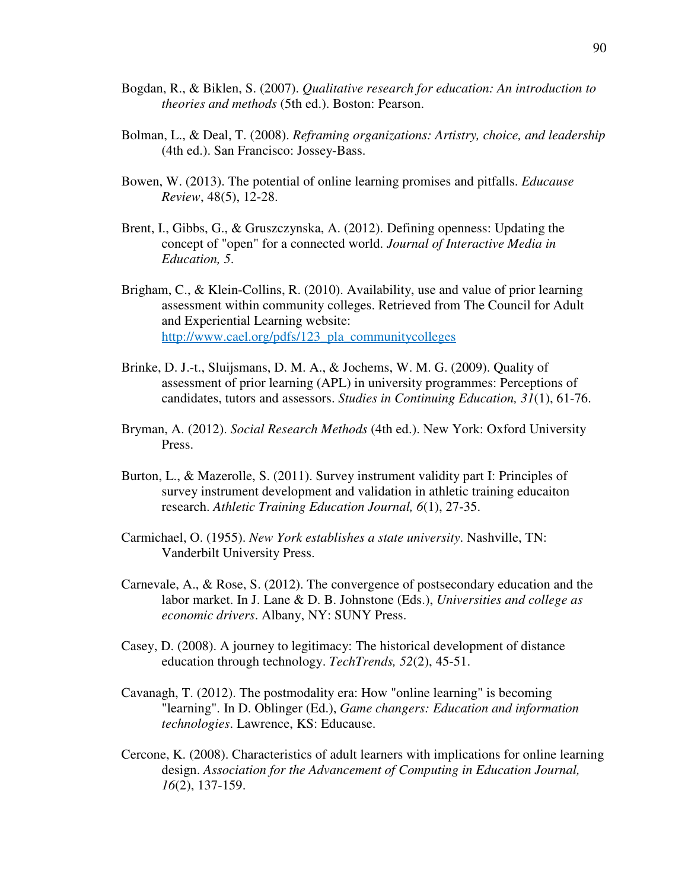Bogdan, R., & Biklen, S. (2007). *Qualitative research for education: An introduction to theories and methods* (5th ed.). Boston: Pearson.

Bolman, L., & Deal, T. (2008). *Reframing organizations: Artistry, choice, and leadership* (4th ed.). San Francisco: Jossey-Bass.

Bowen, W. (2013). The potential of online learning promises and pitfalls. *Educause Review*, 48(5), 12-28.

Brent, I., Gibbs, G., & Gruszczynska, A. (2012). Defining openness: Updating the concept of "open" for a connected world. *Journal of Interactive Media in Education, 5*.

Brigham, C., & Klein-Collins, R. (2010). Availability, use and value of prior learning assessment within community colleges. Retrieved from The Council for Adult and Experiential Learning website: [http://www.cael.org/pdfs/123_pla_communitycolleges](http://www.cael.org/pdfs/123_pla_communitycolleges)

Brinke, D. J.-t., Sluijsmans, D. M. A., & Jochems, W. M. G. (2009). Quality of assessment of prior learning (APL) in university programmes: Perceptions of candidates, tutors and assessors. *Studies in Continuing Education, 31*(1), 61-76.

Bryman, A. (2012). *Social Research Methods* (4th ed.). New York: Oxford University Press.

Burton, L., & Mazerolle, S. (2011). Survey instrument validity part I: Principles of survey instrument development and validation in athletic training educaiton research. *Athletic Training Education Journal, 6*(1), 27-35.

Carmichael, O. (1955). *New York establishes a state university*. Nashville, TN: Vanderbilt University Press.

Carnevale, A., & Rose, S. (2012). The convergence of postsecondary education and the labor market. In J. Lane & D. B. Johnstone (Eds.), *Universities and college as economic drivers*. Albany, NY: SUNY Press.

Casey, D. (2008). A journey to legitimacy: The historical development of distance education through technology. *TechTrends, 52*(2), 45-51.

Cavanagh, T. (2012). The postmodality era: How "online learning" is becoming "learning". In D. Oblinger (Ed.), *Game changers: Education and information technologies*. Lawrence, KS: Educause.

Cercone, K. (2008). Characteristics of adult learners with implications for online learning design. *Association for the Advancement of Computing in Education Journal, 16*(2), 137-159.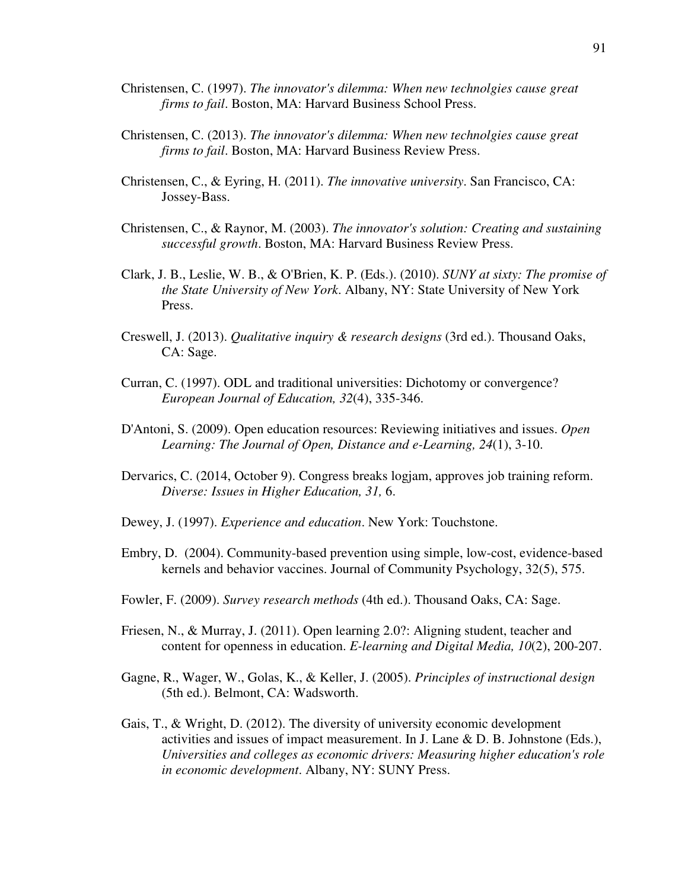Christensen, C. (1997). *The innovator's dilemma: When new technolgies cause great firms to fail*. Boston, MA: Harvard Business School Press.

Christensen, C. (2013). *The innovator's dilemma: When new technolgies cause great firms to fail*. Boston, MA: Harvard Business Review Press.

Christensen, C., & Eyring, H. (2011). *The innovative university*. San Francisco, CA: Jossey-Bass.

Christensen, C., & Raynor, M. (2003). *The innovator's solution: Creating and sustaining successful growth*. Boston, MA: Harvard Business Review Press.

Clark, J. B., Leslie, W. B., & O'Brien, K. P. (Eds.). (2010). *SUNY at sixty: The promise of the State University of New York*. Albany, NY: State University of New York Press.

Creswell, J. (2013). *Qualitative inquiry & research designs* (3rd ed.). Thousand Oaks, CA: Sage.

Curran, C. (1997). ODL and traditional universities: Dichotomy or convergence? *European Journal of Education, 32*(4), 335-346.

D'Antoni, S. (2009). Open education resources: Reviewing initiatives and issues. *Open Learning: The Journal of Open, Distance and e-Learning, 24*(1), 3-10.

Dervarics, C. (2014, October 9). Congress breaks logjam, approves job training reform. *Diverse: Issues in Higher Education, 31,* 6.

Dewey, J. (1997). *Experience and education*. New York: Touchstone.

Embry, D. (2004). Community-based prevention using simple, low-cost, evidence-based kernels and behavior vaccines. Journal of Community Psychology, 32(5), 575.

Fowler, F. (2009). *Survey research methods* (4th ed.). Thousand Oaks, CA: Sage.

Friesen, N., & Murray, J. (2011). Open learning 2.0?: Aligning student, teacher and content for openness in education. *E-learning and Digital Media, 10*(2), 200-207.

Gagne, R., Wager, W., Golas, K., & Keller, J. (2005). *Principles of instructional design* (5th ed.). Belmont, CA: Wadsworth.

Gais, T., & Wright, D. (2012). The diversity of university economic development activities and issues of impact measurement. In J. Lane & D. B. Johnstone (Eds.), *Universities and colleges as economic drivers: Measuring higher education's role in economic development*. Albany, NY: SUNY Press.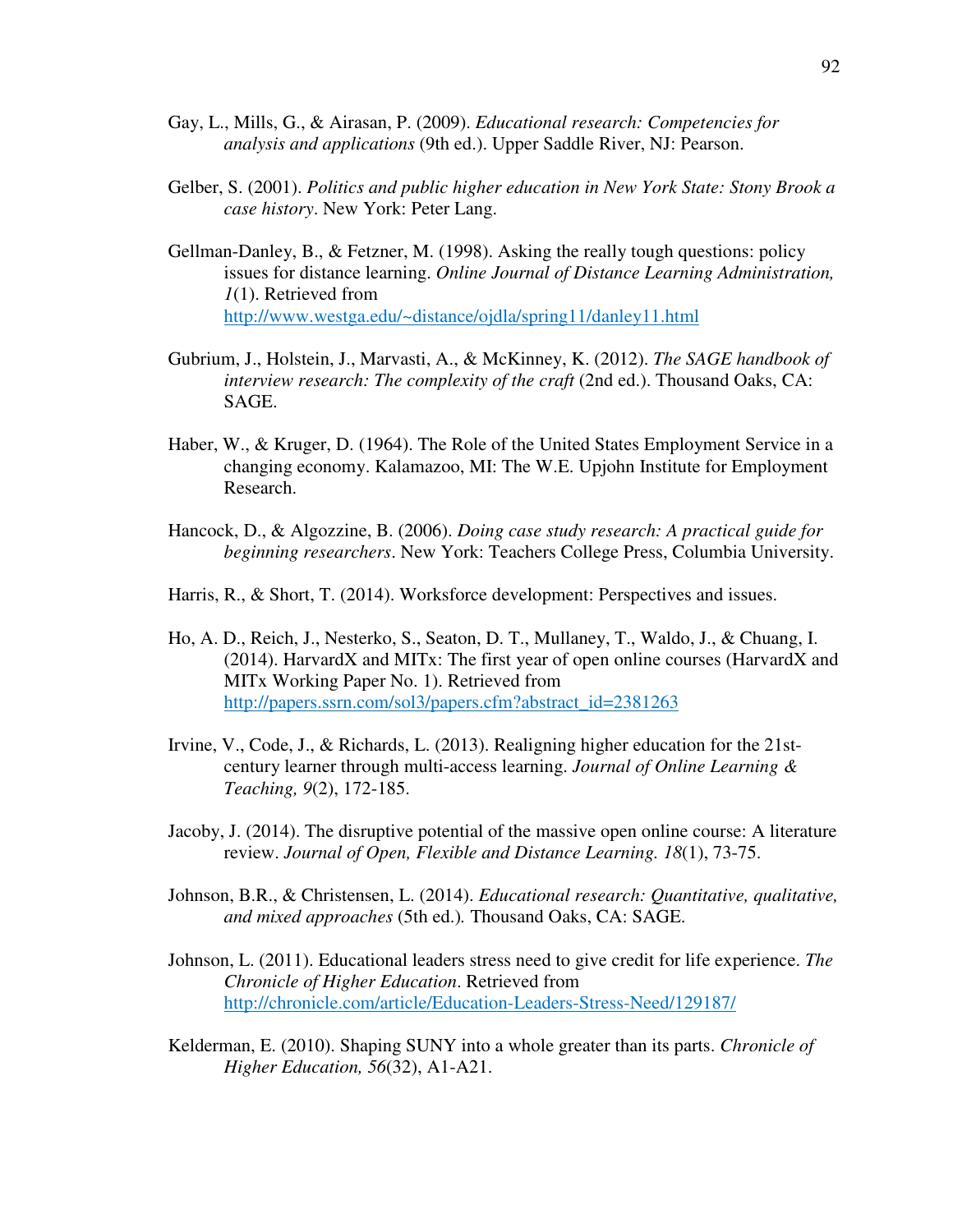Gay, L., Mills, G., & Airasan, P. (2009). *Educational research: Competencies for analysis and applications* (9th ed.). Upper Saddle River, NJ: Pearson.

Gelber, S. (2001). *Politics and public higher education in New York State: Stony Brook a case history*. New York: Peter Lang.

Gellman-Danley, B., & Fetzner, M. (1998). Asking the really tough questions: policy issues for distance learning. *Online Journal of Distance Learning Administration, 1*(1). Retrieved from http://www.westga.edu/~distance/ojdla/spring11/danley11.html

Gubrium, J., Holstein, J., Marvasti, A., & McKinney, K. (2012). *The SAGE handbook of interview research: The complexity of the craft* (2nd ed.). Thousand Oaks, CA: SAGE.

Haber, W., & Kruger, D. (1964). The Role of the United States Employment Service in a changing economy. Kalamazoo, MI: The W.E. Upjohn Institute for Employment Research.

Hancock, D., & Algozzine, B. (2006). *Doing case study research: A practical guide for beginning researchers*. New York: Teachers College Press, Columbia University.

Harris, R., & Short, T. (2014). Worksforce development: Perspectives and issues.

Ho, A. D., Reich, J., Nesterko, S., Seaton, D. T., Mullaney, T., Waldo, J., & Chuang, I. (2014). HarvardX and MITx: The first year of open online courses (HarvardX and MITx Working Paper No. 1). Retrieved from http://papers.ssrn.com/sol3/papers.cfm?abstract_id=2381263

Irvine, V., Code, J., & Richards, L. (2013). Realigning higher education for the 21st-century learner through multi-access learning. *Journal of Online Learning & Teaching, 9*(2), 172-185.

Jacoby, J. (2014). The disruptive potential of the massive open online course: A literature review. *Journal of Open, Flexible and Distance Learning. 18*(1), 73-75.

Johnson, B.R., & Christensen, L. (2014). *Educational research: Quantitative, qualitative, and mixed approaches* (5th ed.). Thousand Oaks, CA: SAGE.

Johnson, L. (2011). Educational leaders stress need to give credit for life experience. *The Chronicle of Higher Education*. Retrieved from http://chronicle.com/article/Education-Leaders-Stress-Need/129187/

Kelderman, E. (2010). Shaping SUNY into a whole greater than its parts. *Chronicle of Higher Education, 56*(32), A1-A21.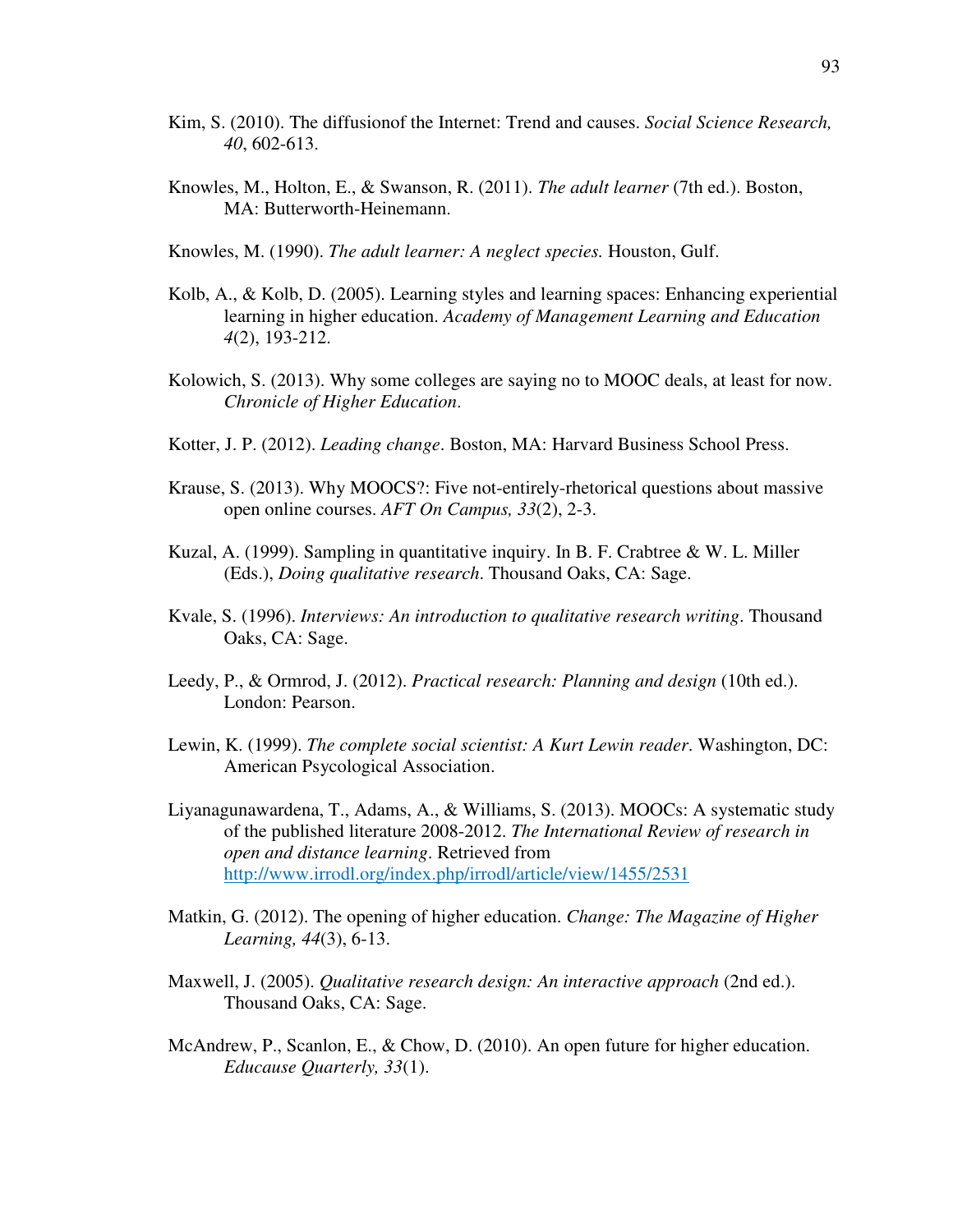Kim, S. (2010). The diffusionof the Internet: Trend and causes. *Social Science Research, 40*, 602-613.

Knowles, M., Holton, E., & Swanson, R. (2011). *The adult learner* (7th ed.). Boston, MA: Butterworth-Heinemann.

Knowles, M. (1990). *The adult learner: A neglect species.* Houston, Gulf.

Kolb, A., & Kolb, D. (2005). Learning styles and learning spaces: Enhancing experiential learning in higher education. *Academy of Management Learning and Education 4*(2), 193-212.

Kolowich, S. (2013). Why some colleges are saying no to MOOC deals, at least for now. *Chronicle of Higher Education*.

Kotter, J. P. (2012). *Leading change*. Boston, MA: Harvard Business School Press.

Krause, S. (2013). Why MOOCS?: Five not-entirely-rhetorical questions about massive open online courses. *AFT On Campus, 33*(2), 2-3.

Kuzal, A. (1999). Sampling in quantitative inquiry. In B. F. Crabtree & W. L. Miller (Eds.), *Doing qualitative research*. Thousand Oaks, CA: Sage.

Kvale, S. (1996). *Interviews: An introduction to qualitative research writing*. Thousand Oaks, CA: Sage.

Leedy, P., & Ormrod, J. (2012). *Practical research: Planning and design* (10th ed.). London: Pearson.

Lewin, K. (1999). *The complete social scientist: A Kurt Lewin reader*. Washington, DC: American Psycological Association.

Liyanagunawardena, T., Adams, A., & Williams, S. (2013). MOOCs: A systematic study of the published literature 2008-2012. *The International Review of research in open and distance learning*. Retrieved from http://www.irrodl.org/index.php/irrodl/article/view/1455/2531

Matkin, G. (2012). The opening of higher education. *Change: The Magazine of Higher Learning, 44*(3), 6-13.

Maxwell, J. (2005). *Qualitative research design: An interactive approach* (2nd ed.). Thousand Oaks, CA: Sage.

McAndrew, P., Scanlon, E., & Chow, D. (2010). An open future for higher education. *Educause Quarterly, 33*(1).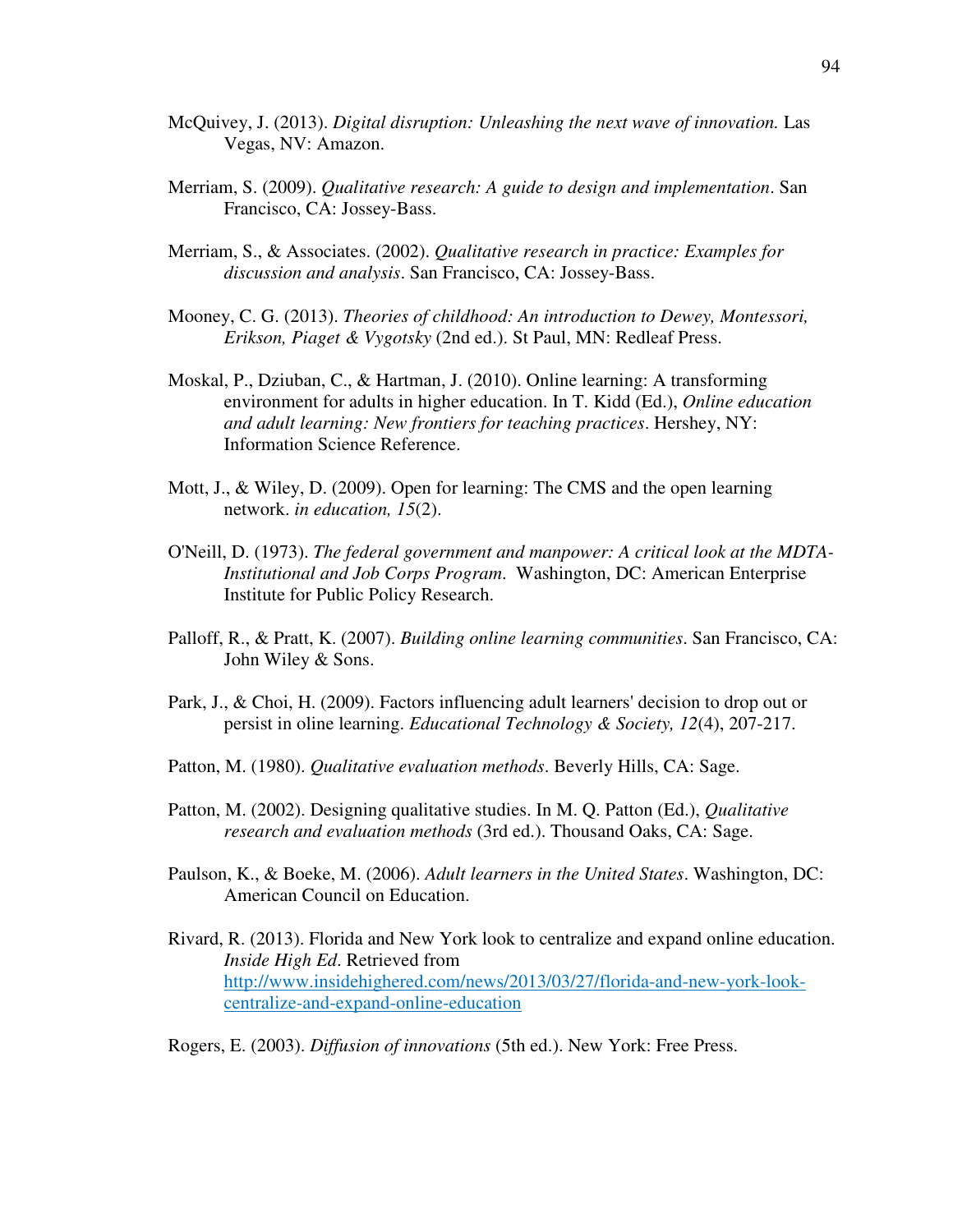McQuivey, J. (2013). *Digital disruption: Unleashing the next wave of innovation.* Las Vegas, NV: Amazon.

Merriam, S. (2009). *Qualitative research: A guide to design and implementation*. San Francisco, CA: Jossey-Bass.

Merriam, S., & Associates. (2002). *Qualitative research in practice: Examples for discussion and analysis*. San Francisco, CA: Jossey-Bass.

Mooney, C. G. (2013). *Theories of childhood: An introduction to Dewey, Montessori, Erikson, Piaget & Vygotsky* (2nd ed.). St Paul, MN: Redleaf Press.

Moskal, P., Dziuban, C., & Hartman, J. (2010). Online learning: A transforming environment for adults in higher education. In T. Kidd (Ed.), *Online education and adult learning: New frontiers for teaching practices*. Hershey, NY: Information Science Reference.

Mott, J., & Wiley, D. (2009). Open for learning: The CMS and the open learning network. *in education, 15*(2).

O'Neill, D. (1973). *The federal government and manpower: A critical look at the MDTA-Institutional and Job Corps Program*. Washington, DC: American Enterprise Institute for Public Policy Research.

Palloff, R., & Pratt, K. (2007). *Building online learning communities*. San Francisco, CA: John Wiley & Sons.

Park, J., & Choi, H. (2009). Factors influencing adult learners' decision to drop out or persist in oline learning. *Educational Technology & Society, 12*(4), 207-217.

Patton, M. (1980). *Qualitative evaluation methods*. Beverly Hills, CA: Sage.

Patton, M. (2002). Designing qualitative studies. In M. Q. Patton (Ed.), *Qualitative research and evaluation methods* (3rd ed.). Thousand Oaks, CA: Sage.

Paulson, K., & Boeke, M. (2006). *Adult learners in the United States*. Washington, DC: American Council on Education.

Rivard, R. (2013). Florida and New York look to centralize and expand online education. *Inside High Ed*. Retrieved from http://www.insidehighered.com/news/2013/03/27/florida-and-new-york-look-centralize-and-expand-online-education

Rogers, E. (2003). *Diffusion of innovations* (5th ed.). New York: Free Press.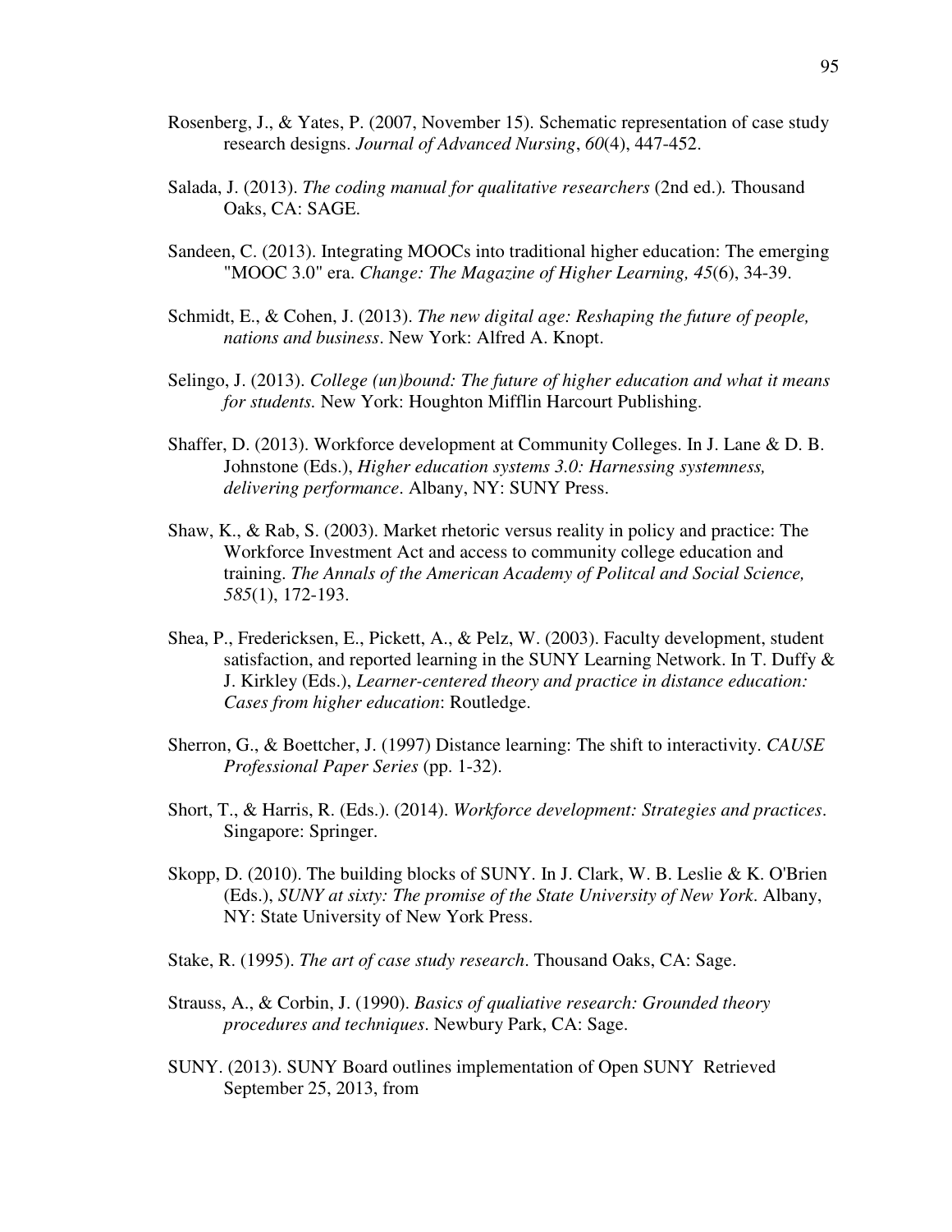Rosenberg, J., & Yates, P. (2007, November 15). Schematic representation of case study research designs. *Journal of Advanced Nursing*, *60*(4), 447-452.

Salada, J. (2013). *The coding manual for qualitative researchers* (2nd ed.)*.* Thousand Oaks, CA: SAGE.

Sandeen, C. (2013). Integrating MOOCs into traditional higher education: The emerging "MOOC 3.0" era. *Change: The Magazine of Higher Learning, 45*(6), 34-39.

Schmidt, E., & Cohen, J. (2013). *The new digital age: Reshaping the future of people, nations and business*. New York: Alfred A. Knopt.

Selingo, J. (2013). *College (un)bound: The future of higher education and what it means for students.* New York: Houghton Mifflin Harcourt Publishing.

Shaffer, D. (2013). Workforce development at Community Colleges. In J. Lane & D. B. Johnstone (Eds.), *Higher education systems 3.0: Harnessing systemness, delivering performance*. Albany, NY: SUNY Press.

Shaw, K., & Rab, S. (2003). Market rhetoric versus reality in policy and practice: The Workforce Investment Act and access to community college education and training. *The Annals of the American Academy of Politcal and Social Science, 585*(1), 172-193.

Shea, P., Fredericksen, E., Pickett, A., & Pelz, W. (2003). Faculty development, student satisfaction, and reported learning in the SUNY Learning Network. In T. Duffy & J. Kirkley (Eds.), *Learner-centered theory and practice in distance education: Cases from higher education*: Routledge.

Sherron, G., & Boettcher, J. (1997) Distance learning: The shift to interactivity. *CAUSE Professional Paper Series* (pp. 1-32).

Short, T., & Harris, R. (Eds.). (2014). *Workforce development: Strategies and practices*. Singapore: Springer.

Skopp, D. (2010). The building blocks of SUNY. In J. Clark, W. B. Leslie & K. O'Brien (Eds.), *SUNY at sixty: The promise of the State University of New York*. Albany, NY: State University of New York Press.

Stake, R. (1995). *The art of case study research*. Thousand Oaks, CA: Sage.

Strauss, A., & Corbin, J. (1990). *Basics of qualiative research: Grounded theory procedures and techniques*. Newbury Park, CA: Sage.

SUNY. (2013). SUNY Board outlines implementation of Open SUNY Retrieved September 25, 2013, from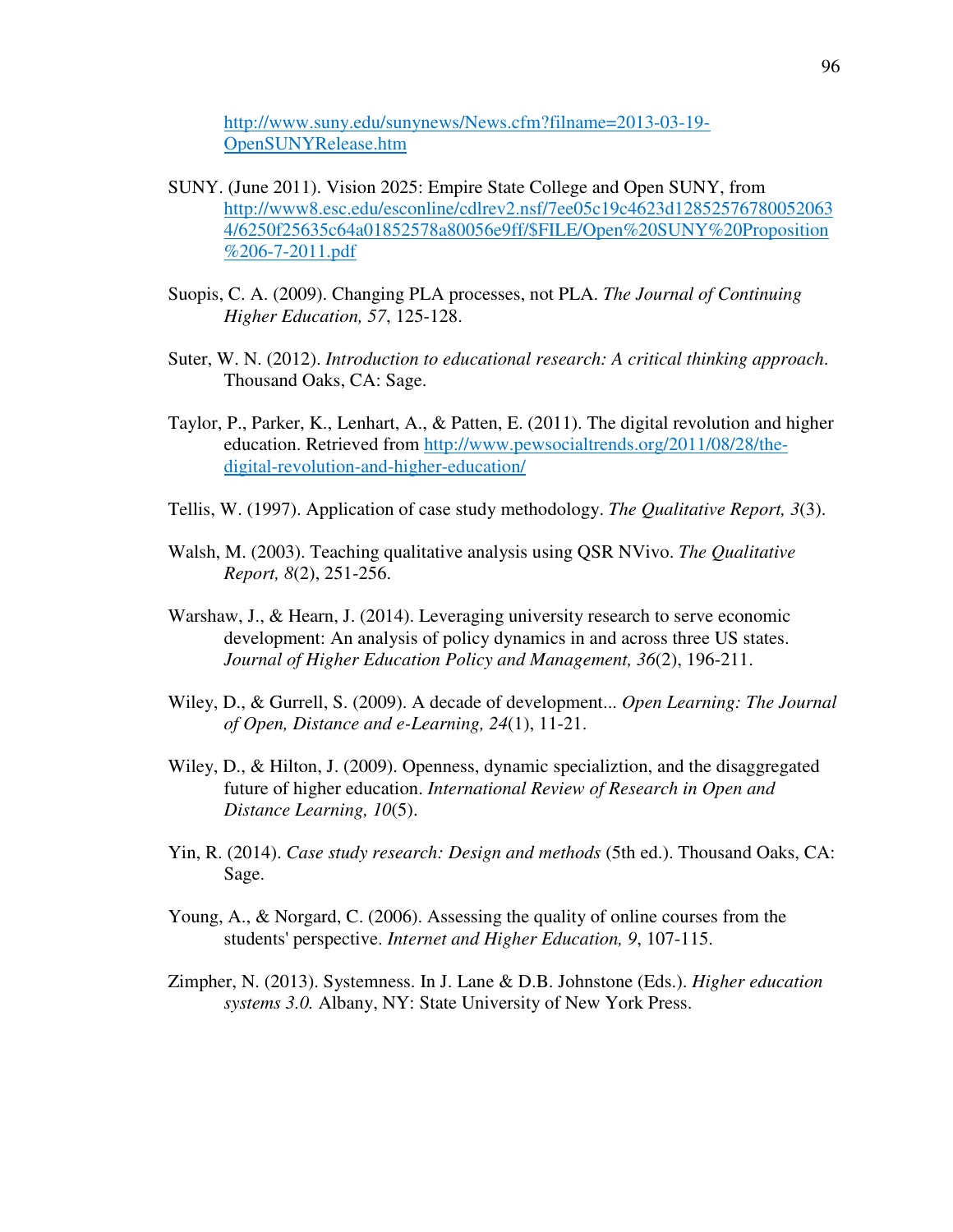http://www.suny.edu/sunynews/News.cfm?filname=2013-03-19-OpenSUNYRelease.htm

SUNY. (June 2011). Vision 2025: Empire State College and Open SUNY, from http://www8.esc.edu/esconline/cdlrev2.nsf/7ee05c19c4623d128525767800520634/6250f25635c64a01852578a80056e9ff/$FILE/Open%20SUNY%20Proposition%206-7-2011.pdf

Suopis, C. A. (2009). Changing PLA processes, not PLA. *The Journal of Continuing Higher Education, 57*, 125-128.

Suter, W. N. (2012). *Introduction to educational research: A critical thinking approach*. Thousand Oaks, CA: Sage.

Taylor, P., Parker, K., Lenhart, A., & Patten, E. (2011). The digital revolution and higher education. Retrieved from http://www.pewsocialtrends.org/2011/08/28/the-digital-revolution-and-higher-education/

Tellis, W. (1997). Application of case study methodology. *The Qualitative Report, 3*(3).

Walsh, M. (2003). Teaching qualitative analysis using QSR NVivo. *The Qualitative Report, 8*(2), 251-256.

Warshaw, J., & Hearn, J. (2014). Leveraging university research to serve economic development: An analysis of policy dynamics in and across three US states. *Journal of Higher Education Policy and Management, 36*(2), 196-211.

Wiley, D., & Gurrell, S. (2009). A decade of development... *Open Learning: The Journal of Open, Distance and e-Learning, 24*(1), 11-21.

Wiley, D., & Hilton, J. (2009). Openness, dynamic specializtion, and the disaggregated future of higher education. *International Review of Research in Open and Distance Learning, 10*(5).

Yin, R. (2014). *Case study research: Design and methods* (5th ed.). Thousand Oaks, CA: Sage.

Young, A., & Norgard, C. (2006). Assessing the quality of online courses from the students' perspective. *Internet and Higher Education, 9*, 107-115.

Zimpher, N. (2013). Systemness. In J. Lane & D.B. Johnstone (Eds.). *Higher education systems 3.0.* Albany, NY: State University of New York Press.